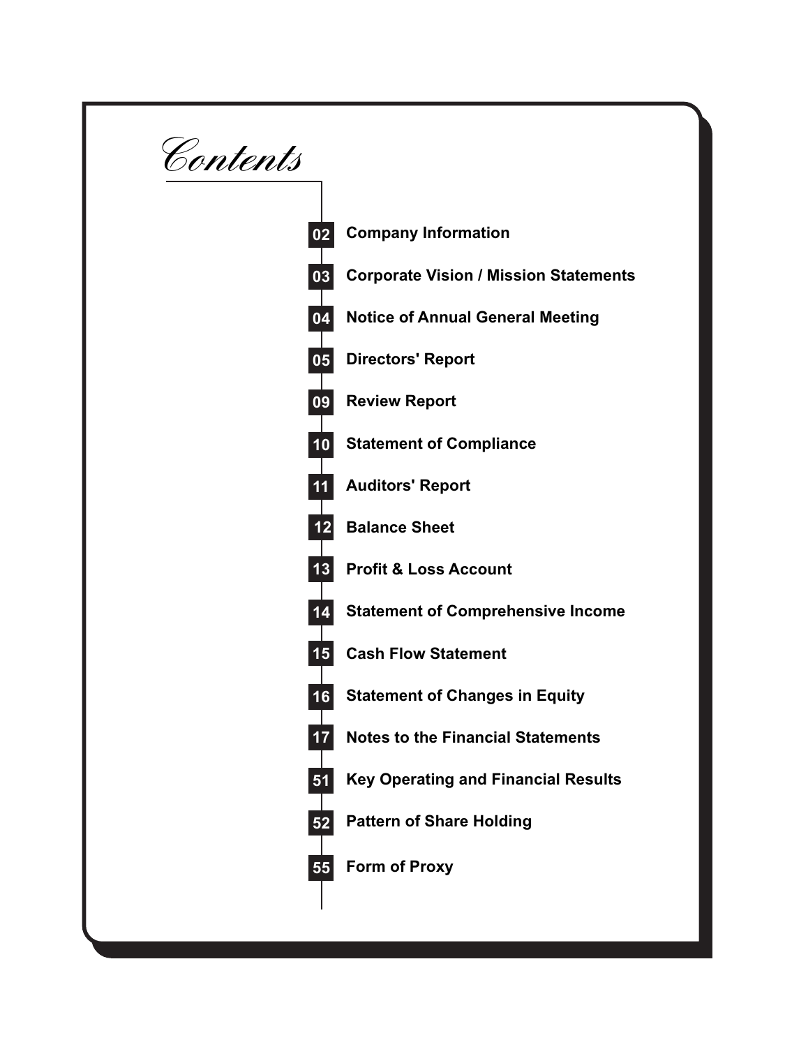# Contents

| Page | Section |
|---|---|
| 02 | Company Information |
| 03 | Corporate Vision / Mission Statements |
| 04 | Notice of Annual General Meeting |
| 05 | Directors' Report |
| 09 | Review Report |
| 10 | Statement of Compliance |
| 11 | Auditors' Report |
| 12 | Balance Sheet |
| 13 | Profit & Loss Account |
| 14 | Statement of Comprehensive Income |
| 15 | Cash Flow Statement |
| 16 | Statement of Changes in Equity |
| 17 | Notes to the Financial Statements |
| 51 | Key Operating and Financial Results |
| 52 | Pattern of Share Holding |
| 55 | Form of Proxy |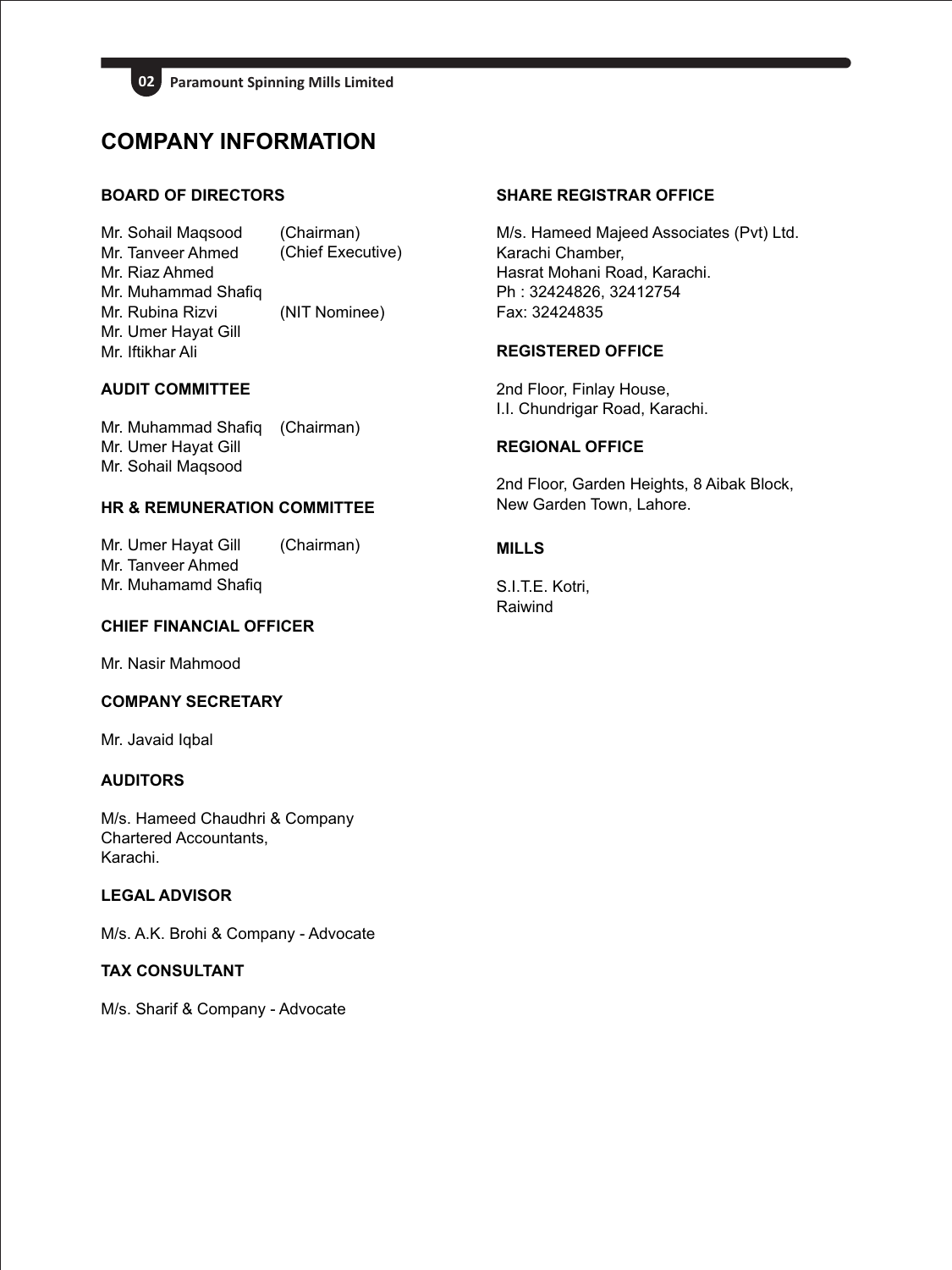# COMPANY INFORMATION

## BOARD OF DIRECTORS

| | |
|---|---|
| Mr. Sohail Maqsood | (Chairman) |
| Mr. Tanveer Ahmed | (Chief Executive) |
| Mr. Riaz Ahmed | |
| Mr. Muhammad Shafiq | |
| Mr. Rubina Rizvi | (NIT Nominee) |
| Mr. Umer Hayat Gill | |
| Mr. Iftikhar Ali | |

## AUDIT COMMITTEE

| | |
|---|---|
| Mr. Muhammad Shafiq | (Chairman) |
| Mr. Umer Hayat Gill | |
| Mr. Sohail Maqsood | |

## HR & REMUNERATION COMMITTEE

| | |
|---|---|
| Mr. Umer Hayat Gill | (Chairman) |
| Mr. Tanveer Ahmed | |
| Mr. Muhamamd Shafiq | |

## CHIEF FINANCIAL OFFICER

Mr. Nasir Mahmood

## COMPANY SECRETARY

Mr. Javaid Iqbal

## AUDITORS

M/s. Hameed Chaudhri & Company
Chartered Accountants,
Karachi.

## LEGAL ADVISOR

M/s. A.K. Brohi & Company - Advocate

## TAX CONSULTANT

M/s. Sharif & Company - Advocate

## SHARE REGISTRAR OFFICE

M/s. Hameed Majeed Associates (Pvt) Ltd.
Karachi Chamber,
Hasrat Mohani Road, Karachi.
Ph : 32424826, 32412754
Fax: 32424835

## REGISTERED OFFICE

2nd Floor, Finlay House,
I.I. Chundrigar Road, Karachi.

## REGIONAL OFFICE

2nd Floor, Garden Heights, 8 Aibak Block,
New Garden Town, Lahore.

## MILLS

S.I.T.E. Kotri,
Raiwind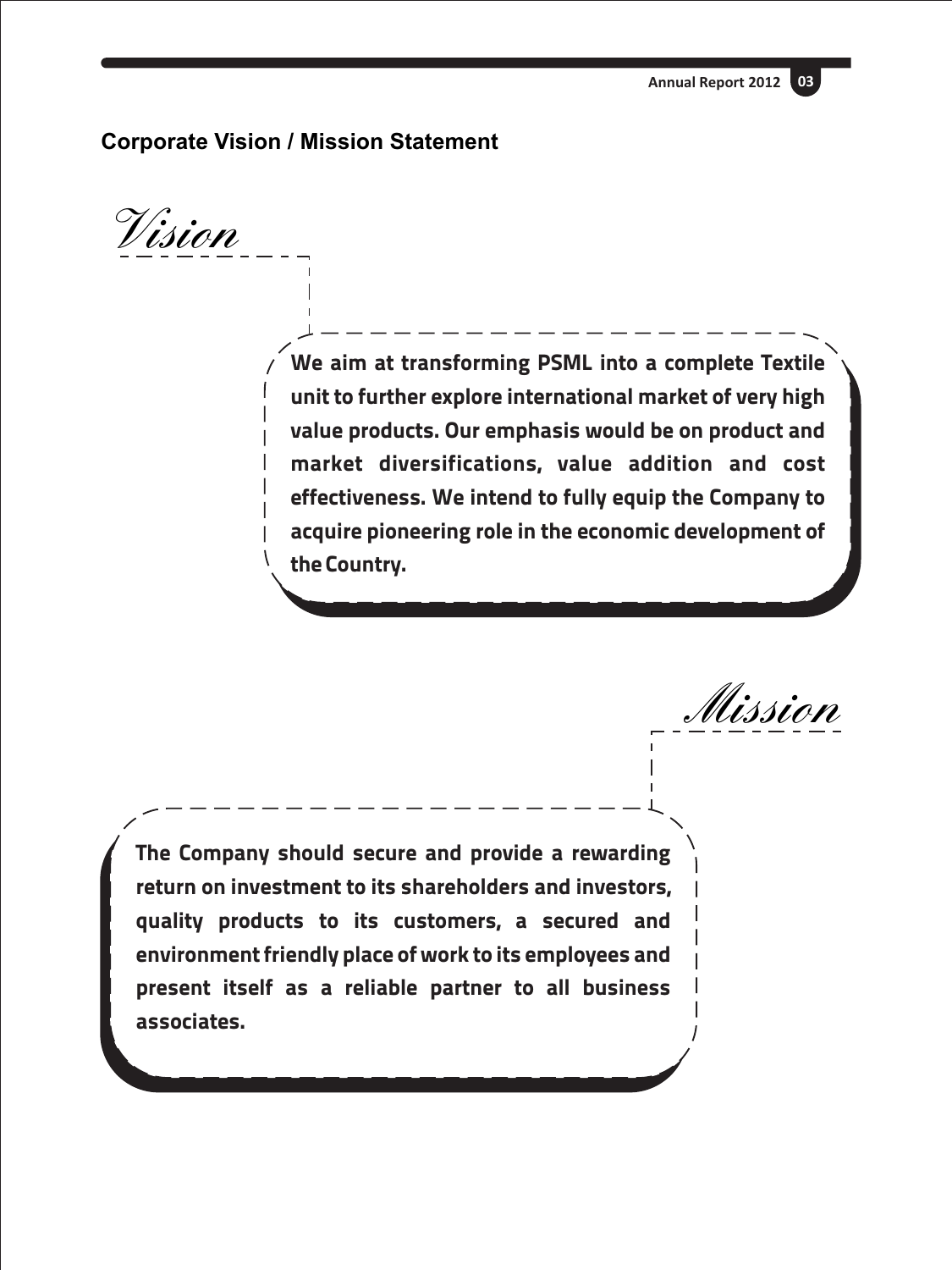## Corporate Vision / Mission Statement

### Vision

**We aim at transforming PSML into a complete Textile unit to further explore international market of very high value products. Our emphasis would be on product and market diversifications, value addition and cost effectiveness. We intend to fully equip the Company to acquire pioneering role in the economic development of the Country.**

### Mission

**The Company should secure and provide a rewarding return on investment to its shareholders and investors, quality products to its customers, a secured and environment friendly place of work to its employees and present itself as a reliable partner to all business associates.**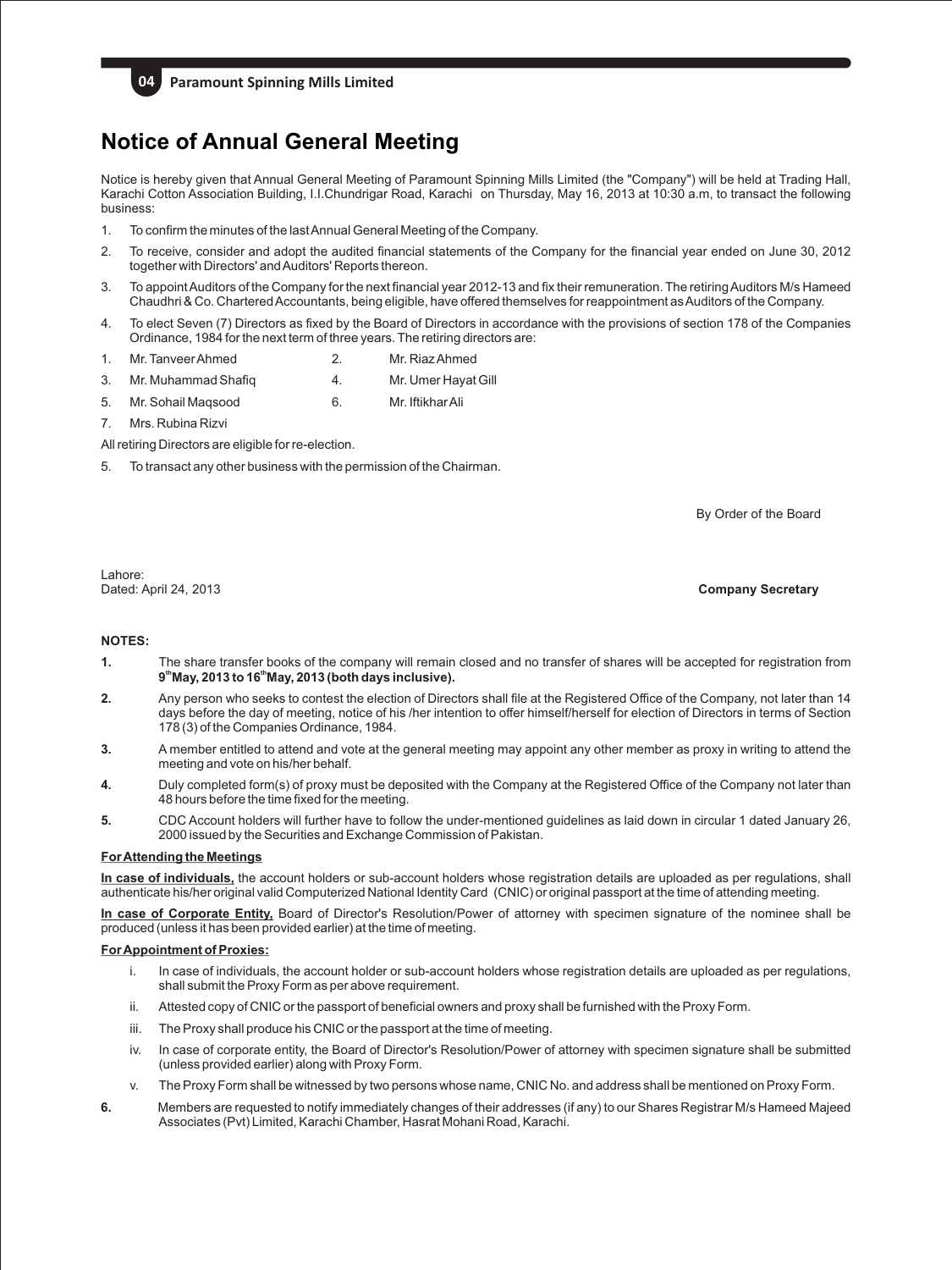# Notice of Annual General Meeting

Notice is hereby given that Annual General Meeting of Paramount Spinning Mills Limited (the "Company") will be held at Trading Hall, Karachi Cotton Association Building, I.I.Chundrigar Road, Karachi on Thursday, May 16, 2013 at 10:30 a.m, to transact the following business:

1. To confirm the minutes of the last Annual General Meeting of the Company.
2. To receive, consider and adopt the audited financial statements of the Company for the financial year ended on June 30, 2012 together with Directors' and Auditors' Reports thereon.
3. To appoint Auditors of the Company for the next financial year 2012-13 and fix their remuneration. The retiring Auditors M/s Hameed Chaudhri & Co. Chartered Accountants, being eligible, have offered themselves for reappointment as Auditors of the Company.
4. To elect Seven (7) Directors as fixed by the Board of Directors in accordance with the provisions of section 178 of the Companies Ordinance, 1984 for the next term of three years. The retiring directors are:

| | | | |
|---|---|---|---|
| 1. | Mr. Tanveer Ahmed | 2. | Mr. Riaz Ahmed |
| 3. | Mr. Muhammad Shafiq | 4. | Mr. Umer Hayat Gill |
| 5. | Mr. Sohail Maqsood | 6. | Mr. Iftikhar Ali |
| 7. | Mrs. Rubina Rizvi | | |

All retiring Directors are eligible for re-election.

5. To transact any other business with the permission of the Chairman.

By Order of the Board

Lahore:
Dated: April 24, 2013

**Company Secretary**

**NOTES:**

**1.** The share transfer books of the company will remain closed and no transfer of shares will be accepted for registration from **9th May, 2013 to 16th May, 2013 (both days inclusive).**

**2.** Any person who seeks to contest the election of Directors shall file at the Registered Office of the Company, not later than 14 days before the day of meeting, notice of his /her intention to offer himself/herself for election of Directors in terms of Section 178 (3) of the Companies Ordinance, 1984.

**3.** A member entitled to attend and vote at the general meeting may appoint any other member as proxy in writing to attend the meeting and vote on his/her behalf.

**4.** Duly completed form(s) of proxy must be deposited with the Company at the Registered Office of the Company not later than 48 hours before the time fixed for the meeting.

**5.** CDC Account holders will further have to follow the under-mentioned guidelines as laid down in circular 1 dated January 26, 2000 issued by the Securities and Exchange Commission of Pakistan.

**For Attending the Meetings**

**In case of individuals,** the account holders or sub-account holders whose registration details are uploaded as per regulations, shall authenticate his/her original valid Computerized National Identity Card (CNIC) or original passport at the time of attending meeting.

**In case of Corporate Entity,** Board of Director's Resolution/Power of attorney with specimen signature of the nominee shall be produced (unless it has been provided earlier) at the time of meeting.

**For Appointment of Proxies:**

i. In case of individuals, the account holder or sub-account holders whose registration details are uploaded as per regulations, shall submit the Proxy Form as per above requirement.

ii. Attested copy of CNIC or the passport of beneficial owners and proxy shall be furnished with the Proxy Form.

iii. The Proxy shall produce his CNIC or the passport at the time of meeting.

iv. In case of corporate entity, the Board of Director's Resolution/Power of attorney with specimen signature shall be submitted (unless provided earlier) along with Proxy Form.

v. The Proxy Form shall be witnessed by two persons whose name, CNIC No. and address shall be mentioned on Proxy Form.

**6.** Members are requested to notify immediately changes of their addresses (if any) to our Shares Registrar M/s Hameed Majeed Associates (Pvt) Limited, Karachi Chamber, Hasrat Mohani Road, Karachi.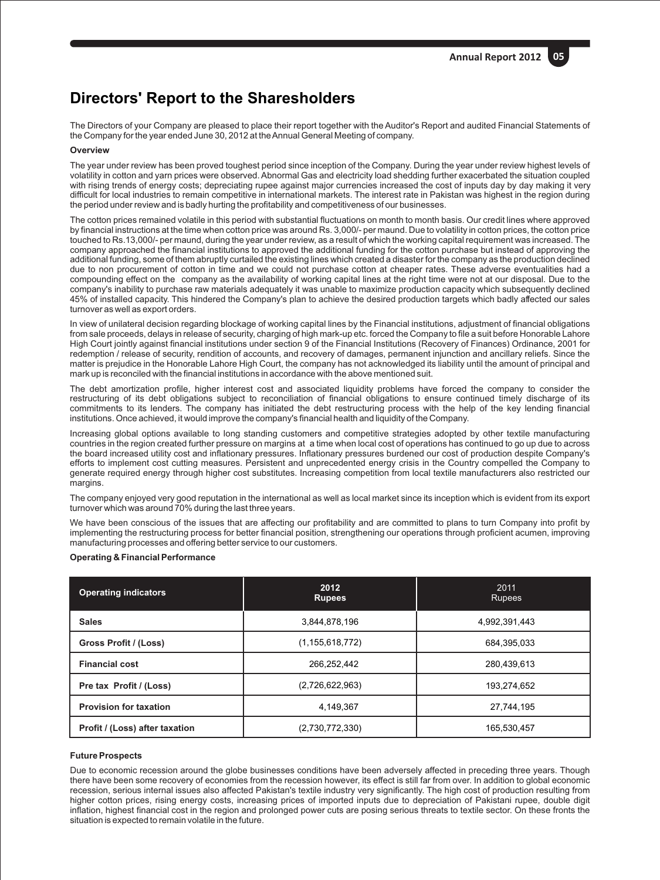# Directors' Report to the Sharesholders

The Directors of your Company are pleased to place their report together with the Auditor's Report and audited Financial Statements of the Company for the year ended June 30, 2012 at the Annual General Meeting of company.

**Overview**

The year under review has been proved toughest period since inception of the Company. During the year under review highest levels of volatility in cotton and yarn prices were observed. Abnormal Gas and electricity load shedding further exacerbated the situation coupled with rising trends of energy costs; depreciating rupee against major currencies increased the cost of inputs day by day making it very difficult for local industries to remain competitive in international markets. The interest rate in Pakistan was highest in the region during the period under review and is badly hurting the profitability and competitiveness of our businesses.

The cotton prices remained volatile in this period with substantial fluctuations on month to month basis. Our credit lines where approved by financial instructions at the time when cotton price was around Rs. 3,000/- per maund. Due to volatility in cotton prices, the cotton price touched to Rs.13,000/- per maund, during the year under review, as a result of which the working capital requirement was increased. The company approached the financial institutions to approved the additional funding for the cotton purchase but instead of approving the additional funding, some of them abruptly curtailed the existing lines which created a disaster for the company as the production declined due to non procurement of cotton in time and we could not purchase cotton at cheaper rates. These adverse eventualities had a compounding effect on the company as the availability of working capital lines at the right time were not at our disposal. Due to the company's inability to purchase raw materials adequately it was unable to maximize production capacity which subsequently declined 45% of installed capacity. This hindered the Company's plan to achieve the desired production targets which badly affected our sales turnover as well as export orders.

In view of unilateral decision regarding blockage of working capital lines by the Financial institutions, adjustment of financial obligations from sale proceeds, delays in release of security, charging of high mark-up etc. forced the Company to file a suit before Honorable Lahore High Court jointly against financial institutions under section 9 of the Financial Institutions (Recovery of Finances) Ordinance, 2001 for redemption / release of security, rendition of accounts, and recovery of damages, permanent injunction and ancillary reliefs. Since the matter is prejudice in the Honorable Lahore High Court, the company has not acknowledged its liability until the amount of principal and mark up is reconciled with the financial institutions in accordance with the above mentioned suit.

The debt amortization profile, higher interest cost and associated liquidity problems have forced the company to consider the restructuring of its debt obligations subject to reconciliation of financial obligations to ensure continued timely discharge of its commitments to its lenders. The company has initiated the debt restructuring process with the help of the key lending financial institutions. Once achieved, it would improve the company's financial health and liquidity of the Company.

Increasing global options available to long standing customers and competitive strategies adopted by other textile manufacturing countries in the region created further pressure on margins at a time when local cost of operations has continued to go up due to across the board increased utility cost and inflationary pressures. Inflationary pressures burdened our cost of production despite Company's efforts to implement cost cutting measures. Persistent and unprecedented energy crisis in the Country compelled the Company to generate required energy through higher cost substitutes. Increasing competition from local textile manufacturers also restricted our margins.

The company enjoyed very good reputation in the international as well as local market since its inception which is evident from its export turnover which was around 70% during the last three years.

We have been conscious of the issues that are affecting our profitability and are committed to plans to turn Company into profit by implementing the restructuring process for better financial position, strengthening our operations through proficient acumen, improving manufacturing processes and offering better service to our customers.

**Operating & Financial Performance**

| Operating indicators | 2012 Rupees | 2011 Rupees |
|---|---|---|
| **Sales** | 3,844,878,196 | 4,992,391,443 |
| **Gross Profit / (Loss)** | (1,155,618,772) | 684,395,033 |
| **Financial cost** | 266,252,442 | 280,439,613 |
| **Pre tax Profit / (Loss)** | (2,726,622,963) | 193,274,652 |
| **Provision for taxation** | 4,149,367 | 27,744,195 |
| **Profit / (Loss) after taxation** | (2,730,772,330) | 165,530,457 |

**Future Prospects**

Due to economic recession around the globe businesses conditions have been adversely affected in preceding three years. Though there have been some recovery of economies from the recession however, its effect is still far from over. In addition to global economic recession, serious internal issues also affected Pakistan's textile industry very significantly. The high cost of production resulting from higher cotton prices, rising energy costs, increasing prices of imported inputs due to depreciation of Pakistani rupee, double digit inflation, highest financial cost in the region and prolonged power cuts are posing serious threats to textile sector. On these fronts the situation is expected to remain volatile in the future.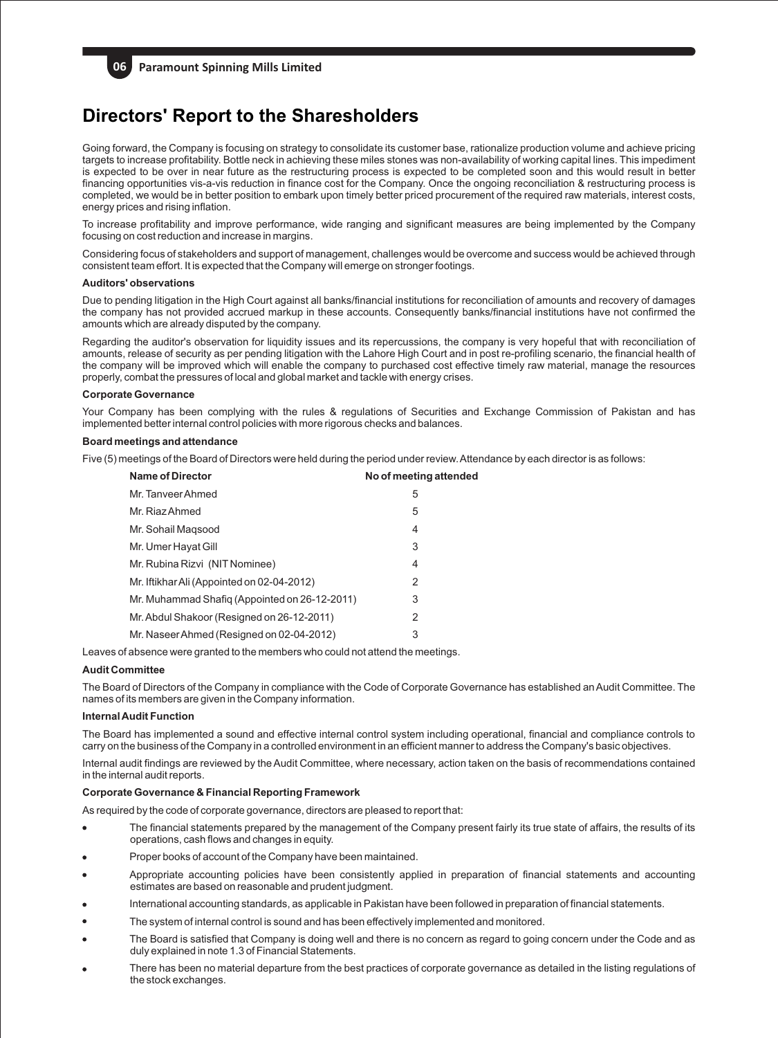# Directors' Report to the Sharesholders

Going forward, the Company is focusing on strategy to consolidate its customer base, rationalize production volume and achieve pricing targets to increase profitability. Bottle neck in achieving these miles stones was non-availability of working capital lines. This impediment is expected to be over in near future as the restructuring process is expected to be completed soon and this would result in better financing opportunities vis-a-vis reduction in finance cost for the Company. Once the ongoing reconciliation & restructuring process is completed, we would be in better position to embark upon timely better priced procurement of the required raw materials, interest costs, energy prices and rising inflation.

To increase profitability and improve performance, wide ranging and significant measures are being implemented by the Company focusing on cost reduction and increase in margins.

Considering focus of stakeholders and support of management, challenges would be overcome and success would be achieved through consistent team effort. It is expected that the Company will emerge on stronger footings.

**Auditors' observations**

Due to pending litigation in the High Court against all banks/financial institutions for reconciliation of amounts and recovery of damages the company has not provided accrued markup in these accounts. Consequently banks/financial institutions have not confirmed the amounts which are already disputed by the company.

Regarding the auditor's observation for liquidity issues and its repercussions, the company is very hopeful that with reconciliation of amounts, release of security as per pending litigation with the Lahore High Court and in post re-profiling scenario, the financial health of the company will be improved which will enable the company to purchased cost effective timely raw material, manage the resources properly, combat the pressures of local and global market and tackle with energy crises.

**Corporate Governance**

Your Company has been complying with the rules & regulations of Securities and Exchange Commission of Pakistan and has implemented better internal control policies with more rigorous checks and balances.

**Board meetings and attendance**

Five (5) meetings of the Board of Directors were held during the period under review. Attendance by each director is as follows:

| Name of Director | No of meeting attended |
|---|---|
| Mr. Tanveer Ahmed | 5 |
| Mr. Riaz Ahmed | 5 |
| Mr. Sohail Maqsood | 4 |
| Mr. Umer Hayat Gill | 3 |
| Mr. Rubina Rizvi (NIT Nominee) | 4 |
| Mr. Iftikhar Ali (Appointed on 02-04-2012) | 2 |
| Mr. Muhammad Shafiq (Appointed on 26-12-2011) | 3 |
| Mr. Abdul Shakoor (Resigned on 26-12-2011) | 2 |
| Mr. Naseer Ahmed (Resigned on 02-04-2012) | 3 |

Leaves of absence were granted to the members who could not attend the meetings.

**Audit Committee**

The Board of Directors of the Company in compliance with the Code of Corporate Governance has established an Audit Committee. The names of its members are given in the Company information.

**Internal Audit Function**

The Board has implemented a sound and effective internal control system including operational, financial and compliance controls to carry on the business of the Company in a controlled environment in an efficient manner to address the Company's basic objectives.

Internal audit findings are reviewed by the Audit Committee, where necessary, action taken on the basis of recommendations contained in the internal audit reports.

**Corporate Governance & Financial Reporting Framework**

As required by the code of corporate governance, directors are pleased to report that:

- The financial statements prepared by the management of the Company present fairly its true state of affairs, the results of its operations, cash flows and changes in equity.
- Proper books of account of the Company have been maintained.
- Appropriate accounting policies have been consistently applied in preparation of financial statements and accounting estimates are based on reasonable and prudent judgment.
- International accounting standards, as applicable in Pakistan have been followed in preparation of financial statements.
- The system of internal control is sound and has been effectively implemented and monitored.
- The Board is satisfied that Company is doing well and there is no concern as regard to going concern under the Code and as duly explained in note 1.3 of Financial Statements.
- There has been no material departure from the best practices of corporate governance as detailed in the listing regulations of the stock exchanges.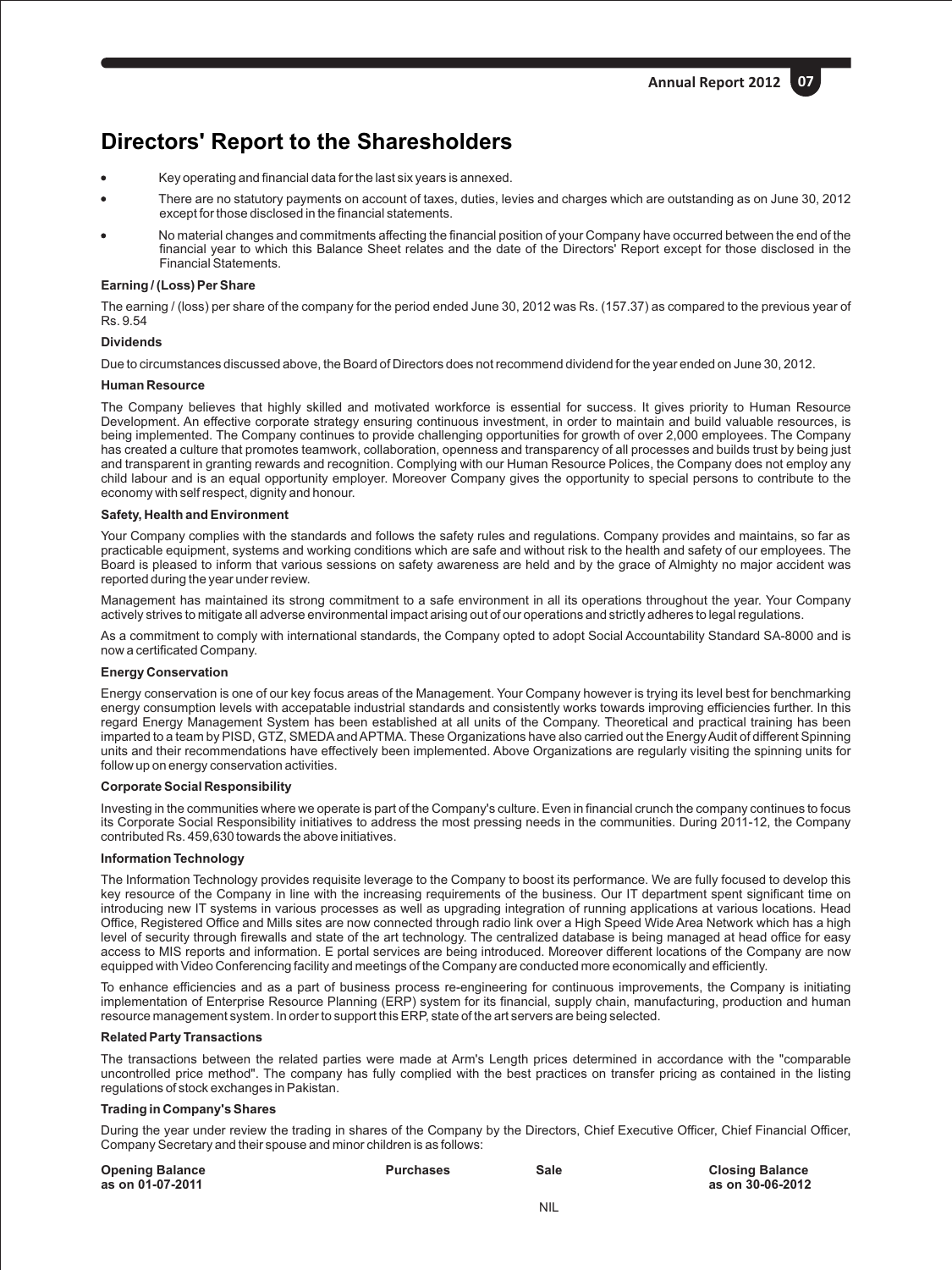# Directors' Report to the Sharesholders

- Key operating and financial data for the last six years is annexed.
- There are no statutory payments on account of taxes, duties, levies and charges which are outstanding as on June 30, 2012 except for those disclosed in the financial statements.
- No material changes and commitments affecting the financial position of your Company have occurred between the end of the financial year to which this Balance Sheet relates and the date of the Directors' Report except for those disclosed in the Financial Statements.

**Earning / (Loss) Per Share**

The earning / (loss) per share of the company for the period ended June 30, 2012 was Rs. (157.37) as compared to the previous year of Rs. 9.54

**Dividends**

Due to circumstances discussed above, the Board of Directors does not recommend dividend for the year ended on June 30, 2012.

**Human Resource**

The Company believes that highly skilled and motivated workforce is essential for success. It gives priority to Human Resource Development. An effective corporate strategy ensuring continuous investment, in order to maintain and build valuable resources, is being implemented. The Company continues to provide challenging opportunities for growth of over 2,000 employees. The Company has created a culture that promotes teamwork, collaboration, openness and transparency of all processes and builds trust by being just and transparent in granting rewards and recognition. Complying with our Human Resource Polices, the Company does not employ any child labour and is an equal opportunity employer. Moreover Company gives the opportunity to special persons to contribute to the economy with self respect, dignity and honour.

**Safety, Health and Environment**

Your Company complies with the standards and follows the safety rules and regulations. Company provides and maintains, so far as practicable equipment, systems and working conditions which are safe and without risk to the health and safety of our employees. The Board is pleased to inform that various sessions on safety awareness are held and by the grace of Almighty no major accident was reported during the year under review.

Management has maintained its strong commitment to a safe environment in all its operations throughout the year. Your Company actively strives to mitigate all adverse environmental impact arising out of our operations and strictly adheres to legal regulations.

As a commitment to comply with international standards, the Company opted to adopt Social Accountability Standard SA-8000 and is now a certificated Company.

**Energy Conservation**

Energy conservation is one of our key focus areas of the Management. Your Company however is trying its level best for benchmarking energy consumption levels with accepatable industrial standards and consistently works towards improving efficiencies further. In this regard Energy Management System has been established at all units of the Company. Theoretical and practical training has been imparted to a team by PISD, GTZ, SMEDA and APTMA. These Organizations have also carried out the Energy Audit of different Spinning units and their recommendations have effectively been implemented. Above Organizations are regularly visiting the spinning units for follow up on energy conservation activities.

**Corporate Social Responsibility**

Investing in the communities where we operate is part of the Company's culture. Even in financial crunch the company continues to focus its Corporate Social Responsibility initiatives to address the most pressing needs in the communities. During 2011-12, the Company contributed Rs. 459,630 towards the above initiatives.

**Information Technology**

The Information Technology provides requisite leverage to the Company to boost its performance. We are fully focused to develop this key resource of the Company in line with the increasing requirements of the business. Our IT department spent significant time on introducing new IT systems in various processes as well as upgrading integration of running applications at various locations. Head Office, Registered Office and Mills sites are now connected through radio link over a High Speed Wide Area Network which has a high level of security through firewalls and state of the art technology. The centralized database is being managed at head office for easy access to MIS reports and information. E portal services are being introduced. Moreover different locations of the Company are now equipped with Video Conferencing facility and meetings of the Company are conducted more economically and efficiently.

To enhance efficiencies and as a part of business process re-engineering for continuous improvements, the Company is initiating implementation of Enterprise Resource Planning (ERP) system for its financial, supply chain, manufacturing, production and human resource management system. In order to support this ERP, state of the art servers are being selected.

**Related Party Transactions**

The transactions between the related parties were made at Arm's Length prices determined in accordance with the "comparable uncontrolled price method". The company has fully complied with the best practices on transfer pricing as contained in the listing regulations of stock exchanges in Pakistan.

**Trading in Company's Shares**

During the year under review the trading in shares of the Company by the Directors, Chief Executive Officer, Chief Financial Officer, Company Secretary and their spouse and minor children is as follows:

| Opening Balance as on 01-07-2011 | Purchases | Sale | Closing Balance as on 30-06-2012 |
|---|---|---|---|
| | | NIL | |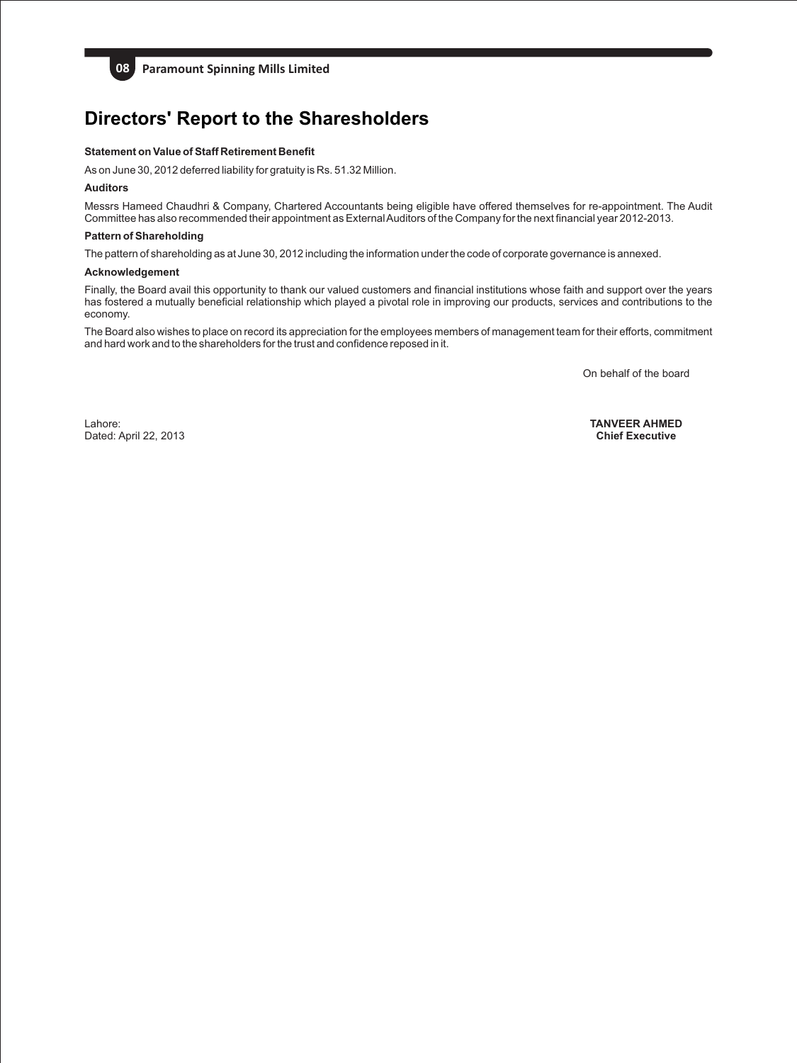# Directors' Report to the Sharesholders

**Statement on Value of Staff Retirement Benefit**

As on June 30, 2012 deferred liability for gratuity is Rs. 51.32 Million.

**Auditors**

Messrs Hameed Chaudhri & Company, Chartered Accountants being eligible have offered themselves for re-appointment. The Audit Committee has also recommended their appointment as External Auditors of the Company for the next financial year 2012-2013.

**Pattern of Shareholding**

The pattern of shareholding as at June 30, 2012 including the information under the code of corporate governance is annexed.

**Acknowledgement**

Finally, the Board avail this opportunity to thank our valued customers and financial institutions whose faith and support over the years has fostered a mutually beneficial relationship which played a pivotal role in improving our products, services and contributions to the economy.

The Board also wishes to place on record its appreciation for the employees members of management team for their efforts, commitment and hard work and to the shareholders for the trust and confidence reposed in it.

On behalf of the board

Lahore:
Dated: April 22, 2013

**TANVEER AHMED**
**Chief Executive**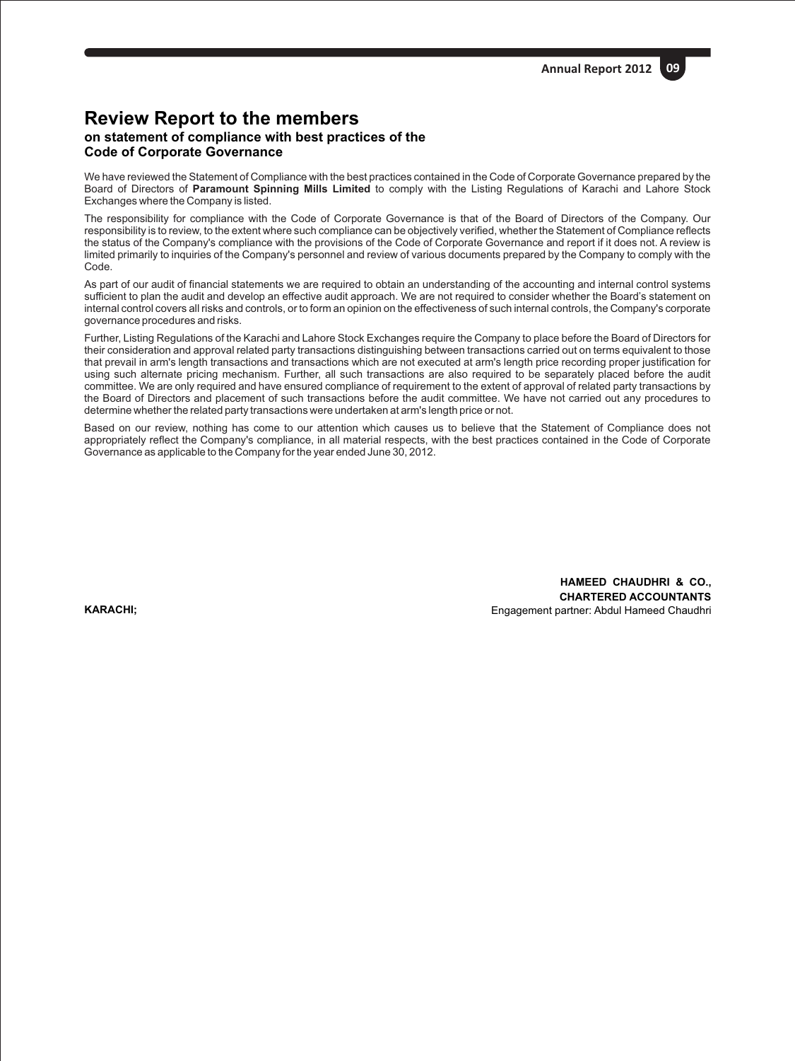# Review Report to the members

## on statement of compliance with best practices of the Code of Corporate Governance

We have reviewed the Statement of Compliance with the best practices contained in the Code of Corporate Governance prepared by the Board of Directors of **Paramount Spinning Mills Limited** to comply with the Listing Regulations of Karachi and Lahore Stock Exchanges where the Company is listed.

The responsibility for compliance with the Code of Corporate Governance is that of the Board of Directors of the Company. Our responsibility is to review, to the extent where such compliance can be objectively verified, whether the Statement of Compliance reflects the status of the Company's compliance with the provisions of the Code of Corporate Governance and report if it does not. A review is limited primarily to inquiries of the Company's personnel and review of various documents prepared by the Company to comply with the Code.

As part of our audit of financial statements we are required to obtain an understanding of the accounting and internal control systems sufficient to plan the audit and develop an effective audit approach. We are not required to consider whether the Board's statement on internal control covers all risks and controls, or to form an opinion on the effectiveness of such internal controls, the Company's corporate governance procedures and risks.

Further, Listing Regulations of the Karachi and Lahore Stock Exchanges require the Company to place before the Board of Directors for their consideration and approval related party transactions distinguishing between transactions carried out on terms equivalent to those that prevail in arm's length transactions and transactions which are not executed at arm's length price recording proper justification for using such alternate pricing mechanism. Further, all such transactions are also required to be separately placed before the audit committee. We are only required and have ensured compliance of requirement to the extent of approval of related party transactions by the Board of Directors and placement of such transactions before the audit committee. We have not carried out any procedures to determine whether the related party transactions were undertaken at arm's length price or not.

Based on our review, nothing has come to our attention which causes us to believe that the Statement of Compliance does not appropriately reflect the Company's compliance, in all material respects, with the best practices contained in the Code of Corporate Governance as applicable to the Company for the year ended June 30, 2012.

**HAMEED CHAUDHRI & CO.,**
**CHARTERED ACCOUNTANTS**
Engagement partner: Abdul Hameed Chaudhri

**KARACHI;**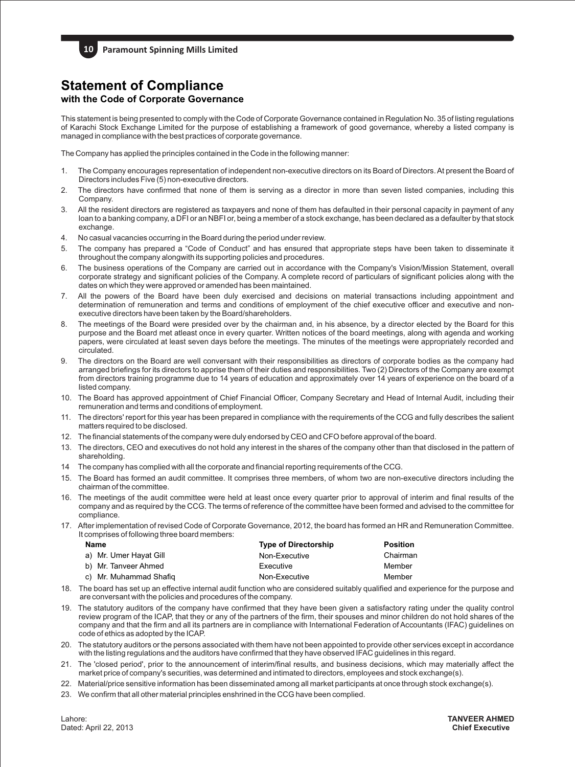# Statement of Compliance

## with the Code of Corporate Governance

This statement is being presented to comply with the Code of Corporate Governance contained in Regulation No. 35 of listing regulations of Karachi Stock Exchange Limited for the purpose of establishing a framework of good governance, whereby a listed company is managed in compliance with the best practices of corporate governance.

The Company has applied the principles contained in the Code in the following manner:

1. The Company encourages representation of independent non-executive directors on its Board of Directors. At present the Board of Directors includes Five (5) non-executive directors.
2. The directors have confirmed that none of them is serving as a director in more than seven listed companies, including this Company.
3. All the resident directors are registered as taxpayers and none of them has defaulted in their personal capacity in payment of any loan to a banking company, a DFI or an NBFI or, being a member of a stock exchange, has been declared as a defaulter by that stock exchange.
4. No casual vacancies occurring in the Board during the period under review.
5. The company has prepared a "Code of Conduct" and has ensured that appropriate steps have been taken to disseminate it throughout the company alongwith its supporting policies and procedures.
6. The business operations of the Company are carried out in accordance with the Company's Vision/Mission Statement, overall corporate strategy and significant policies of the Company. A complete record of particulars of significant policies along with the dates on which they were approved or amended has been maintained.
7. All the powers of the Board have been duly exercised and decisions on material transactions including appointment and determination of remuneration and terms and conditions of employment of the chief executive officer and executive and non-executive directors have been taken by the Board/shareholders.
8. The meetings of the Board were presided over by the chairman and, in his absence, by a director elected by the Board for this purpose and the Board met atleast once in every quarter. Written notices of the board meetings, along with agenda and working papers, were circulated at least seven days before the meetings. The minutes of the meetings were appropriately recorded and circulated.
9. The directors on the Board are well conversant with their responsibilities as directors of corporate bodies as the company had arranged briefings for its directors to apprise them of their duties and responsibilities. Two (2) Directors of the Company are exempt from directors training programme due to 14 years of education and approximately over 14 years of experience on the board of a listed company.
10. The Board has approved appointment of Chief Financial Officer, Company Secretary and Head of Internal Audit, including their remuneration and terms and conditions of employment.
11. The directors' report for this year has been prepared in compliance with the requirements of the CCG and fully describes the salient matters required to be disclosed.
12. The financial statements of the company were duly endorsed by CEO and CFO before approval of the board.
13. The directors, CEO and executives do not hold any interest in the shares of the company other than that disclosed in the pattern of shareholding.
14. The company has complied with all the corporate and financial reporting requirements of the CCG.
15. The Board has formed an audit committee. It comprises three members, of whom two are non-executive directors including the chairman of the committee.
16. The meetings of the audit committee were held at least once every quarter prior to approval of interim and final results of the company and as required by the CCG. The terms of reference of the committee have been formed and advised to the committee for compliance.
17. After implementation of revised Code of Corporate Governance, 2012, the board has formed an HR and Remuneration Committee. It comprises of following three board members:

| Name | Type of Directorship | Position |
|---|---|---|
| a) Mr. Umer Hayat Gill | Non-Executive | Chairman |
| b) Mr. Tanveer Ahmed | Executive | Member |
| c) Mr. Muhammad Shafiq | Non-Executive | Member |

18. The board has set up an effective internal audit function who are considered suitably qualified and experience for the purpose and are conversant with the policies and procedures of the company.
19. The statutory auditors of the company have confirmed that they have been given a satisfactory rating under the quality control review program of the ICAP, that they or any of the partners of the firm, their spouses and minor children do not hold shares of the company and that the firm and all its partners are in compliance with International Federation of Accountants (IFAC) guidelines on code of ethics as adopted by the ICAP.
20. The statutory auditors or the persons associated with them have not been appointed to provide other services except in accordance with the listing regulations and the auditors have confirmed that they have observed IFAC guidelines in this regard.
21. The 'closed period', prior to the announcement of interim/final results, and business decisions, which may materially affect the market price of company's securities, was determined and intimated to directors, employees and stock exchange(s).
22. Material/price sensitive information has been disseminated among all market participants at once through stock exchange(s).
23. We confirm that all other material principles enshrined in the CCG have been complied.

Lahore:
Dated: April 22, 2013

**TANVEER AHMED**
**Chief Executive**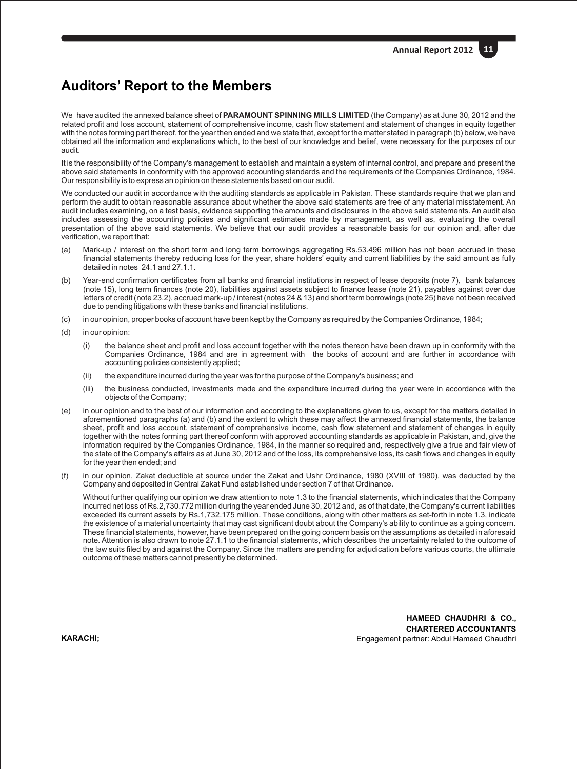# Auditors' Report to the Members

We have audited the annexed balance sheet of **PARAMOUNT SPINNING MILLS LIMITED** (the Company) as at June 30, 2012 and the related profit and loss account, statement of comprehensive income, cash flow statement and statement of changes in equity together with the notes forming part thereof, for the year then ended and we state that, except for the matter stated in paragraph (b) below, we have obtained all the information and explanations which, to the best of our knowledge and belief, were necessary for the purposes of our audit.

It is the responsibility of the Company's management to establish and maintain a system of internal control, and prepare and present the above said statements in conformity with the approved accounting standards and the requirements of the Companies Ordinance, 1984. Our responsibility is to express an opinion on these statements based on our audit.

We conducted our audit in accordance with the auditing standards as applicable in Pakistan. These standards require that we plan and perform the audit to obtain reasonable assurance about whether the above said statements are free of any material misstatement. An audit includes examining, on a test basis, evidence supporting the amounts and disclosures in the above said statements. An audit also includes assessing the accounting policies and significant estimates made by management, as well as, evaluating the overall presentation of the above said statements. We believe that our audit provides a reasonable basis for our opinion and, after due verification, we report that:

(a) Mark-up / interest on the short term and long term borrowings aggregating Rs.53.496 million has not been accrued in these financial statements thereby reducing loss for the year, share holders' equity and current liabilities by the said amount as fully detailed in notes 24.1 and 27.1.1.

(b) Year-end confirmation certificates from all banks and financial institutions in respect of lease deposits (note 7), bank balances (note 15), long term finances (note 20), liabilities against assets subject to finance lease (note 21), payables against over due letters of credit (note 23.2), accrued mark-up / interest (notes 24 & 13) and short term borrowings (note 25) have not been received due to pending litigations with these banks and financial institutions.

(c) in our opinion, proper books of account have been kept by the Company as required by the Companies Ordinance, 1984;

(d) in our opinion:

   (i) the balance sheet and profit and loss account together with the notes thereon have been drawn up in conformity with the Companies Ordinance, 1984 and are in agreement with the books of account and are further in accordance with accounting policies consistently applied;

   (ii) the expenditure incurred during the year was for the purpose of the Company's business; and

   (iii) the business conducted, investments made and the expenditure incurred during the year were in accordance with the objects of the Company;

(e) in our opinion and to the best of our information and according to the explanations given to us, except for the matters detailed in aforementioned paragraphs (a) and (b) and the extent to which these may affect the annexed financial statements, the balance sheet, profit and loss account, statement of comprehensive income, cash flow statement and statement of changes in equity together with the notes forming part thereof conform with approved accounting standards as applicable in Pakistan, and, give the information required by the Companies Ordinance, 1984, in the manner so required and, respectively give a true and fair view of the state of the Company's affairs as at June 30, 2012 and of the loss, its comprehensive loss, its cash flows and changes in equity for the year then ended; and

(f) in our opinion, Zakat deductible at source under the Zakat and Ushr Ordinance, 1980 (XVIII of 1980), was deducted by the Company and deposited in Central Zakat Fund established under section 7 of that Ordinance.

Without further qualifying our opinion we draw attention to note 1.3 to the financial statements, which indicates that the Company incurred net loss of Rs.2,730.772 million during the year ended June 30, 2012 and, as of that date, the Company's current liabilities exceeded its current assets by Rs.1,732.175 million. These conditions, along with other matters as set-forth in note 1.3, indicate the existence of a material uncertainty that may cast significant doubt about the Company's ability to continue as a going concern. These financial statements, however, have been prepared on the going concern basis on the assumptions as detailed in aforesaid note. Attention is also drawn to note 27.1.1 to the financial statements, which describes the uncertainty related to the outcome of the law suits filed by and against the Company. Since the matters are pending for adjudication before various courts, the ultimate outcome of these matters cannot presently be determined.

**HAMEED CHAUDHRI & CO.,**
**CHARTERED ACCOUNTANTS**
Engagement partner: Abdul Hameed Chaudhri

**KARACHI;**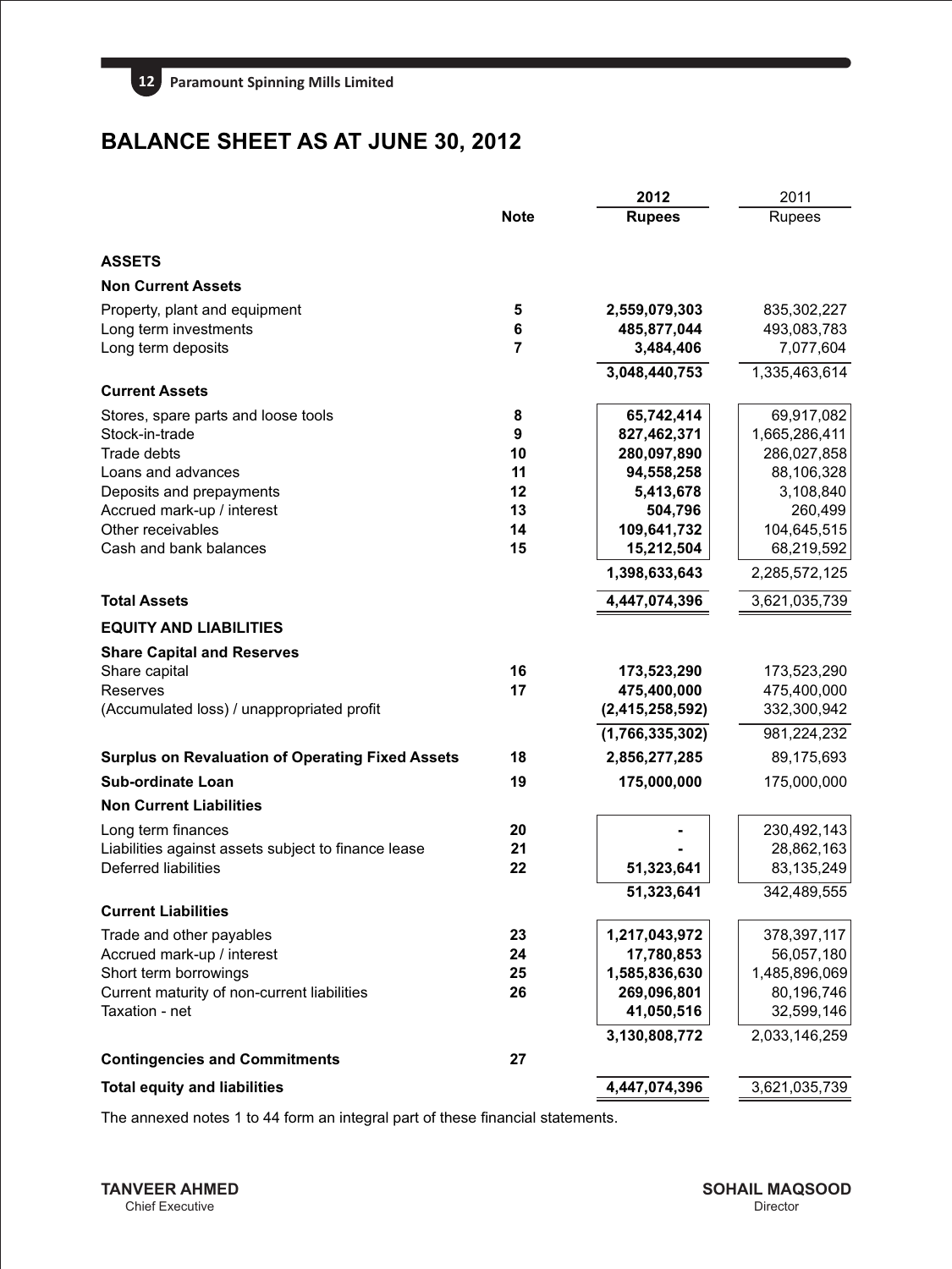# BALANCE SHEET AS AT JUNE 30, 2012

| | Note | 2012 Rupees | 2011 Rupees |
|---|---|---|---|
| **ASSETS** | | | |
| **Non Current Assets** | | | |
| Property, plant and equipment | 5 | **2,559,079,303** | 835,302,227 |
| Long term investments | 6 | **485,877,044** | 493,083,783 |
| Long term deposits | 7 | **3,484,406** | 7,077,604 |
| | | **3,048,440,753** | 1,335,463,614 |
| **Current Assets** | | | |
| Stores, spare parts and loose tools | 8 | **65,742,414** | 69,917,082 |
| Stock-in-trade | 9 | **827,462,371** | 1,665,286,411 |
| Trade debts | 10 | **280,097,890** | 286,027,858 |
| Loans and advances | 11 | **94,558,258** | 88,106,328 |
| Deposits and prepayments | 12 | **5,413,678** | 3,108,840 |
| Accrued mark-up / interest | 13 | **504,796** | 260,499 |
| Other receivables | 14 | **109,641,732** | 104,645,515 |
| Cash and bank balances | 15 | **15,212,504** | 68,219,592 |
| | | **1,398,633,643** | 2,285,572,125 |
| **Total Assets** | | **4,447,074,396** | 3,621,035,739 |
| **EQUITY AND LIABILITIES** | | | |
| **Share Capital and Reserves** | | | |
| Share capital | 16 | **173,523,290** | 173,523,290 |
| Reserves | 17 | **475,400,000** | 475,400,000 |
| (Accumulated loss) / unappropriated profit | | **(2,415,258,592)** | 332,300,942 |
| | | **(1,766,335,302)** | 981,224,232 |
| **Surplus on Revaluation of Operating Fixed Assets** | 18 | **2,856,277,285** | 89,175,693 |
| **Sub-ordinate Loan** | 19 | **175,000,000** | 175,000,000 |
| **Non Current Liabilities** | | | |
| Long term finances | 20 | **-** | 230,492,143 |
| Liabilities against assets subject to finance lease | 21 | **-** | 28,862,163 |
| Deferred liabilities | 22 | **51,323,641** | 83,135,249 |
| | | **51,323,641** | 342,489,555 |
| **Current Liabilities** | | | |
| Trade and other payables | 23 | **1,217,043,972** | 378,397,117 |
| Accrued mark-up / interest | 24 | **17,780,853** | 56,057,180 |
| Short term borrowings | 25 | **1,585,836,630** | 1,485,896,069 |
| Current maturity of non-current liabilities | 26 | **269,096,801** | 80,196,746 |
| Taxation - net | | **41,050,516** | 32,599,146 |
| | | **3,130,808,772** | 2,033,146,259 |
| **Contingencies and Commitments** | 27 | | |
| **Total equity and liabilities** | | **4,447,074,396** | 3,621,035,739 |

The annexed notes 1 to 44 form an integral part of these financial statements.

**TANVEER AHMED**
Chief Executive

**SOHAIL MAQSOOD**
Director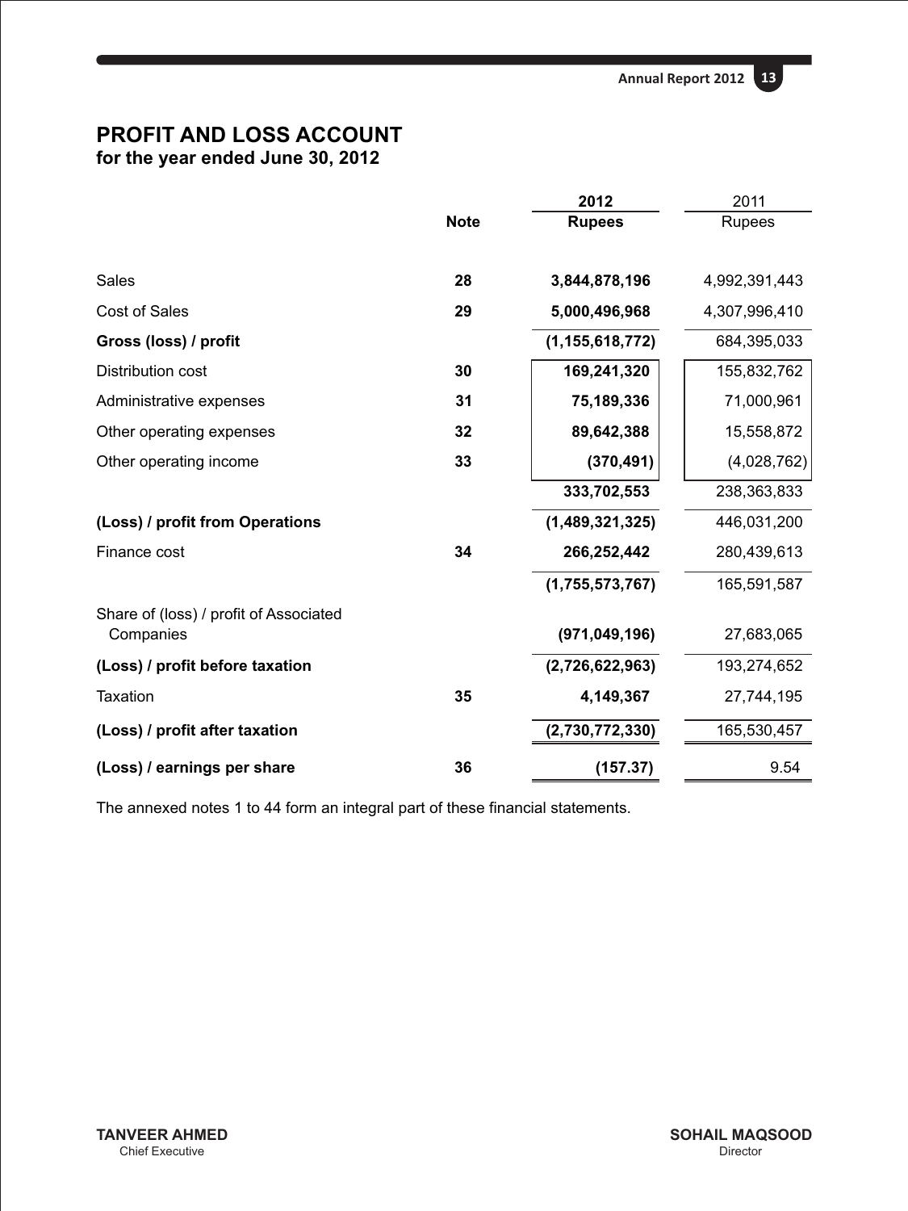# PROFIT AND LOSS ACCOUNT
**for the year ended June 30, 2012**

| | Note | 2012<br>Rupees | 2011<br>Rupees |
|---|---|---|---|
| Sales | 28 | **3,844,878,196** | 4,992,391,443 |
| Cost of Sales | 29 | **5,000,496,968** | 4,307,996,410 |
| **Gross (loss) / profit** | | **(1,155,618,772)** | 684,395,033 |
| Distribution cost | 30 | **169,241,320** | 155,832,762 |
| Administrative expenses | 31 | **75,189,336** | 71,000,961 |
| Other operating expenses | 32 | **89,642,388** | 15,558,872 |
| Other operating income | 33 | **(370,491)** | (4,028,762) |
| | | **333,702,553** | 238,363,833 |
| **(Loss) / profit from Operations** | | **(1,489,321,325)** | 446,031,200 |
| Finance cost | 34 | **266,252,442** | 280,439,613 |
| | | **(1,755,573,767)** | 165,591,587 |
| Share of (loss) / profit of Associated Companies | | **(971,049,196)** | 27,683,065 |
| **(Loss) / profit before taxation** | | **(2,726,622,963)** | 193,274,652 |
| Taxation | 35 | **4,149,367** | 27,744,195 |
| **(Loss) / profit after taxation** | | **(2,730,772,330)** | 165,530,457 |
| **(Loss) / earnings per share** | 36 | **(157.37)** | 9.54 |

The annexed notes 1 to 44 form an integral part of these financial statements.

**TANVEER AHMED**
Chief Executive

**SOHAIL MAQSOOD**
Director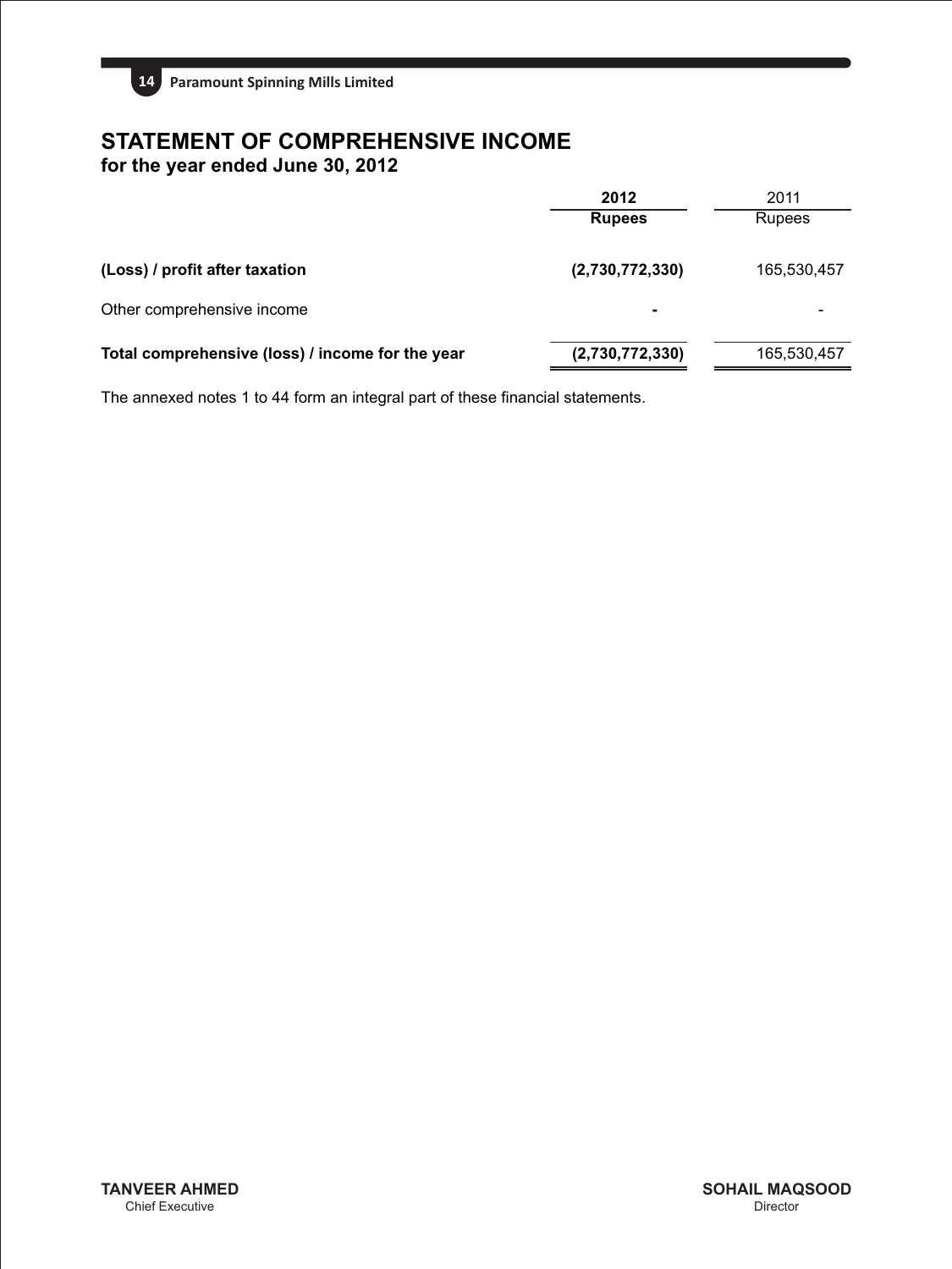# STATEMENT OF COMPREHENSIVE INCOME
## for the year ended June 30, 2012

| | 2012 Rupees | 2011 Rupees |
|---|---|---|
| **(Loss) / profit after taxation** | **(2,730,772,330)** | 165,530,457 |
| Other comprehensive income | - | - |
| **Total comprehensive (loss) / income for the year** | **(2,730,772,330)** | 165,530,457 |

The annexed notes 1 to 44 form an integral part of these financial statements.

**TANVEER AHMED**
Chief Executive

**SOHAIL MAQSOOD**
Director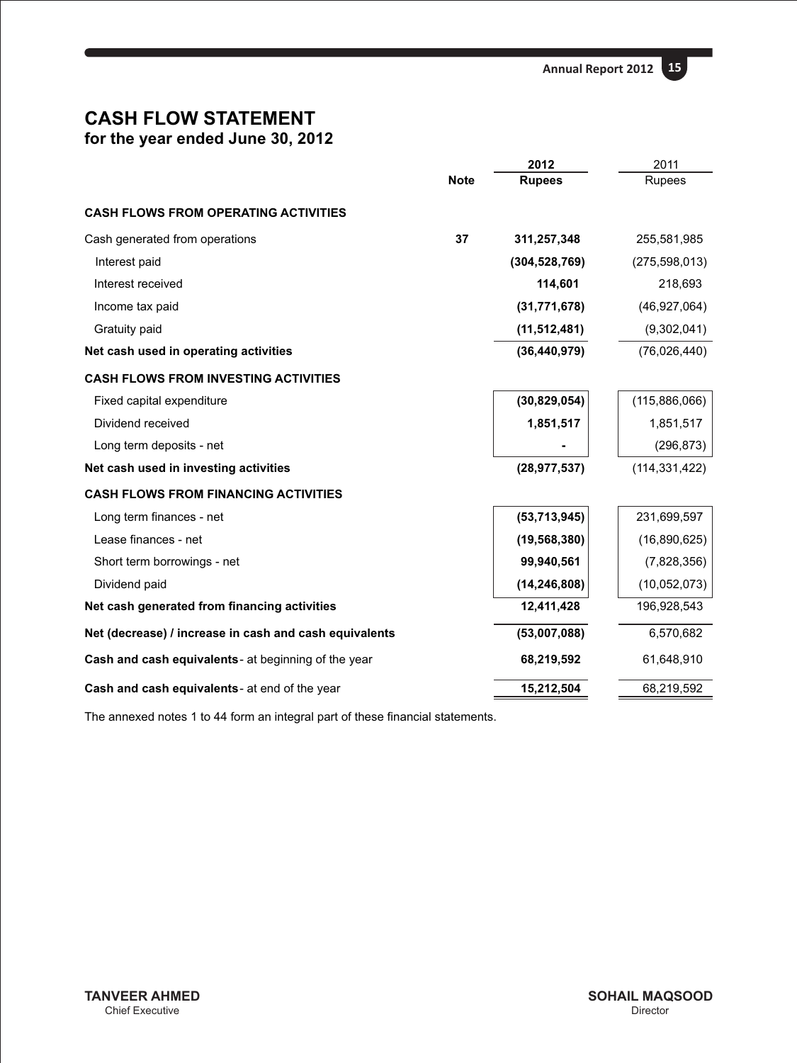# CASH FLOW STATEMENT
## for the year ended June 30, 2012

| | Note | 2012 Rupees | 2011 Rupees |
|---|---|---|---|
| **CASH FLOWS FROM OPERATING ACTIVITIES** | | | |
| Cash generated from operations | 37 | **311,257,348** | 255,581,985 |
| Interest paid | | **(304,528,769)** | (275,598,013) |
| Interest received | | **114,601** | 218,693 |
| Income tax paid | | **(31,771,678)** | (46,927,064) |
| Gratuity paid | | **(11,512,481)** | (9,302,041) |
| **Net cash used in operating activities** | | **(36,440,979)** | (76,026,440) |
| **CASH FLOWS FROM INVESTING ACTIVITIES** | | | |
| Fixed capital expenditure | | **(30,829,054)** | (115,886,066) |
| Dividend received | | **1,851,517** | 1,851,517 |
| Long term deposits - net | | **-** | (296,873) |
| **Net cash used in investing activities** | | **(28,977,537)** | (114,331,422) |
| **CASH FLOWS FROM FINANCING ACTIVITIES** | | | |
| Long term finances - net | | **(53,713,945)** | 231,699,597 |
| Lease finances - net | | **(19,568,380)** | (16,890,625) |
| Short term borrowings - net | | **99,940,561** | (7,828,356) |
| Dividend paid | | **(14,246,808)** | (10,052,073) |
| **Net cash generated from financing activities** | | **12,411,428** | 196,928,543 |
| **Net (decrease) / increase in cash and cash equivalents** | | **(53,007,088)** | 6,570,682 |
| **Cash and cash equivalents** - at beginning of the year | | **68,219,592** | 61,648,910 |
| **Cash and cash equivalents** - at end of the year | | **15,212,504** | 68,219,592 |

The annexed notes 1 to 44 form an integral part of these financial statements.

**TANVEER AHMED**
Chief Executive

**SOHAIL MAQSOOD**
Director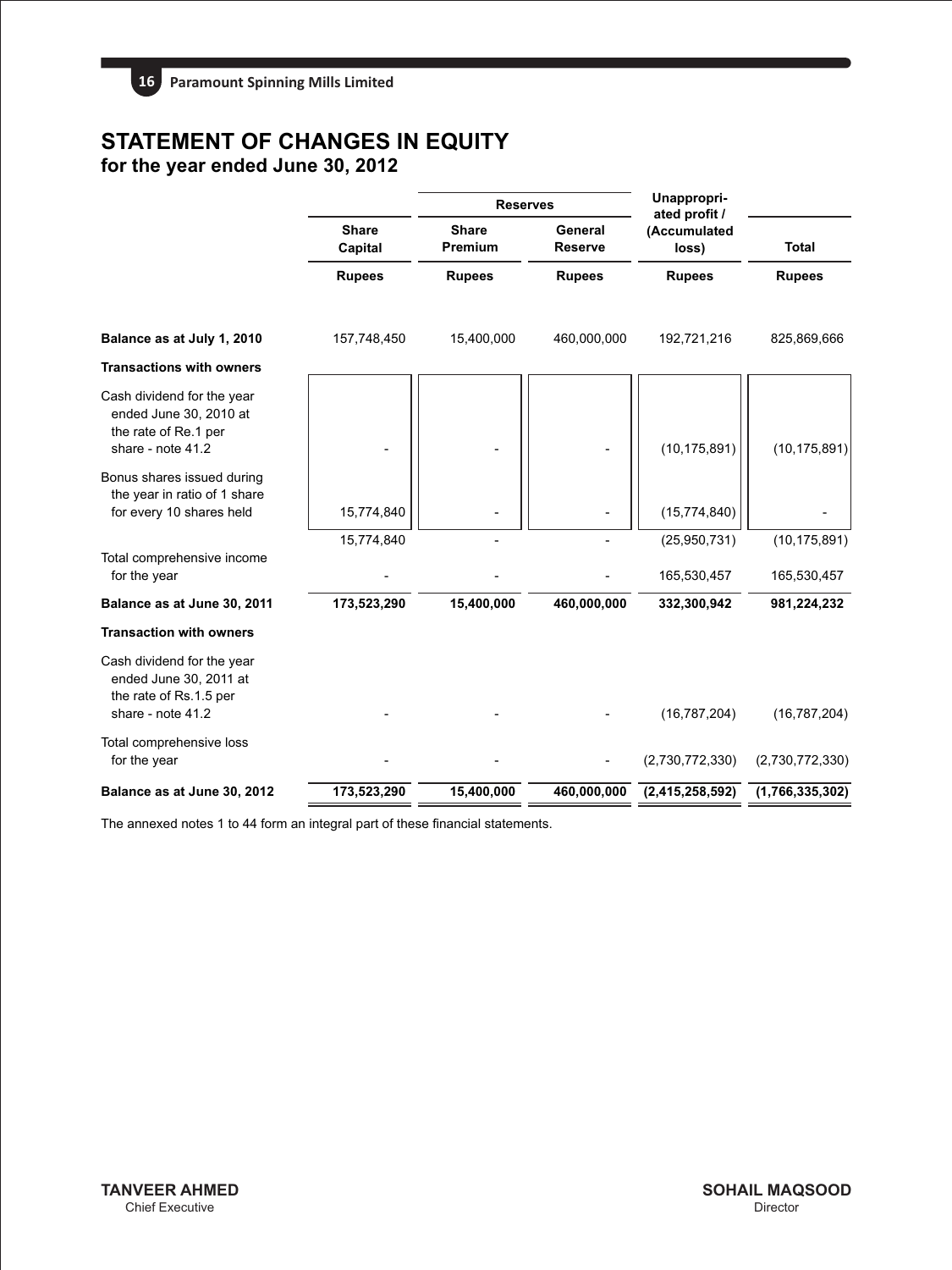# STATEMENT OF CHANGES IN EQUITY

## for the year ended June 30, 2012

| | Share Capital | Reserves | | Unappropriated profit / (Accumulated loss) | Total |
|---|---|---|---|---|---|
| | | Share Premium | General Reserve | | |
| | Rupees | Rupees | Rupees | Rupees | Rupees |
| **Balance as at July 1, 2010** | 157,748,450 | 15,400,000 | 460,000,000 | 192,721,216 | 825,869,666 |
| **Transactions with owners** | | | | | |
| Cash dividend for the year ended June 30, 2010 at the rate of Re.1 per share - note 41.2 | - | - | - | (10,175,891) | (10,175,891) |
| Bonus shares issued during the year in ratio of 1 share for every 10 shares held | 15,774,840 | - | - | (15,774,840) | - |
| | 15,774,840 | - | - | (25,950,731) | (10,175,891) |
| Total comprehensive income for the year | - | - | - | 165,530,457 | 165,530,457 |
| **Balance as at June 30, 2011** | **173,523,290** | **15,400,000** | **460,000,000** | **332,300,942** | **981,224,232** |
| **Transaction with owners** | | | | | |
| Cash dividend for the year ended June 30, 2011 at the rate of Rs.1.5 per share - note 41.2 | - | - | - | (16,787,204) | (16,787,204) |
| Total comprehensive loss for the year | - | - | - | (2,730,772,330) | (2,730,772,330) |
| **Balance as at June 30, 2012** | **173,523,290** | **15,400,000** | **460,000,000** | **(2,415,258,592)** | **(1,766,335,302)** |

The annexed notes 1 to 44 form an integral part of these financial statements.

**TANVEER AHMED**
Chief Executive

**SOHAIL MAQSOOD**
Director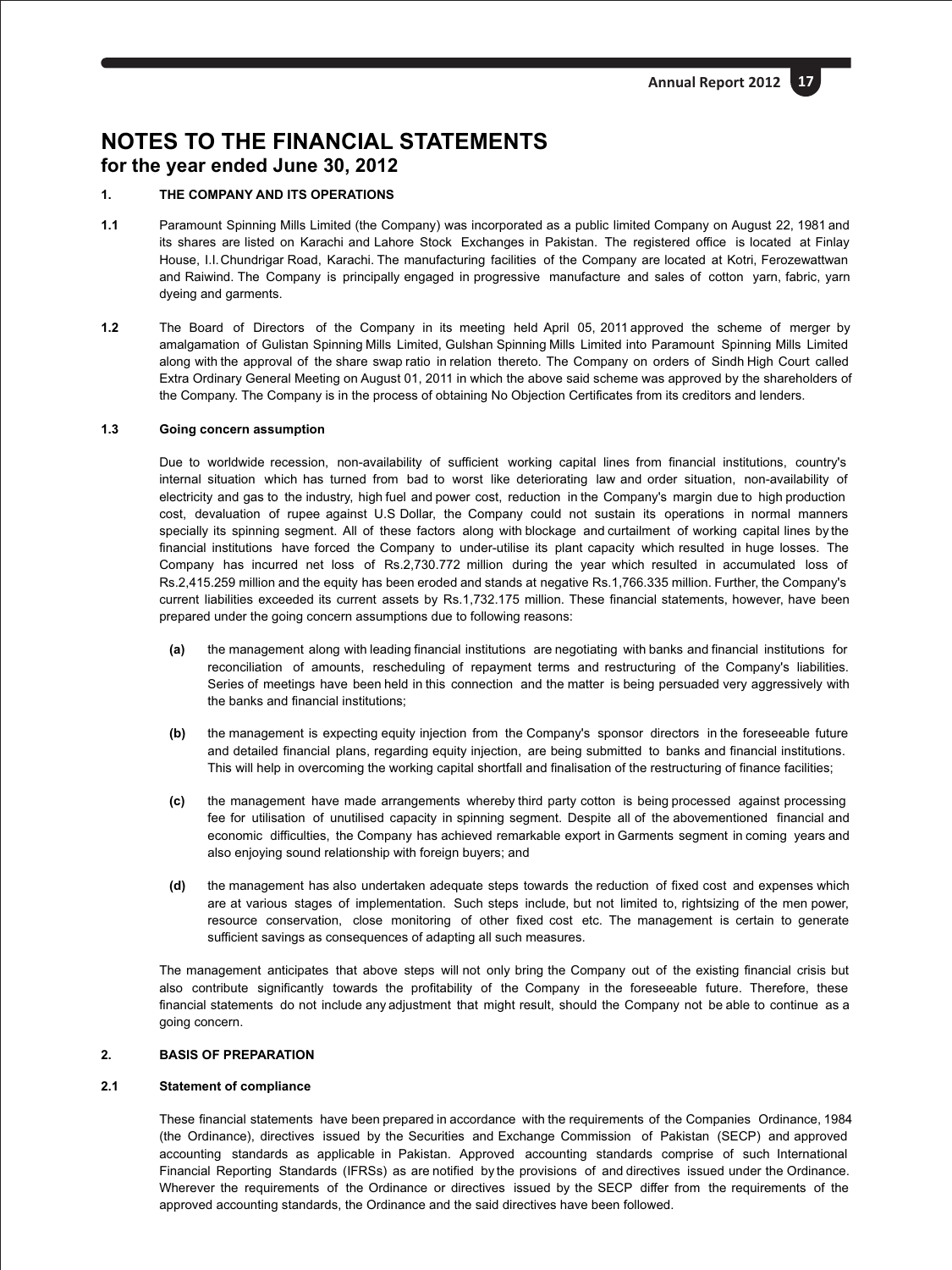# NOTES TO THE FINANCIAL STATEMENTS
## for the year ended June 30, 2012

### 1. THE COMPANY AND ITS OPERATIONS

**1.1** Paramount Spinning Mills Limited (the Company) was incorporated as a public limited Company on August 22, 1981 and its shares are listed on Karachi and Lahore Stock Exchanges in Pakistan. The registered office is located at Finlay House, I.I.Chundrigar Road, Karachi. The manufacturing facilities of the Company are located at Kotri, Ferozewattwan and Raiwind. The Company is principally engaged in progressive manufacture and sales of cotton yarn, fabric, yarn dyeing and garments.

**1.2** The Board of Directors of the Company in its meeting held April 05, 2011 approved the scheme of merger by amalgamation of Gulistan Spinning Mills Limited, Gulshan Spinning Mills Limited into Paramount Spinning Mills Limited along with the approval of the share swap ratio in relation thereto. The Company on orders of Sindh High Court called Extra Ordinary General Meeting on August 01, 2011 in which the above said scheme was approved by the shareholders of the Company. The Company is in the process of obtaining No Objection Certificates from its creditors and lenders.

**1.3 Going concern assumption**

Due to worldwide recession, non-availability of sufficient working capital lines from financial institutions, country's internal situation which has turned from bad to worst like deteriorating law and order situation, non-availability of electricity and gas to the industry, high fuel and power cost, reduction in the Company's margin due to high production cost, devaluation of rupee against U.S Dollar, the Company could not sustain its operations in normal manners specially its spinning segment. All of these factors along with blockage and curtailment of working capital lines by the financial institutions have forced the Company to under-utilise its plant capacity which resulted in huge losses. The Company has incurred net loss of Rs.2,730.772 million during the year which resulted in accumulated loss of Rs.2,415.259 million and the equity has been eroded and stands at negative Rs.1,766.335 million. Further, the Company's current liabilities exceeded its current assets by Rs.1,732.175 million. These financial statements, however, have been prepared under the going concern assumptions due to following reasons:

**(a)** the management along with leading financial institutions are negotiating with banks and financial institutions for reconciliation of amounts, rescheduling of repayment terms and restructuring of the Company's liabilities. Series of meetings have been held in this connection and the matter is being persuaded very aggressively with the banks and financial institutions;

**(b)** the management is expecting equity injection from the Company's sponsor directors in the foreseeable future and detailed financial plans, regarding equity injection, are being submitted to banks and financial institutions. This will help in overcoming the working capital shortfall and finalisation of the restructuring of finance facilities;

**(c)** the management have made arrangements whereby third party cotton is being processed against processing fee for utilisation of unutilised capacity in spinning segment. Despite all of the abovementioned financial and economic difficulties, the Company has achieved remarkable export in Garments segment in coming years and also enjoying sound relationship with foreign buyers; and

**(d)** the management has also undertaken adequate steps towards the reduction of fixed cost and expenses which are at various stages of implementation. Such steps include, but not limited to, rightsizing of the men power, resource conservation, close monitoring of other fixed cost etc. The management is certain to generate sufficient savings as consequences of adapting all such measures.

The management anticipates that above steps will not only bring the Company out of the existing financial crisis but also contribute significantly towards the profitability of the Company in the foreseeable future. Therefore, these financial statements do not include any adjustment that might result, should the Company not be able to continue as a going concern.

### 2. BASIS OF PREPARATION

**2.1 Statement of compliance**

These financial statements have been prepared in accordance with the requirements of the Companies Ordinance, 1984 (the Ordinance), directives issued by the Securities and Exchange Commission of Pakistan (SECP) and approved accounting standards as applicable in Pakistan. Approved accounting standards comprise of such International Financial Reporting Standards (IFRSs) as are notified by the provisions of and directives issued under the Ordinance. Wherever the requirements of the Ordinance or directives issued by the SECP differ from the requirements of the approved accounting standards, the Ordinance and the said directives have been followed.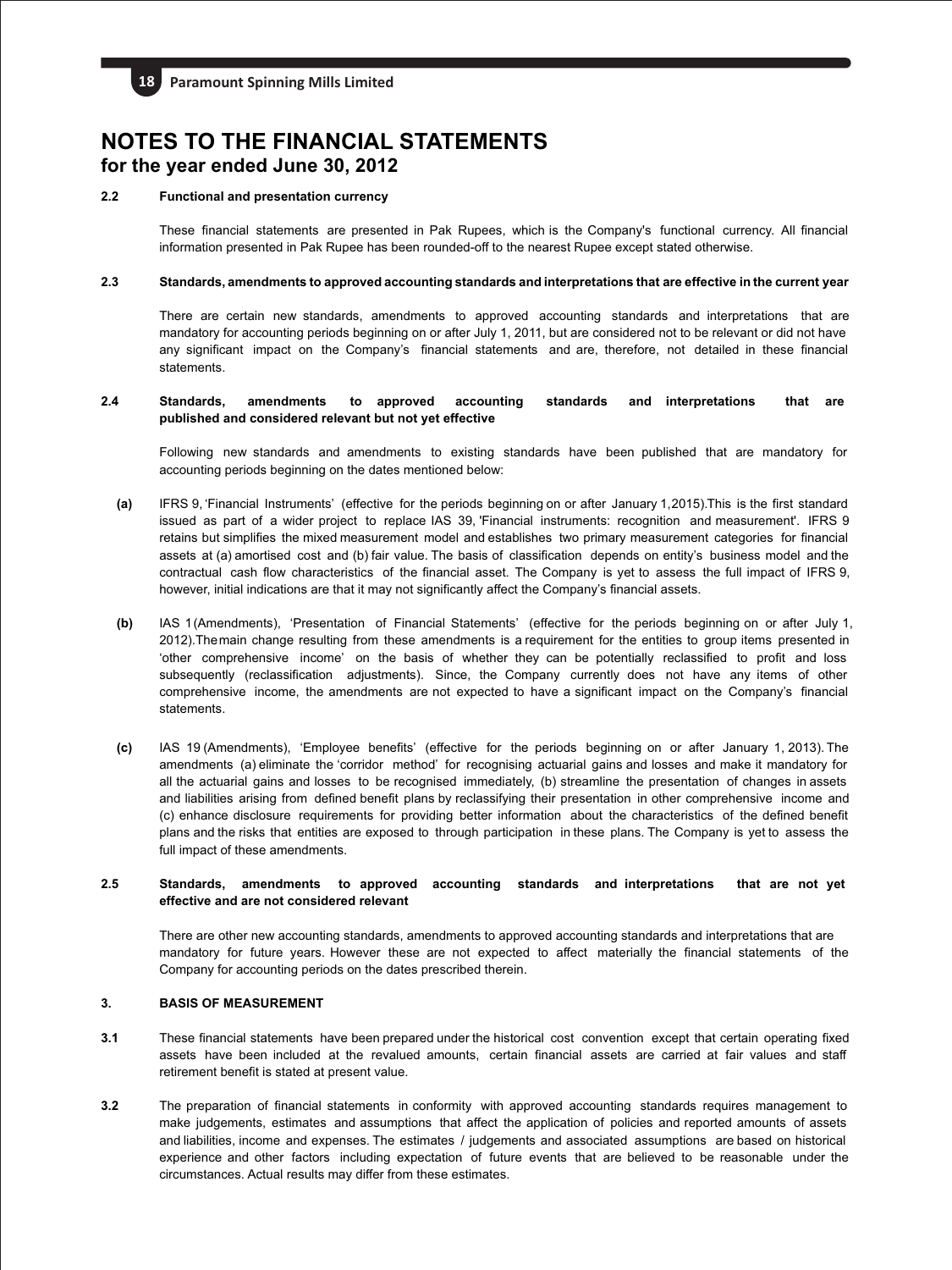# NOTES TO THE FINANCIAL STATEMENTS
## for the year ended June 30, 2012

**2.2 Functional and presentation currency**

These financial statements are presented in Pak Rupees, which is the Company's functional currency. All financial information presented in Pak Rupee has been rounded-off to the nearest Rupee except stated otherwise.

**2.3 Standards, amendments to approved accounting standards and interpretations that are effective in the current year**

There are certain new standards, amendments to approved accounting standards and interpretations that are mandatory for accounting periods beginning on or after July 1, 2011, but are considered not to be relevant or did not have any significant impact on the Company's financial statements and are, therefore, not detailed in these financial statements.

**2.4 Standards, amendments to approved accounting standards and interpretations that are published and considered relevant but not yet effective**

Following new standards and amendments to existing standards have been published that are mandatory for accounting periods beginning on the dates mentioned below:

**(a)** IFRS 9, 'Financial Instruments' (effective for the periods beginning on or after January 1,2015).This is the first standard issued as part of a wider project to replace IAS 39, 'Financial instruments: recognition and measurement'. IFRS 9 retains but simplifies the mixed measurement model and establishes two primary measurement categories for financial assets at (a) amortised cost and (b) fair value. The basis of classification depends on entity's business model and the contractual cash flow characteristics of the financial asset. The Company is yet to assess the full impact of IFRS 9, however, initial indications are that it may not significantly affect the Company's financial assets.

**(b)** IAS 1(Amendments), 'Presentation of Financial Statements' (effective for the periods beginning on or after July 1, 2012).Themain change resulting from these amendments is a requirement for the entities to group items presented in 'other comprehensive income' on the basis of whether they can be potentially reclassified to profit and loss subsequently (reclassification adjustments). Since, the Company currently does not have any items of other comprehensive income, the amendments are not expected to have a significant impact on the Company's financial statements.

**(c)** IAS 19 (Amendments), 'Employee benefits' (effective for the periods beginning on or after January 1, 2013). The amendments (a) eliminate the 'corridor method' for recognising actuarial gains and losses and make it mandatory for all the actuarial gains and losses to be recognised immediately, (b) streamline the presentation of changes in assets and liabilities arising from defined benefit plans by reclassifying their presentation in other comprehensive income and (c) enhance disclosure requirements for providing better information about the characteristics of the defined benefit plans and the risks that entities are exposed to through participation in these plans. The Company is yet to assess the full impact of these amendments.

**2.5 Standards, amendments to approved accounting standards and interpretations that are not yet effective and are not considered relevant**

There are other new accounting standards, amendments to approved accounting standards and interpretations that are mandatory for future years. However these are not expected to affect materially the financial statements of the Company for accounting periods on the dates prescribed therein.

**3. BASIS OF MEASUREMENT**

**3.1** These financial statements have been prepared under the historical cost convention except that certain operating fixed assets have been included at the revalued amounts, certain financial assets are carried at fair values and staff retirement benefit is stated at present value.

**3.2** The preparation of financial statements in conformity with approved accounting standards requires management to make judgements, estimates and assumptions that affect the application of policies and reported amounts of assets and liabilities, income and expenses. The estimates / judgements and associated assumptions are based on historical experience and other factors including expectation of future events that are believed to be reasonable under the circumstances. Actual results may differ from these estimates.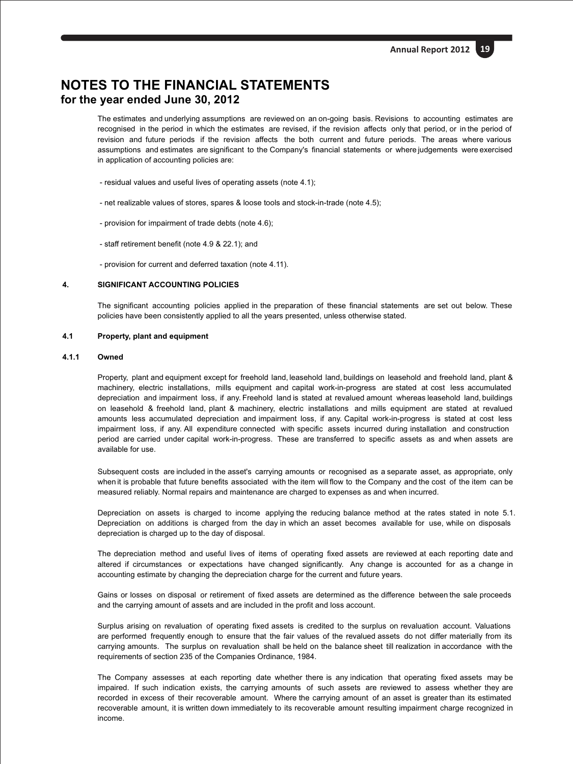# NOTES TO THE FINANCIAL STATEMENTS
## for the year ended June 30, 2012

The estimates and underlying assumptions are reviewed on an on-going basis. Revisions to accounting estimates are recognised in the period in which the estimates are revised, if the revision affects only that period, or in the period of revision and future periods if the revision affects the both current and future periods. The areas where various assumptions and estimates are significant to the Company's financial statements or where judgements were exercised in application of accounting policies are:

- residual values and useful lives of operating assets (note 4.1);

- net realizable values of stores, spares & loose tools and stock-in-trade (note 4.5);

- provision for impairment of trade debts (note 4.6);

- staff retirement benefit (note 4.9 & 22.1); and

- provision for current and deferred taxation (note 4.11).

**4. SIGNIFICANT ACCOUNTING POLICIES**

The significant accounting policies applied in the preparation of these financial statements are set out below. These policies have been consistently applied to all the years presented, unless otherwise stated.

**4.1 Property, plant and equipment**

**4.1.1 Owned**

Property, plant and equipment except for freehold land, leasehold land, buildings on leasehold and freehold land, plant & machinery, electric installations, mills equipment and capital work-in-progress are stated at cost less accumulated depreciation and impairment loss, if any. Freehold land is stated at revalued amount whereas leasehold land, buildings on leasehold & freehold land, plant & machinery, electric installations and mills equipment are stated at revalued amounts less accumulated depreciation and impairment loss, if any. Capital work-in-progress is stated at cost less impairment loss, if any. All expenditure connected with specific assets incurred during installation and construction period are carried under capital work-in-progress. These are transferred to specific assets as and when assets are available for use.

Subsequent costs are included in the asset's carrying amounts or recognised as a separate asset, as appropriate, only when it is probable that future benefits associated with the item will flow to the Company and the cost of the item can be measured reliably. Normal repairs and maintenance are charged to expenses as and when incurred.

Depreciation on assets is charged to income applying the reducing balance method at the rates stated in note 5.1. Depreciation on additions is charged from the day in which an asset becomes available for use, while on disposals depreciation is charged up to the day of disposal.

The depreciation method and useful lives of items of operating fixed assets are reviewed at each reporting date and altered if circumstances or expectations have changed significantly. Any change is accounted for as a change in accounting estimate by changing the depreciation charge for the current and future years.

Gains or losses on disposal or retirement of fixed assets are determined as the difference between the sale proceeds and the carrying amount of assets and are included in the profit and loss account.

Surplus arising on revaluation of operating fixed assets is credited to the surplus on revaluation account. Valuations are performed frequently enough to ensure that the fair values of the revalued assets do not differ materially from its carrying amounts. The surplus on revaluation shall be held on the balance sheet till realization in accordance with the requirements of section 235 of the Companies Ordinance, 1984.

The Company assesses at each reporting date whether there is any indication that operating fixed assets may be impaired. If such indication exists, the carrying amounts of such assets are reviewed to assess whether they are recorded in excess of their recoverable amount. Where the carrying amount of an asset is greater than its estimated recoverable amount, it is written down immediately to its recoverable amount resulting impairment charge recognized in income.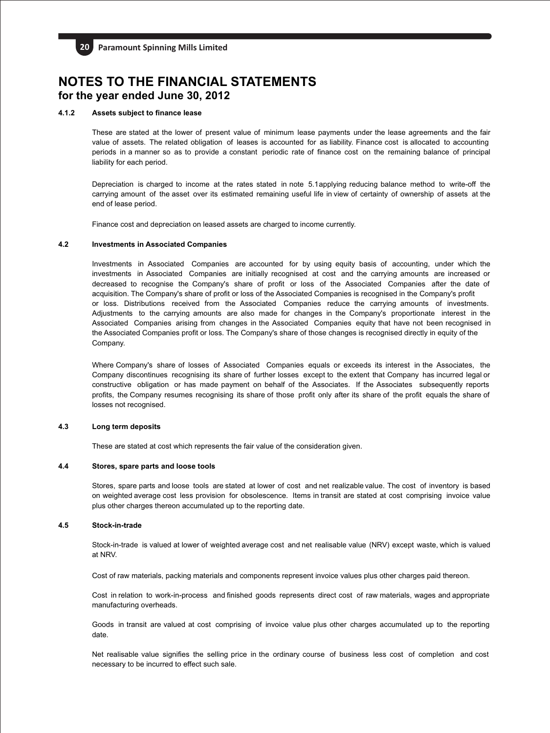# NOTES TO THE FINANCIAL STATEMENTS
## for the year ended June 30, 2012

#### 4.1.2 Assets subject to finance lease

These are stated at the lower of present value of minimum lease payments under the lease agreements and the fair value of assets. The related obligation of leases is accounted for as liability. Finance cost is allocated to accounting periods in a manner so as to provide a constant periodic rate of finance cost on the remaining balance of principal liability for each period.

Depreciation is charged to income at the rates stated in note 5.1applying reducing balance method to write-off the carrying amount of the asset over its estimated remaining useful life in view of certainty of ownership of assets at the end of lease period.

Finance cost and depreciation on leased assets are charged to income currently.

#### 4.2 Investments in Associated Companies

Investments in Associated Companies are accounted for by using equity basis of accounting, under which the investments in Associated Companies are initially recognised at cost and the carrying amounts are increased or decreased to recognise the Company's share of profit or loss of the Associated Companies after the date of acquisition. The Company's share of profit or loss of the Associated Companies is recognised in the Company's profit or loss. Distributions received from the Associated Companies reduce the carrying amounts of investments. Adjustments to the carrying amounts are also made for changes in the Company's proportionate interest in the Associated Companies arising from changes in the Associated Companies equity that have not been recognised in the Associated Companies profit or loss. The Company's share of those changes is recognised directly in equity of the Company.

Where Company's share of losses of Associated Companies equals or exceeds its interest in the Associates, the Company discontinues recognising its share of further losses except to the extent that Company has incurred legal or constructive obligation or has made payment on behalf of the Associates. If the Associates subsequently reports profits, the Company resumes recognising its share of those profit only after its share of the profit equals the share of losses not recognised.

#### 4.3 Long term deposits

These are stated at cost which represents the fair value of the consideration given.

#### 4.4 Stores, spare parts and loose tools

Stores, spare parts and loose tools are stated at lower of cost and net realizable value. The cost of inventory is based on weighted average cost less provision for obsolescence. Items in transit are stated at cost comprising invoice value plus other charges thereon accumulated up to the reporting date.

#### 4.5 Stock-in-trade

Stock-in-trade is valued at lower of weighted average cost and net realisable value (NRV) except waste, which is valued at NRV.

Cost of raw materials, packing materials and components represent invoice values plus other charges paid thereon.

Cost in relation to work-in-process and finished goods represents direct cost of raw materials, wages and appropriate manufacturing overheads.

Goods in transit are valued at cost comprising of invoice value plus other charges accumulated up to the reporting date.

Net realisable value signifies the selling price in the ordinary course of business less cost of completion and cost necessary to be incurred to effect such sale.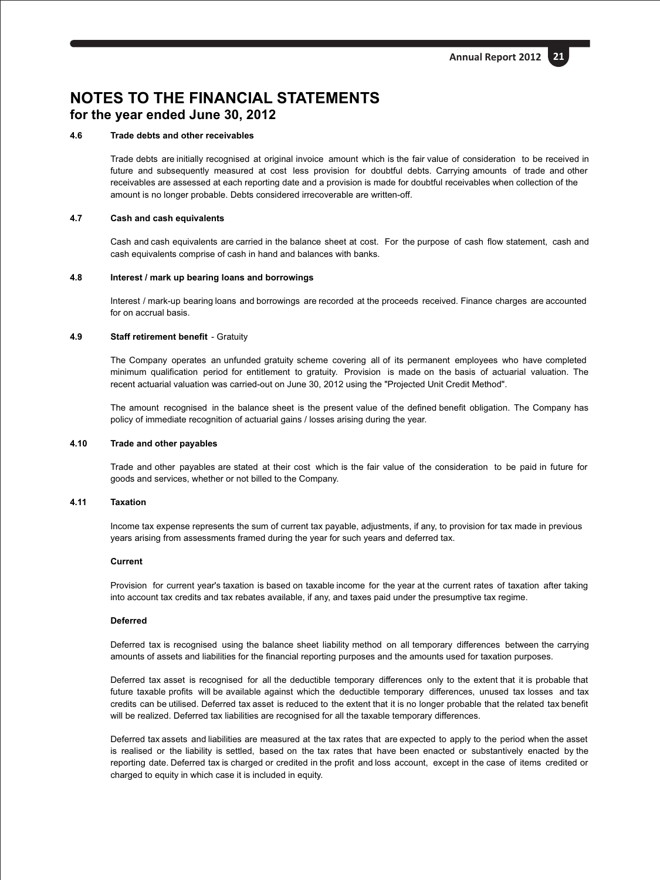# NOTES TO THE FINANCIAL STATEMENTS
## for the year ended June 30, 2012

### 4.6 Trade debts and other receivables

Trade debts are initially recognised at original invoice amount which is the fair value of consideration to be received in future and subsequently measured at cost less provision for doubtful debts. Carrying amounts of trade and other receivables are assessed at each reporting date and a provision is made for doubtful receivables when collection of the amount is no longer probable. Debts considered irrecoverable are written-off.

### 4.7 Cash and cash equivalents

Cash and cash equivalents are carried in the balance sheet at cost. For the purpose of cash flow statement, cash and cash equivalents comprise of cash in hand and balances with banks.

### 4.8 Interest / mark up bearing loans and borrowings

Interest / mark-up bearing loans and borrowings are recorded at the proceeds received. Finance charges are accounted for on accrual basis.

### 4.9 Staff retirement benefit - Gratuity

The Company operates an unfunded gratuity scheme covering all of its permanent employees who have completed minimum qualification period for entitlement to gratuity. Provision is made on the basis of actuarial valuation. The recent actuarial valuation was carried-out on June 30, 2012 using the "Projected Unit Credit Method".

The amount recognised in the balance sheet is the present value of the defined benefit obligation. The Company has policy of immediate recognition of actuarial gains / losses arising during the year.

### 4.10 Trade and other payables

Trade and other payables are stated at their cost which is the fair value of the consideration to be paid in future for goods and services, whether or not billed to the Company.

### 4.11 Taxation

Income tax expense represents the sum of current tax payable, adjustments, if any, to provision for tax made in previous years arising from assessments framed during the year for such years and deferred tax.

**Current**

Provision for current year's taxation is based on taxable income for the year at the current rates of taxation after taking into account tax credits and tax rebates available, if any, and taxes paid under the presumptive tax regime.

**Deferred**

Deferred tax is recognised using the balance sheet liability method on all temporary differences between the carrying amounts of assets and liabilities for the financial reporting purposes and the amounts used for taxation purposes.

Deferred tax asset is recognised for all the deductible temporary differences only to the extent that it is probable that future taxable profits will be available against which the deductible temporary differences, unused tax losses and tax credits can be utilised. Deferred tax asset is reduced to the extent that it is no longer probable that the related tax benefit will be realized. Deferred tax liabilities are recognised for all the taxable temporary differences.

Deferred tax assets and liabilities are measured at the tax rates that are expected to apply to the period when the asset is realised or the liability is settled, based on the tax rates that have been enacted or substantively enacted by the reporting date. Deferred tax is charged or credited in the profit and loss account, except in the case of items credited or charged to equity in which case it is included in equity.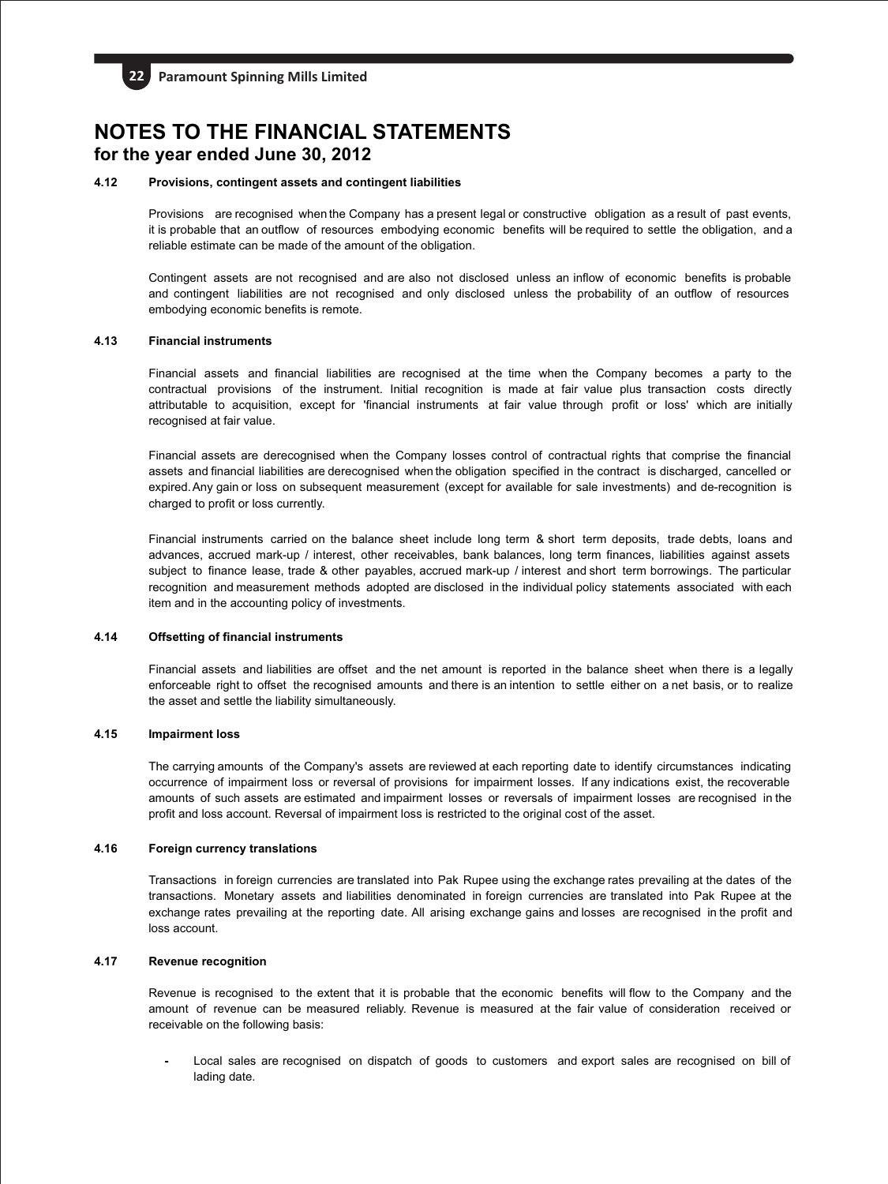# NOTES TO THE FINANCIAL STATEMENTS
## for the year ended June 30, 2012

### 4.12 Provisions, contingent assets and contingent liabilities

Provisions are recognised when the Company has a present legal or constructive obligation as a result of past events, it is probable that an outflow of resources embodying economic benefits will be required to settle the obligation, and a reliable estimate can be made of the amount of the obligation.

Contingent assets are not recognised and are also not disclosed unless an inflow of economic benefits is probable and contingent liabilities are not recognised and only disclosed unless the probability of an outflow of resources embodying economic benefits is remote.

### 4.13 Financial instruments

Financial assets and financial liabilities are recognised at the time when the Company becomes a party to the contractual provisions of the instrument. Initial recognition is made at fair value plus transaction costs directly attributable to acquisition, except for 'financial instruments at fair value through profit or loss' which are initially recognised at fair value.

Financial assets are derecognised when the Company losses control of contractual rights that comprise the financial assets and financial liabilities are derecognised when the obligation specified in the contract is discharged, cancelled or expired. Any gain or loss on subsequent measurement (except for available for sale investments) and de-recognition is charged to profit or loss currently.

Financial instruments carried on the balance sheet include long term & short term deposits, trade debts, loans and advances, accrued mark-up / interest, other receivables, bank balances, long term finances, liabilities against assets subject to finance lease, trade & other payables, accrued mark-up / interest and short term borrowings. The particular recognition and measurement methods adopted are disclosed in the individual policy statements associated with each item and in the accounting policy of investments.

### 4.14 Offsetting of financial instruments

Financial assets and liabilities are offset and the net amount is reported in the balance sheet when there is a legally enforceable right to offset the recognised amounts and there is an intention to settle either on a net basis, or to realize the asset and settle the liability simultaneously.

### 4.15 Impairment loss

The carrying amounts of the Company's assets are reviewed at each reporting date to identify circumstances indicating occurrence of impairment loss or reversal of provisions for impairment losses. If any indications exist, the recoverable amounts of such assets are estimated and impairment losses or reversals of impairment losses are recognised in the profit and loss account. Reversal of impairment loss is restricted to the original cost of the asset.

### 4.16 Foreign currency translations

Transactions in foreign currencies are translated into Pak Rupee using the exchange rates prevailing at the dates of the transactions. Monetary assets and liabilities denominated in foreign currencies are translated into Pak Rupee at the exchange rates prevailing at the reporting date. All arising exchange gains and losses are recognised in the profit and loss account.

### 4.17 Revenue recognition

Revenue is recognised to the extent that it is probable that the economic benefits will flow to the Company and the amount of revenue can be measured reliably. Revenue is measured at the fair value of consideration received or receivable on the following basis:

- Local sales are recognised on dispatch of goods to customers and export sales are recognised on bill of lading date.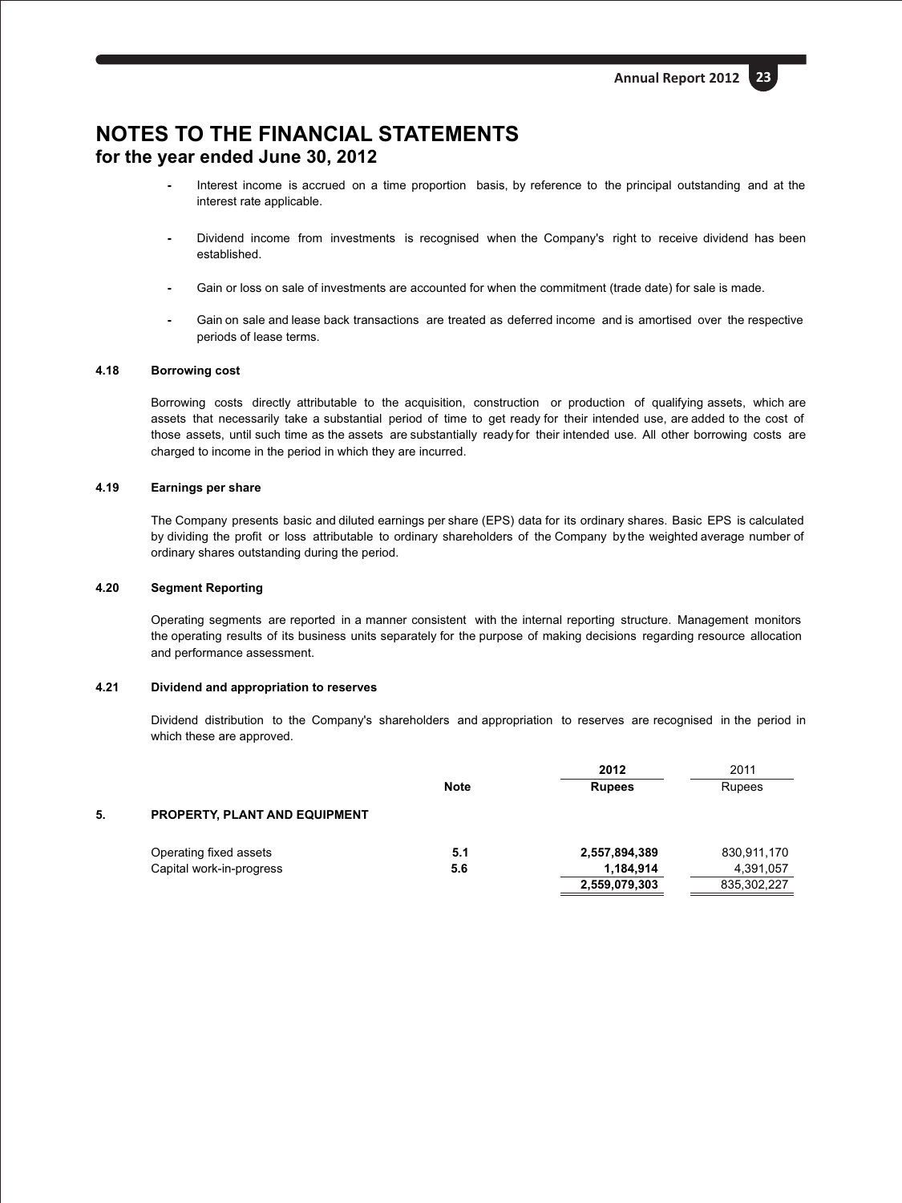# NOTES TO THE FINANCIAL STATEMENTS
## for the year ended June 30, 2012

- Interest income is accrued on a time proportion basis, by reference to the principal outstanding and at the interest rate applicable.

- Dividend income from investments is recognised when the Company's right to receive dividend has been established.

- Gain or loss on sale of investments are accounted for when the commitment (trade date) for sale is made.

- Gain on sale and lease back transactions are treated as deferred income and is amortised over the respective periods of lease terms.

### 4.18 Borrowing cost

Borrowing costs directly attributable to the acquisition, construction or production of qualifying assets, which are assets that necessarily take a substantial period of time to get ready for their intended use, are added to the cost of those assets, until such time as the assets are substantially ready for their intended use. All other borrowing costs are charged to income in the period in which they are incurred.

### 4.19 Earnings per share

The Company presents basic and diluted earnings per share (EPS) data for its ordinary shares. Basic EPS is calculated by dividing the profit or loss attributable to ordinary shareholders of the Company by the weighted average number of ordinary shares outstanding during the period.

### 4.20 Segment Reporting

Operating segments are reported in a manner consistent with the internal reporting structure. Management monitors the operating results of its business units separately for the purpose of making decisions regarding resource allocation and performance assessment.

### 4.21 Dividend and appropriation to reserves

Dividend distribution to the Company's shareholders and appropriation to reserves are recognised in the period in which these are approved.

| | | Note | **2012** | 2011 |
|---|---|---|---|---|
| | | | **Rupees** | Rupees |
| **5.** | **PROPERTY, PLANT AND EQUIPMENT** | | | |
| | Operating fixed assets | **5.1** | **2,557,894,389** | 830,911,170 |
| | Capital work-in-progress | **5.6** | **1,184,914** | 4,391,057 |
| | | | **2,559,079,303** | 835,302,227 |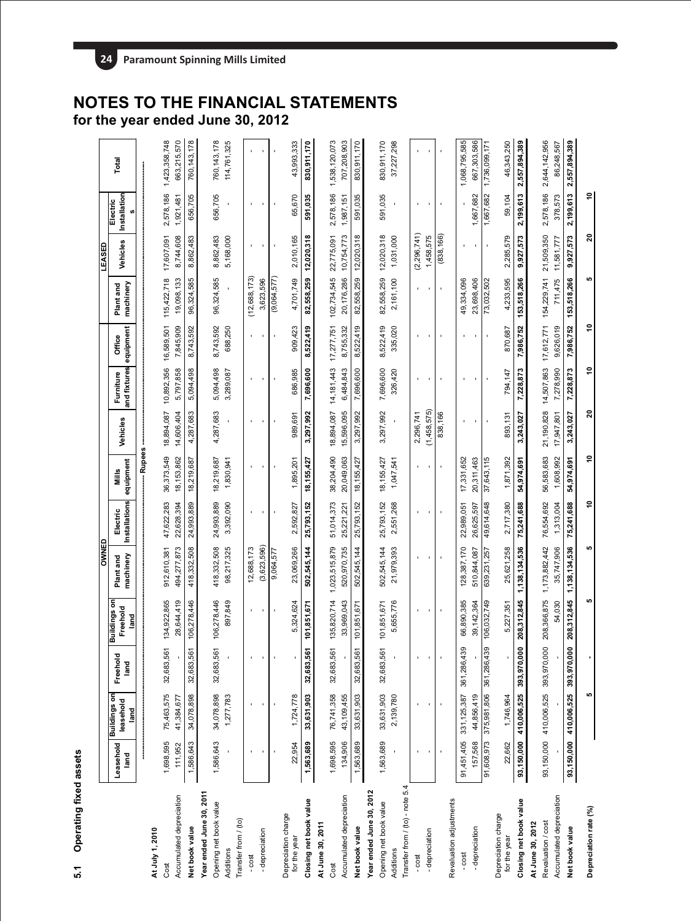# NOTES TO THE FINANCIAL STATEMENTS
## for the year ended June 30, 2012

### 5.1 Operating fixed assets

| | OWNED | | | | | | | | | | LEASED | | | |
|---|---|---|---|---|---|---|---|---|---|---|---|---|---|---|
| | Leasehold land | Buildings on leasehold land | Freehold land | Buildings on Freehold land | Plant and machinery | Electric Installations | Mills equipment | Vehicles | Furniture and fixtures | Office equipment | Plant and machinery | Vehicles | Electric Installations | Total |
| | Rupees | | | | | | | | | | | | | |
| **At July 1, 2010** | | | | | | | | | | | | | | |
| Cost | 1,698,595 | 75,463,575 | 32,683,561 | 134,922,865 | 912,610,381 | 47,622,283 | 36,373,549 | 18,894,087 | 10,892,356 | 16,589,501 | 115,422,718 | 17,607,091 | 2,578,186 | 1,423,358,748 |
| Accumulated depreciation | 111,952 | 41,384,677 | - | 28,644,419 | 494,277,873 | 22,628,394 | 18,153,862 | 14,606,404 | 5,797,858 | 7,845,909 | 19,098,133 | 8,744,608 | 1,921,481 | 663,215,570 |
| **Net book value** | 1,586,643 | 34,078,898 | 32,683,561 | 106,278,446 | 418,332,508 | 24,993,889 | 18,219,687 | 4,287,683 | 5,094,498 | 8,743,592 | 96,324,585 | 8,862,483 | 656,705 | 760,143,178 |
| **Year ended June 30, 2011** | | | | | | | | | | | | | | |
| Opening net book value | 1,586,643 | 34,078,898 | 32,683,561 | 106,278,446 | 418,332,508 | 24,993,889 | 18,219,687 | 4,287,683 | 5,094,498 | 8,743,592 | 96,324,585 | 8,862,483 | 656,705 | 760,143,178 |
| Additions | - | 1,277,783 | - | 897,849 | 98,217,325 | 3,392,090 | 1,830,941 | - | 3,289,087 | 688,250 | - | 5,168,000 | - | 114,761,325 |
| Transfer from / (to) | | | | | | | | | | | | | | |
| - cost | - | - | - | - | 12,688,173 | - | - | - | - | - | (12,688,173) | - | - | - |
| - depreciation | - | - | - | - | (3,623,596) | - | - | - | - | - | 3,623,596 | - | - | - |
| | - | - | - | - | 9,064,577 | - | - | - | - | - | (9,064,577) | - | - | - |
| Depreciation charge for the year | 22,954 | 1,724,778 | - | 5,324,624 | 23,069,266 | 2,592,827 | 1,895,201 | 989,691 | 686,985 | 909,423 | 4,701,749 | 2,010,165 | 65,670 | 43,993,333 |
| **Closing net book value** | 1,563,689 | 33,631,903 | 32,683,561 | 101,851,671 | 502,545,144 | 25,793,152 | 18,155,427 | 3,297,992 | 7,696,600 | 8,522,419 | 82,558,259 | 12,020,318 | 591,035 | 830,911,170 |
| **At June 30, 2011** | | | | | | | | | | | | | | |
| Cost | 1,698,595 | 76,741,358 | 32,683,561 | 135,820,714 | 1,023,515,879 | 51,014,373 | 38,204,490 | 18,894,087 | 14,181,443 | 17,277,751 | 102,734,545 | 22,775,091 | 2,578,186 | 1,538,120,073 |
| Accumulated depreciation | 134,906 | 43,109,455 | - | 33,969,043 | 520,970,735 | 25,221,221 | 20,049,063 | 15,596,095 | 6,484,843 | 8,755,332 | 20,176,286 | 10,754,773 | 1,987,151 | 707,208,903 |
| **Net book value** | 1,563,689 | 33,631,903 | 32,683,561 | 101,851,671 | 502,545,144 | 25,793,152 | 18,155,427 | 3,297,992 | 7,696,600 | 8,522,419 | 82,558,259 | 12,020,318 | 591,035 | 830,911,170 |
| **Year ended June 30, 2012** | | | | | | | | | | | | | | |
| Opening net book value | 1,563,689 | 33,631,903 | 32,683,561 | 101,851,671 | 502,545,144 | 25,793,152 | 18,155,427 | 3,297,992 | 7,696,600 | 8,522,419 | 82,558,259 | 12,020,318 | 591,035 | 830,911,170 |
| Additions | - | 2,139,780 | - | 5,655,776 | 21,979,393 | 2,551,268 | 1,047,541 | - | 326,420 | 335,020 | 2,161,100 | 1,031,000 | - | 37,227,298 |
| Transfer from / (to) - note 5.4 | | | | | | | | | | | | | | |
| - cost | - | - | - | - | - | - | - | 2,296,741 | - | - | - | (2,296,741) | - | - |
| - depreciation | - | - | - | - | - | - | - | (1,458,575) | - | - | - | 1,458,575 | - | - |
| | - | - | - | - | - | - | - | 838,166 | - | - | - | (838,166) | - | - |
| Revaluation adjustments | | | | | | | | | | | | | | |
| - cost | 91,451,405 | 331,125,387 | 361,286,439 | 66,890,385 | 128,387,170 | 22,989,051 | 17,331,652 | - | - | - | 49,334,096 | - | - | 1,068,795,585 |
| - depreciation | 157,568 | 44,856,419 | - | 39,142,364 | 510,844,087 | 26,625,597 | 20,311,463 | - | - | - | 23,698,406 | - | 1,667,682 | 667,303,586 |
| | 91,608,973 | 375,981,806 | 361,286,439 | 106,032,749 | 639,231,257 | 49,614,648 | 37,643,115 | - | - | - | 73,032,502 | - | 1,667,682 | 1,736,099,171 |
| Depreciation charge for the year | 22,662 | 1,746,964 | - | 5,227,351 | 25,621,258 | 2,717,380 | 1,871,392 | 893,131 | 794,147 | 870,687 | 4,233,595 | 2,285,579 | 59,104 | 46,343,250 |
| **Closing net book value** | 93,150,000 | 410,006,525 | 393,970,000 | 208,312,845 | 1,138,134,536 | 75,241,688 | 54,974,691 | 3,243,027 | 7,228,873 | 7,986,752 | 153,518,266 | 9,927,573 | 2,199,613 | 2,557,894,389 |
| **At June 30, 2012** | | | | | | | | | | | | | | |
| Revaluation / cost | 93,150,000 | 410,006,525 | 393,970,000 | 208,366,875 | 1,173,882,442 | 76,554,692 | 56,583,683 | 21,190,828 | 14,507,863 | 17,612,771 | 154,229,741 | 21,509,350 | 2,578,186 | 2,644,142,956 |
| Accumulated depreciation | - | - | - | 54,030 | 35,747,906 | 1,313,004 | 1,608,992 | 17,947,801 | 7,278,990 | 9,626,019 | 711,475 | 11,581,777 | 378,573 | 86,248,567 |
| **Net book value** | 93,150,000 | 410,006,525 | 393,970,000 | 208,312,845 | 1,138,134,536 | 75,241,688 | 54,974,691 | 3,243,027 | 7,228,873 | 7,986,752 | 153,518,266 | 9,927,573 | 2,199,613 | 2,557,894,389 |
| **Depreciation rate (%)** | | 5 | - | 5 | 5 | 10 | 10 | 20 | 10 | 10 | 5 | 20 | 10 | |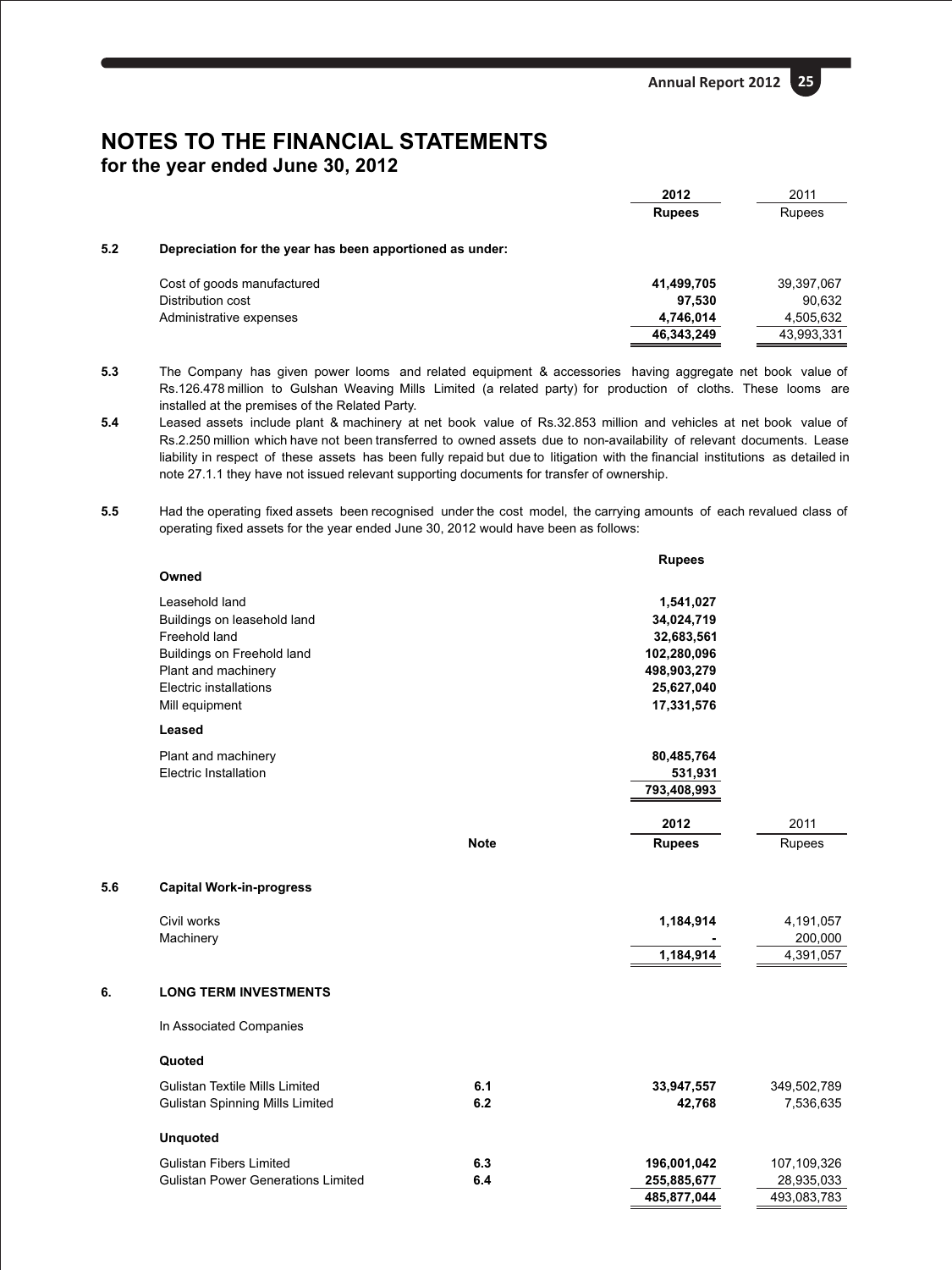# NOTES TO THE FINANCIAL STATEMENTS
## for the year ended June 30, 2012

| | | 2012 Rupees | 2011 Rupees |
|---|---|---|---|
| **5.2** | **Depreciation for the year has been apportioned as under:** | | |
| | Cost of goods manufactured | **41,499,705** | 39,397,067 |
| | Distribution cost | **97,530** | 90,632 |
| | Administrative expenses | **4,746,014** | 4,505,632 |
| | | **46,343,249** | 43,993,331 |

**5.3** The Company has given power looms and related equipment & accessories having aggregate net book value of Rs.126.478 million to Gulshan Weaving Mills Limited (a related party) for production of cloths. These looms are installed at the premises of the Related Party.

**5.4** Leased assets include plant & machinery at net book value of Rs.32.853 million and vehicles at net book value of Rs.2.250 million which have not been transferred to owned assets due to non-availability of relevant documents. Lease liability in respect of these assets has been fully repaid but due to litigation with the financial institutions as detailed in note 27.1.1 they have not issued relevant supporting documents for transfer of ownership.

**5.5** Had the operating fixed assets been recognised under the cost model, the carrying amounts of each revalued class of operating fixed assets for the year ended June 30, 2012 would have been as follows:

| | Rupees |
|---|---|
| **Owned** | |
| Leasehold land | **1,541,027** |
| Buildings on leasehold land | **34,024,719** |
| Freehold land | **32,683,561** |
| Buildings on Freehold land | **102,280,096** |
| Plant and machinery | **498,903,279** |
| Electric installations | **25,627,040** |
| Mill equipment | **17,331,576** |
| **Leased** | |
| Plant and machinery | **80,485,764** |
| Electric Installation | **531,931** |
| | **793,408,993** |

| | | Note | 2012 Rupees | 2011 Rupees |
|---|---|---|---|---|
| **5.6** | **Capital Work-in-progress** | | | |
| | Civil works | | **1,184,914** | 4,191,057 |
| | Machinery | | **-** | 200,000 |
| | | | **1,184,914** | 4,391,057 |
| **6.** | **LONG TERM INVESTMENTS** | | | |
| | In Associated Companies | | | |
| | **Quoted** | | | |
| | Gulistan Textile Mills Limited | 6.1 | **33,947,557** | 349,502,789 |
| | Gulistan Spinning Mills Limited | 6.2 | **42,768** | 7,536,635 |
| | **Unquoted** | | | |
| | Gulistan Fibers Limited | 6.3 | **196,001,042** | 107,109,326 |
| | Gulistan Power Generations Limited | 6.4 | **255,885,677** | 28,935,033 |
| | | | **485,877,044** | 493,083,783 |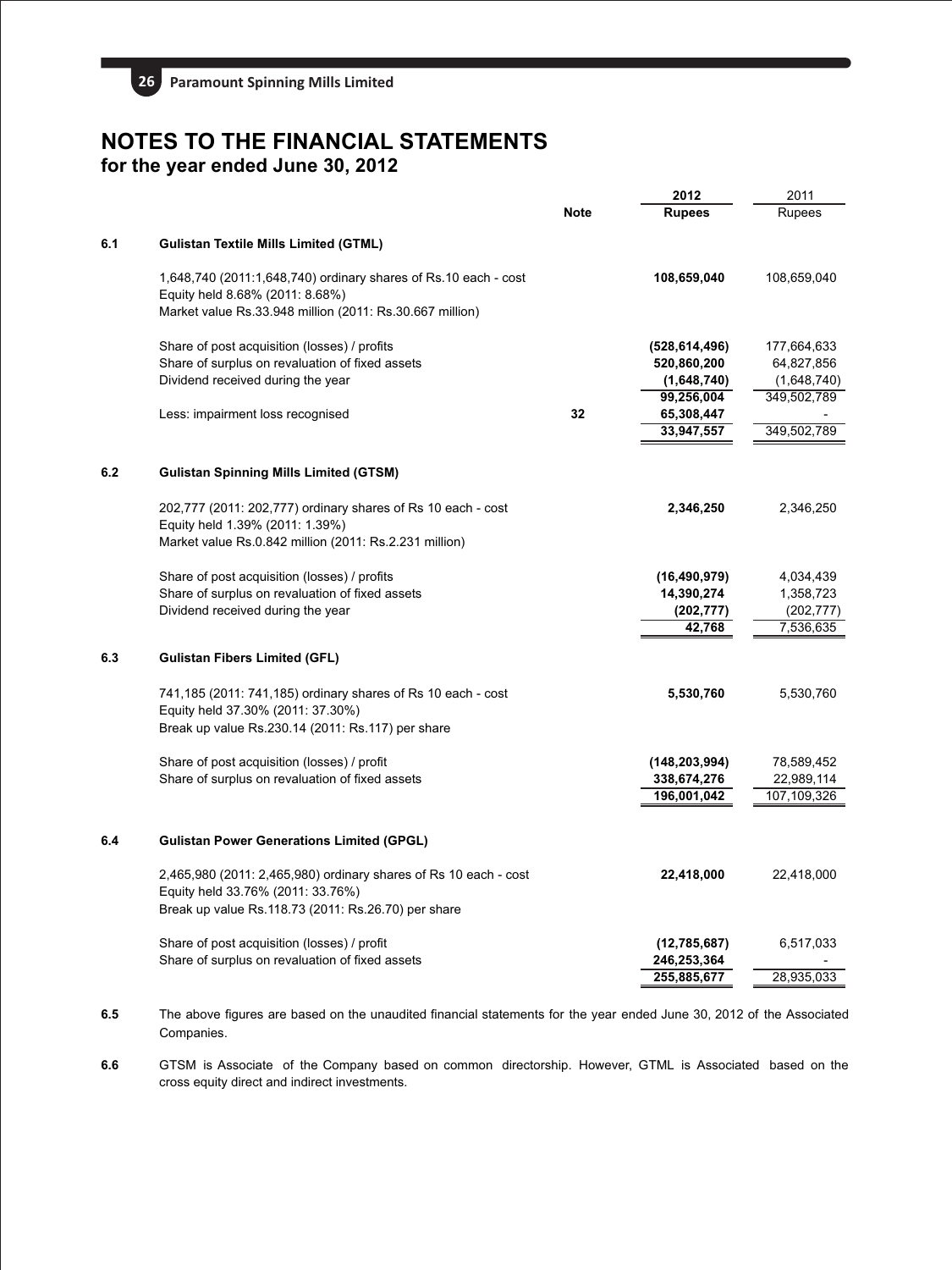# NOTES TO THE FINANCIAL STATEMENTS
## for the year ended June 30, 2012

| | | Note | 2012 Rupees | 2011 Rupees |
|---|---|---|---|---|
| **6.1** | **Gulistan Textile Mills Limited (GTML)** | | | |
| | 1,648,740 (2011:1,648,740) ordinary shares of Rs.10 each - cost<br>Equity held 8.68% (2011: 8.68%)<br>Market value Rs.33.948 million (2011: Rs.30.667 million) | | **108,659,040** | 108,659,040 |
| | Share of post acquisition (losses) / profits | | **(528,614,496)** | 177,664,633 |
| | Share of surplus on revaluation of fixed assets | | **520,860,200** | 64,827,856 |
| | Dividend received during the year | | **(1,648,740)** | (1,648,740) |
| | | | **99,256,004** | 349,502,789 |
| | Less: impairment loss recognised | 32 | **65,308,447** | - |
| | | | **33,947,557** | 349,502,789 |
| **6.2** | **Gulistan Spinning Mills Limited (GTSM)** | | | |
| | 202,777 (2011: 202,777) ordinary shares of Rs 10 each - cost<br>Equity held 1.39% (2011: 1.39%)<br>Market value Rs.0.842 million (2011: Rs.2.231 million) | | **2,346,250** | 2,346,250 |
| | Share of post acquisition (losses) / profits | | **(16,490,979)** | 4,034,439 |
| | Share of surplus on revaluation of fixed assets | | **14,390,274** | 1,358,723 |
| | Dividend received during the year | | **(202,777)** | (202,777) |
| | | | **42,768** | 7,536,635 |
| **6.3** | **Gulistan Fibers Limited (GFL)** | | | |
| | 741,185 (2011: 741,185) ordinary shares of Rs 10 each - cost<br>Equity held 37.30% (2011: 37.30%)<br>Break up value Rs.230.14 (2011: Rs.117) per share | | **5,530,760** | 5,530,760 |
| | Share of post acquisition (losses) / profit | | **(148,203,994)** | 78,589,452 |
| | Share of surplus on revaluation of fixed assets | | **338,674,276** | 22,989,114 |
| | | | **196,001,042** | 107,109,326 |
| **6.4** | **Gulistan Power Generations Limited (GPGL)** | | | |
| | 2,465,980 (2011: 2,465,980) ordinary shares of Rs 10 each - cost<br>Equity held 33.76% (2011: 33.76%)<br>Break up value Rs.118.73 (2011: Rs.26.70) per share | | **22,418,000** | 22,418,000 |
| | Share of post acquisition (losses) / profit | | **(12,785,687)** | 6,517,033 |
| | Share of surplus on revaluation of fixed assets | | **246,253,364** | - |
| | | | **255,885,677** | 28,935,033 |

**6.5** The above figures are based on the unaudited financial statements for the year ended June 30, 2012 of the Associated Companies.

**6.6** GTSM is Associate of the Company based on common directorship. However, GTML is Associated based on the cross equity direct and indirect investments.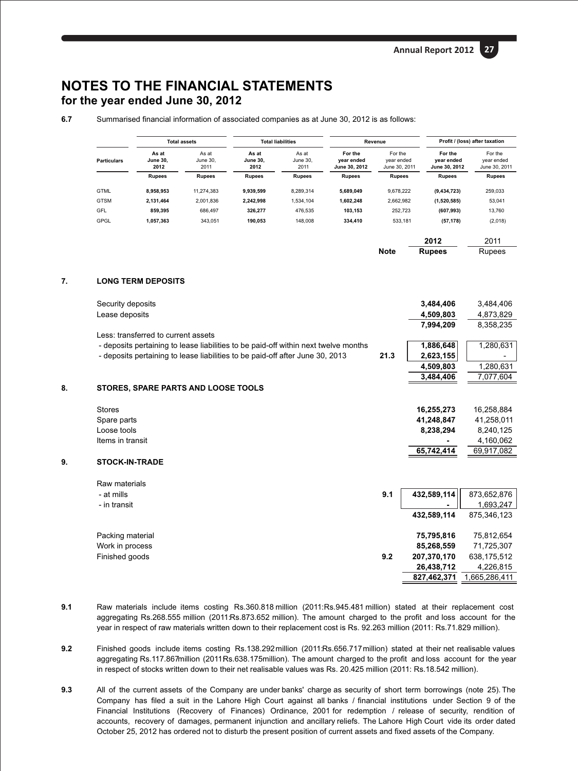# NOTES TO THE FINANCIAL STATEMENTS
## for the year ended June 30, 2012

**6.7** Summarised financial information of associated companies as at June 30, 2012 is as follows:

| Particulars | Total assets | | Total liabilities | | Revenue | | Profit / (loss) after taxation | |
|---|---|---|---|---|---|---|---|---|
| | **As at June 30, 2012** | As at June 30, 2011 | **As at June 30, 2012** | As at June 30, 2011 | **For the year ended June 30, 2012** | For the year ended June 30, 2011 | **For the year ended June 30, 2012** | For the year ended June 30, 2011 |
| | **Rupees** | Rupees | **Rupees** | Rupees | **Rupees** | Rupees | **Rupees** | Rupees |
| GTML | **8,958,953** | 11,274,383 | **9,939,599** | 8,289,314 | **5,689,049** | 9,678,222 | **(9,434,723)** | 259,033 |
| GTSM | **2,131,464** | 2,001,836 | **2,242,998** | 1,534,104 | **1,602,248** | 2,662,982 | **(1,520,585)** | 53,041 |
| GFL | **859,395** | 686,497 | **326,277** | 476,535 | **103,153** | 252,723 | **(607,993)** | 13,760 |
| GPGL | **1,057,363** | 343,051 | **190,053** | 148,008 | **334,410** | 533,181 | **(57,178)** | (2,018) |

| | Note | 2012 Rupees | 2011 Rupees |
|---|---|---|---|
| **7. LONG TERM DEPOSITS** | | | |
| Security deposits | | **3,484,406** | 3,484,406 |
| Lease deposits | | **4,509,803** | 4,873,829 |
| | | **7,994,209** | 8,358,235 |
| Less: transferred to current assets | | | |
| - deposits pertaining to lease liabilities to be paid-off within next twelve months | | **1,886,648** | 1,280,631 |
| - deposits pertaining to lease liabilities to be paid-off after June 30, 2013 | 21.3 | **2,623,155** | - |
| | | **4,509,803** | 1,280,631 |
| | | **3,484,406** | 7,077,604 |
| **8. STORES, SPARE PARTS AND LOOSE TOOLS** | | | |
| Stores | | **16,255,273** | 16,258,884 |
| Spare parts | | **41,248,847** | 41,258,011 |
| Loose tools | | **8,238,294** | 8,240,125 |
| Items in transit | | **-** | 4,160,062 |
| | | **65,742,414** | 69,917,082 |
| **9. STOCK-IN-TRADE** | | | |
| Raw materials | | | |
| - at mills | 9.1 | **432,589,114** | 873,652,876 |
| - in transit | | **-** | 1,693,247 |
| | | **432,589,114** | 875,346,123 |
| Packing material | | **75,795,816** | 75,812,654 |
| Work in process | | **85,268,559** | 71,725,307 |
| Finished goods | 9.2 | **207,370,170** | 638,175,512 |
| | | **26,438,712** | 4,226,815 |
| | | **827,462,371** | 1,665,286,411 |

**9.1** Raw materials include items costing Rs.360.818 million (2011:Rs.945.481 million) stated at their replacement cost aggregating Rs.268.555 million (2011:Rs.873.652 million). The amount charged to the profit and loss account for the year in respect of raw materials written down to their replacement cost is Rs. 92.263 million (2011: Rs.71.829 million).

**9.2** Finished goods include items costing Rs.138.292 million (2011:Rs.656.717 million) stated at their net realisable values aggregating Rs.117.867 million (2011 Rs.638.175 million). The amount charged to the profit and loss account for the year in respect of stocks written down to their net realisable values was Rs. 20.425 million (2011: Rs.18.542 million).

**9.3** All of the current assets of the Company are under banks' charge as security of short term borrowings (note 25). The Company has filed a suit in the Lahore High Court against all banks / financial institutions under Section 9 of the Financial Institutions (Recovery of Finances) Ordinance, 2001 for redemption / release of security, rendition of accounts, recovery of damages, permanent injunction and ancillary reliefs. The Lahore High Court vide its order dated October 25, 2012 has ordered not to disturb the present position of current assets and fixed assets of the Company.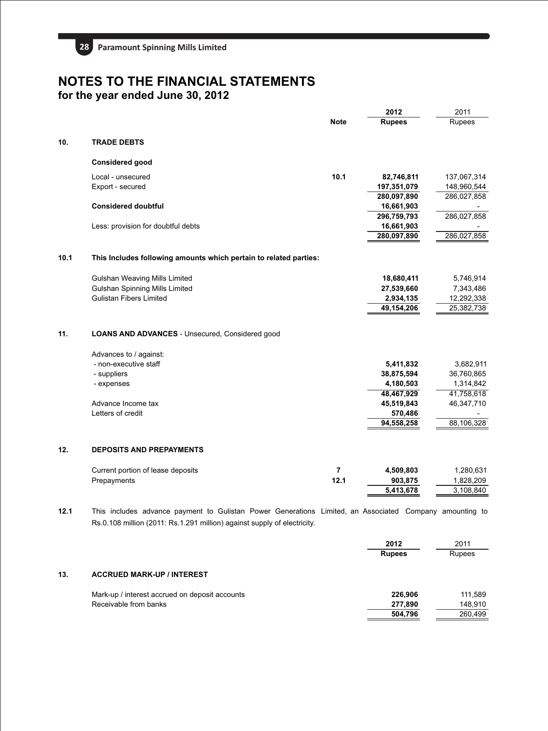# NOTES TO THE FINANCIAL STATEMENTS
## for the year ended June 30, 2012

| | | Note | 2012 Rupees | 2011 Rupees |
|---|---|---|---|---|
| **10.** | **TRADE DEBTS** | | | |
| | **Considered good** | | | |
| | Local - unsecured | 10.1 | 82,746,811 | 137,067,314 |
| | Export - secured | | 197,351,079 | 148,960,544 |
| | | | 280,097,890 | 286,027,858 |
| | **Considered doubtful** | | 16,661,903 | - |
| | | | 296,759,793 | 286,027,858 |
| | Less: provision for doubtful debts | | 16,661,903 | - |
| | | | 280,097,890 | 286,027,858 |

**10.1 This Includes following amounts which pertain to related parties:**

| | 2012 Rupees | 2011 Rupees |
|---|---|---|
| Gulshan Weaving Mills Limited | 18,680,411 | 5,746,914 |
| Gulshan Spinning Mills Limited | 27,539,660 | 7,343,486 |
| Gulistan Fibers Limited | 2,934,135 | 12,292,338 |
| | 49,154,206 | 25,382,738 |

**11. LOANS AND ADVANCES** - Unsecured, Considered good

| | 2012 Rupees | 2011 Rupees |
|---|---|---|
| Advances to / against: | | |
| - non-executive staff | 5,411,832 | 3,682,911 |
| - suppliers | 38,875,594 | 36,760,865 |
| - expenses | 4,180,503 | 1,314,842 |
| | 48,467,929 | 41,758,618 |
| Advance Income tax | 45,519,843 | 46,347,710 |
| Letters of credit | 570,486 | - |
| | 94,558,258 | 88,106,328 |

**12. DEPOSITS AND PREPAYMENTS**

| | Note | 2012 Rupees | 2011 Rupees |
|---|---|---|---|
| Current portion of lease deposits | 7 | 4,509,803 | 1,280,631 |
| Prepayments | 12.1 | 903,875 | 1,828,209 |
| | | 5,413,678 | 3,108,840 |

**12.1** This includes advance payment to Gulistan Power Generations Limited, an Associated Company amounting to Rs.0.108 million (2011: Rs.1.291 million) against supply of electricity.

**13. ACCRUED MARK-UP / INTEREST**

| | 2012 Rupees | 2011 Rupees |
|---|---|---|
| Mark-up / interest accrued on deposit accounts | 226,906 | 111,589 |
| Receivable from banks | 277,890 | 148,910 |
| | 504,796 | 260,499 |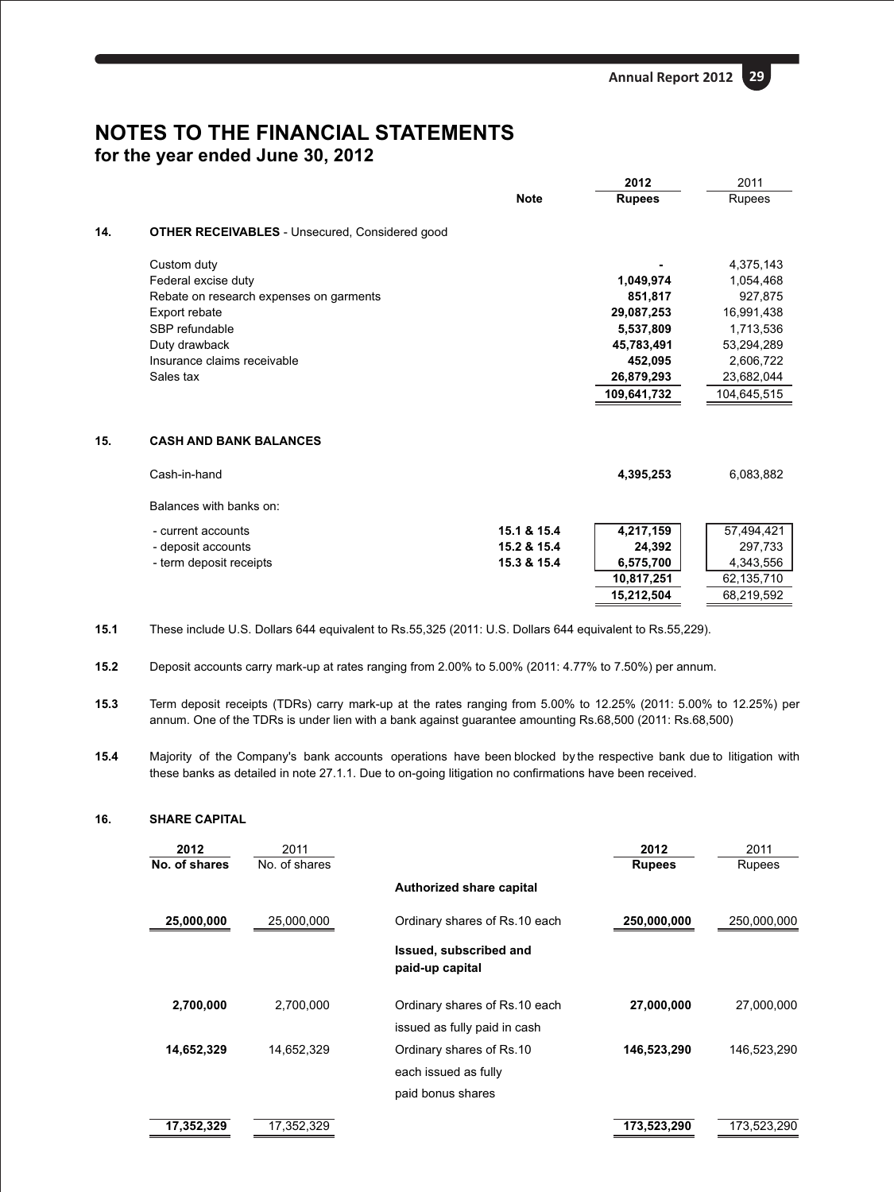# NOTES TO THE FINANCIAL STATEMENTS
## for the year ended June 30, 2012

| | | Note | 2012 Rupees | 2011 Rupees |
|---|---|---|---|---|
| **14.** | **OTHER RECEIVABLES** - Unsecured, Considered good | | | |
| | Custom duty | | **-** | 4,375,143 |
| | Federal excise duty | | **1,049,974** | 1,054,468 |
| | Rebate on research expenses on garments | | **851,817** | 927,875 |
| | Export rebate | | **29,087,253** | 16,991,438 |
| | SBP refundable | | **5,537,809** | 1,713,536 |
| | Duty drawback | | **45,783,491** | 53,294,289 |
| | Insurance claims receivable | | **452,095** | 2,606,722 |
| | Sales tax | | **26,879,293** | 23,682,044 |
| | | | **109,641,732** | 104,645,515 |
| **15.** | **CASH AND BANK BALANCES** | | | |
| | Cash-in-hand | | **4,395,253** | 6,083,882 |
| | Balances with banks on: | | | |
| | - current accounts | **15.1 & 15.4** | **4,217,159** | 57,494,421 |
| | - deposit accounts | **15.2 & 15.4** | **24,392** | 297,733 |
| | - term deposit receipts | **15.3 & 15.4** | **6,575,700** | 4,343,556 |
| | | | **10,817,251** | 62,135,710 |
| | | | **15,212,504** | 68,219,592 |

**15.1** These include U.S. Dollars 644 equivalent to Rs.55,325 (2011: U.S. Dollars 644 equivalent to Rs.55,229).

**15.2** Deposit accounts carry mark-up at rates ranging from 2.00% to 5.00% (2011: 4.77% to 7.50%) per annum.

**15.3** Term deposit receipts (TDRs) carry mark-up at the rates ranging from 5.00% to 12.25% (2011: 5.00% to 12.25%) per annum. One of the TDRs is under lien with a bank against guarantee amounting Rs.68,500 (2011: Rs.68,500)

**15.4** Majority of the Company's bank accounts operations have been blocked by the respective bank due to litigation with these banks as detailed in note 27.1.1. Due to on-going litigation no confirmations have been received.

**16. SHARE CAPITAL**

| 2012 No. of shares | 2011 No. of shares | | 2012 Rupees | 2011 Rupees |
|---|---|---|---|---|
| | | **Authorized share capital** | | |
| **25,000,000** | 25,000,000 | Ordinary shares of Rs.10 each | **250,000,000** | 250,000,000 |
| | | **Issued, subscribed and paid-up capital** | | |
| **2,700,000** | 2,700,000 | Ordinary shares of Rs.10 each issued as fully paid in cash | **27,000,000** | 27,000,000 |
| **14,652,329** | 14,652,329 | Ordinary shares of Rs.10 each issued as fully paid bonus shares | **146,523,290** | 146,523,290 |
| **17,352,329** | 17,352,329 | | **173,523,290** | 173,523,290 |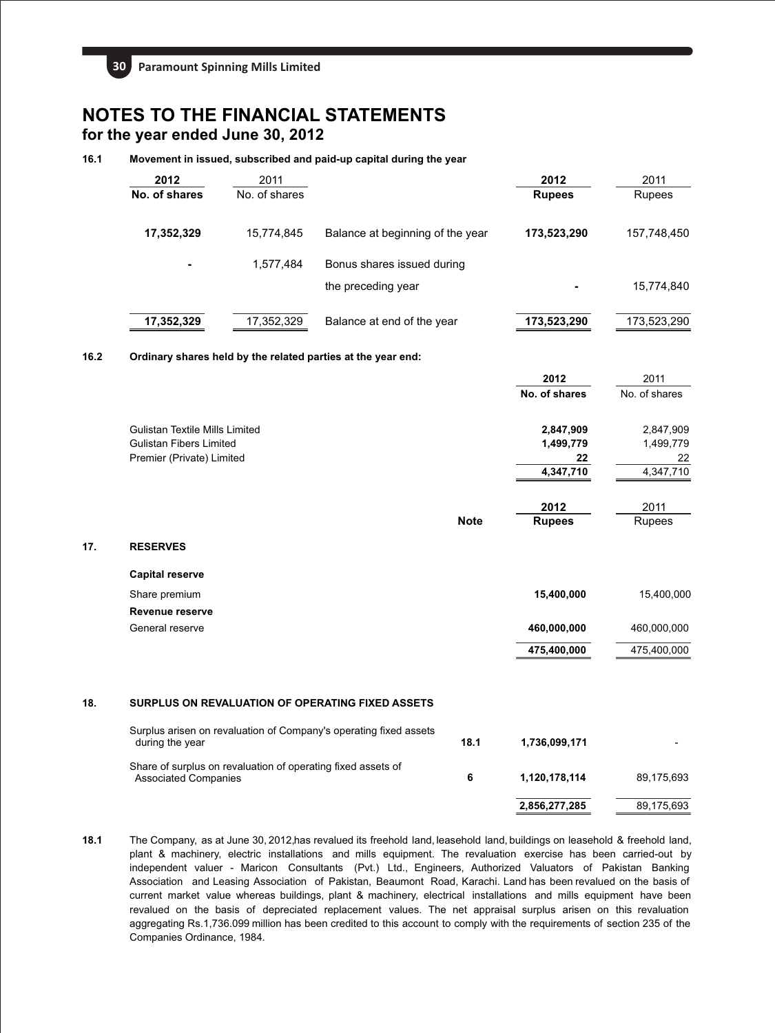# NOTES TO THE FINANCIAL STATEMENTS
## for the year ended June 30, 2012

**16.1 Movement in issued, subscribed and paid-up capital during the year**

| 2012 No. of shares | 2011 No. of shares | | 2012 Rupees | 2011 Rupees |
|---|---|---|---|---|
| **17,352,329** | 15,774,845 | Balance at beginning of the year | **173,523,290** | 157,748,450 |
| **-** | 1,577,484 | Bonus shares issued during the preceding year | **-** | 15,774,840 |
| **17,352,329** | 17,352,329 | Balance at end of the year | **173,523,290** | 173,523,290 |

**16.2 Ordinary shares held by the related parties at the year end:**

| | 2012 No. of shares | 2011 No. of shares |
|---|---|---|
| Gulistan Textile Mills Limited | **2,847,909** | 2,847,909 |
| Gulistan Fibers Limited | **1,499,779** | 1,499,779 |
| Premier (Private) Limited | **22** | 22 |
| | **4,347,710** | 4,347,710 |

## 17. RESERVES

| | Note | 2012 Rupees | 2011 Rupees |
|---|---|---|---|
| **Capital reserve** | | | |
| Share premium | | **15,400,000** | 15,400,000 |
| **Revenue reserve** | | | |
| General reserve | | **460,000,000** | 460,000,000 |
| | | **475,400,000** | 475,400,000 |

## 18. SURPLUS ON REVALUATION OF OPERATING FIXED ASSETS

| | Note | 2012 Rupees | 2011 Rupees |
|---|---|---|---|
| Surplus arisen on revaluation of Company's operating fixed assets during the year | 18.1 | **1,736,099,171** | - |
| Share of surplus on revaluation of operating fixed assets of Associated Companies | 6 | **1,120,178,114** | 89,175,693 |
| | | **2,856,277,285** | 89,175,693 |

**18.1** The Company, as at June 30, 2012,has revalued its freehold land, leasehold land, buildings on leasehold & freehold land, plant & machinery, electric installations and mills equipment. The revaluation exercise has been carried-out by independent valuer - Maricon Consultants (Pvt.) Ltd., Engineers, Authorized Valuators of Pakistan Banking Association and Leasing Association of Pakistan, Beaumont Road, Karachi. Land has been revalued on the basis of current market value whereas buildings, plant & machinery, electrical installations and mills equipment have been revalued on the basis of depreciated replacement values. The net appraisal surplus arisen on this revaluation aggregating Rs.1,736.099 million has been credited to this account to comply with the requirements of section 235 of the Companies Ordinance, 1984.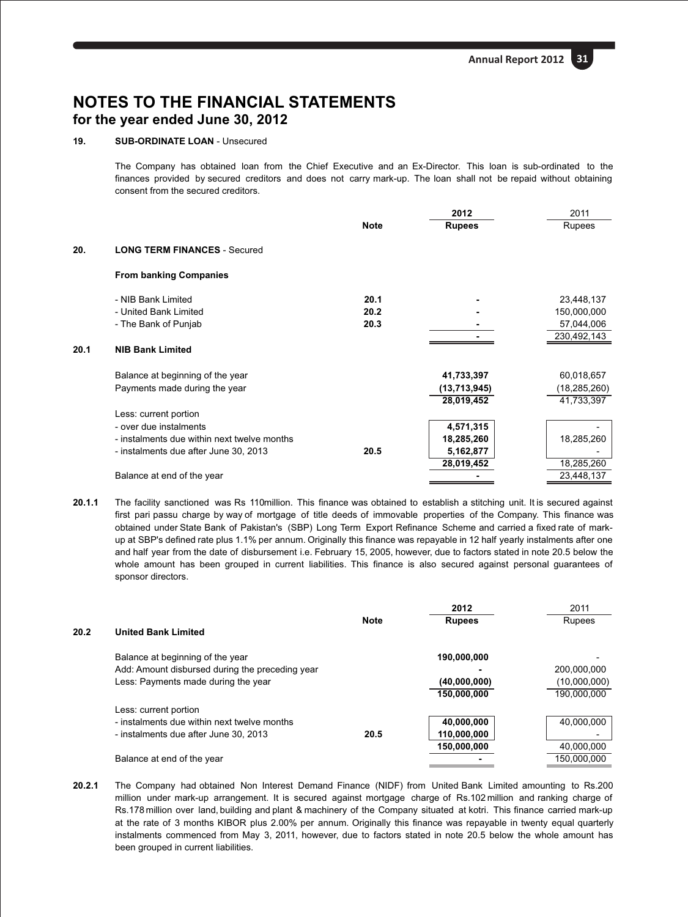# NOTES TO THE FINANCIAL STATEMENTS
## for the year ended June 30, 2012

**19. SUB-ORDINATE LOAN** - Unsecured

The Company has obtained loan from the Chief Executive and an Ex-Director. This loan is sub-ordinated to the finances provided by secured creditors and does not carry mark-up. The loan shall not be repaid without obtaining consent from the secured creditors.

| | Note | 2012 Rupees | 2011 Rupees |
|---|---|---|---|
| **20. LONG TERM FINANCES** - Secured | | | |
| **From banking Companies** | | | |
| - NIB Bank Limited | 20.1 | - | 23,448,137 |
| - United Bank Limited | 20.2 | - | 150,000,000 |
| - The Bank of Punjab | 20.3 | - | 57,044,006 |
| | | - | 230,492,143 |
| **20.1 NIB Bank Limited** | | | |
| Balance at beginning of the year | | 41,733,397 | 60,018,657 |
| Payments made during the year | | (13,713,945) | (18,285,260) |
| | | 28,019,452 | 41,733,397 |
| Less: current portion | | | |
| - over due instalments | | 4,571,315 | - |
| - instalments due within next twelve months | | 18,285,260 | 18,285,260 |
| - instalments due after June 30, 2013 | 20.5 | 5,162,877 | - |
| | | 28,019,452 | 18,285,260 |
| Balance at end of the year | | - | 23,448,137 |

**20.1.1** The facility sanctioned was Rs 110million. This finance was obtained to establish a stitching unit. It is secured against first pari passu charge by way of mortgage of title deeds of immovable properties of the Company. This finance was obtained under State Bank of Pakistan's (SBP) Long Term Export Refinance Scheme and carried a fixed rate of mark-up at SBP's defined rate plus 1.1% per annum. Originally this finance was repayable in 12 half yearly instalments after one and half year from the date of disbursement i.e. February 15, 2005, however, due to factors stated in note 20.5 below the whole amount has been grouped in current liabilities. This finance is also secured against personal guarantees of sponsor directors.

| | Note | 2012 Rupees | 2011 Rupees |
|---|---|---|---|
| **20.2 United Bank Limited** | | | |
| Balance at beginning of the year | | 190,000,000 | - |
| Add: Amount disbursed during the preceding year | | - | 200,000,000 |
| Less: Payments made during the year | | (40,000,000) | (10,000,000) |
| | | 150,000,000 | 190,000,000 |
| Less: current portion | | | |
| - instalments due within next twelve months | | 40,000,000 | 40,000,000 |
| - instalments due after June 30, 2013 | 20.5 | 110,000,000 | - |
| | | 150,000,000 | 40,000,000 |
| Balance at end of the year | | - | 150,000,000 |

**20.2.1** The Company had obtained Non Interest Demand Finance (NIDF) from United Bank Limited amounting to Rs.200 million under mark-up arrangement. It is secured against mortgage charge of Rs.102 million and ranking charge of Rs.178 million over land, building and plant & machinery of the Company situated at kotri. This finance carried mark-up at the rate of 3 months KIBOR plus 2.00% per annum. Originally this finance was repayable in twenty equal quarterly instalments commenced from May 3, 2011, however, due to factors stated in note 20.5 below the whole amount has been grouped in current liabilities.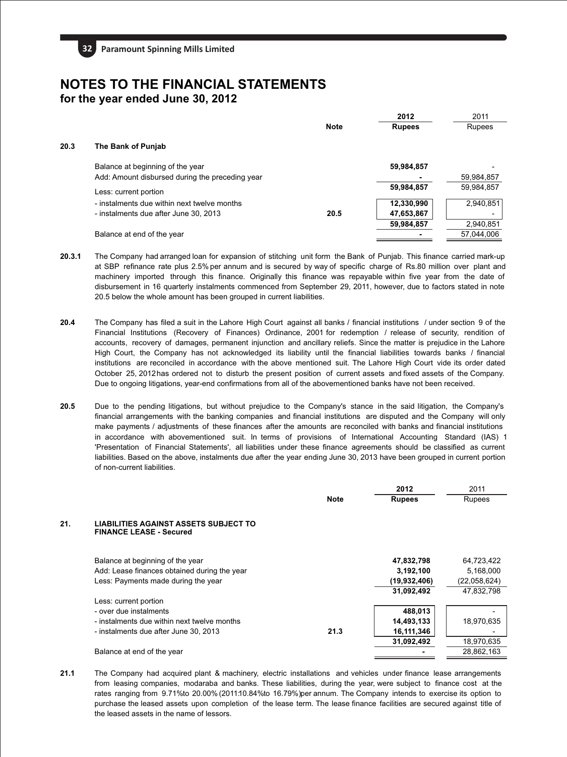# NOTES TO THE FINANCIAL STATEMENTS
## for the year ended June 30, 2012

| | | Note | 2012 Rupees | 2011 Rupees |
|---|---|---|---|---|
| **20.3** | **The Bank of Punjab** | | | |
| | Balance at beginning of the year | | **59,984,857** | - |
| | Add: Amount disbursed during the preceding year | | **-** | 59,984,857 |
| | | | **59,984,857** | 59,984,857 |
| | Less: current portion | | | |
| | - instalments due within next twelve months | | **12,330,990** | 2,940,851 |
| | - instalments due after June 30, 2013 | 20.5 | **47,653,867** | - |
| | | | **59,984,857** | 2,940,851 |
| | Balance at end of the year | | **-** | 57,044,006 |

**20.3.1** The Company had arranged loan for expansion of stitching unit form the Bank of Punjab. This finance carried mark-up at SBP refinance rate plus 2.5% per annum and is secured by way of specific charge of Rs.80 million over plant and machinery imported through this finance. Originally this finance was repayable within five year from the date of disbursement in 16 quarterly instalments commenced from September 29, 2011, however, due to factors stated in note 20.5 below the whole amount has been grouped in current liabilities.

**20.4** The Company has filed a suit in the Lahore High Court against all banks / financial institutions / under section 9 of the Financial Institutions (Recovery of Finances) Ordinance, 2001 for redemption / release of security, rendition of accounts, recovery of damages, permanent injunction and ancillary reliefs. Since the matter is prejudice in the Lahore High Court, the Company has not acknowledged its liability until the financial liabilities towards banks / financial institutions are reconciled in accordance with the above mentioned suit. The Lahore High Court vide its order dated October 25, 2012 has ordered not to disturb the present position of current assets and fixed assets of the Company. Due to ongoing litigations, year-end confirmations from all of the abovementioned banks have not been received.

**20.5** Due to the pending litigations, but without prejudice to the Company's stance in the said litigation, the Company's financial arrangements with the banking companies and financial institutions are disputed and the Company will only make payments / adjustments of these finances after the amounts are reconciled with banks and financial institutions in accordance with abovementioned suit. In terms of provisions of International Accounting Standard (IAS) 1 'Presentation of Financial Statements', all liabilities under these finance agreements should be classified as current liabilities. Based on the above, instalments due after the year ending June 30, 2013 have been grouped in current portion of non-current liabilities.

| | | Note | 2012 Rupees | 2011 Rupees |
|---|---|---|---|---|
| **21.** | **LIABILITIES AGAINST ASSETS SUBJECT TO FINANCE LEASE - Secured** | | | |
| | Balance at beginning of the year | | **47,832,798** | 64,723,422 |
| | Add: Lease finances obtained during the year | | **3,192,100** | 5,168,000 |
| | Less: Payments made during the year | | **(19,932,406)** | (22,058,624) |
| | | | **31,092,492** | 47,832,798 |
| | Less: current portion | | | |
| | - over due instalments | | **488,013** | - |
| | - instalments due within next twelve months | | **14,493,133** | 18,970,635 |
| | - instalments due after June 30, 2013 | 21.3 | **16,111,346** | - |
| | | | **31,092,492** | 18,970,635 |
| | Balance at end of the year | | **-** | 28,862,163 |

**21.1** The Company had acquired plant & machinery, electric installations and vehicles under finance lease arrangements from leasing companies, modaraba and banks. These liabilities, during the year, were subject to finance cost at the rates ranging from 9.71% to 20.00% (2011:10.84% to 16.79%) per annum. The Company intends to exercise its option to purchase the leased assets upon completion of the lease term. The lease finance facilities are secured against title of the leased assets in the name of lessors.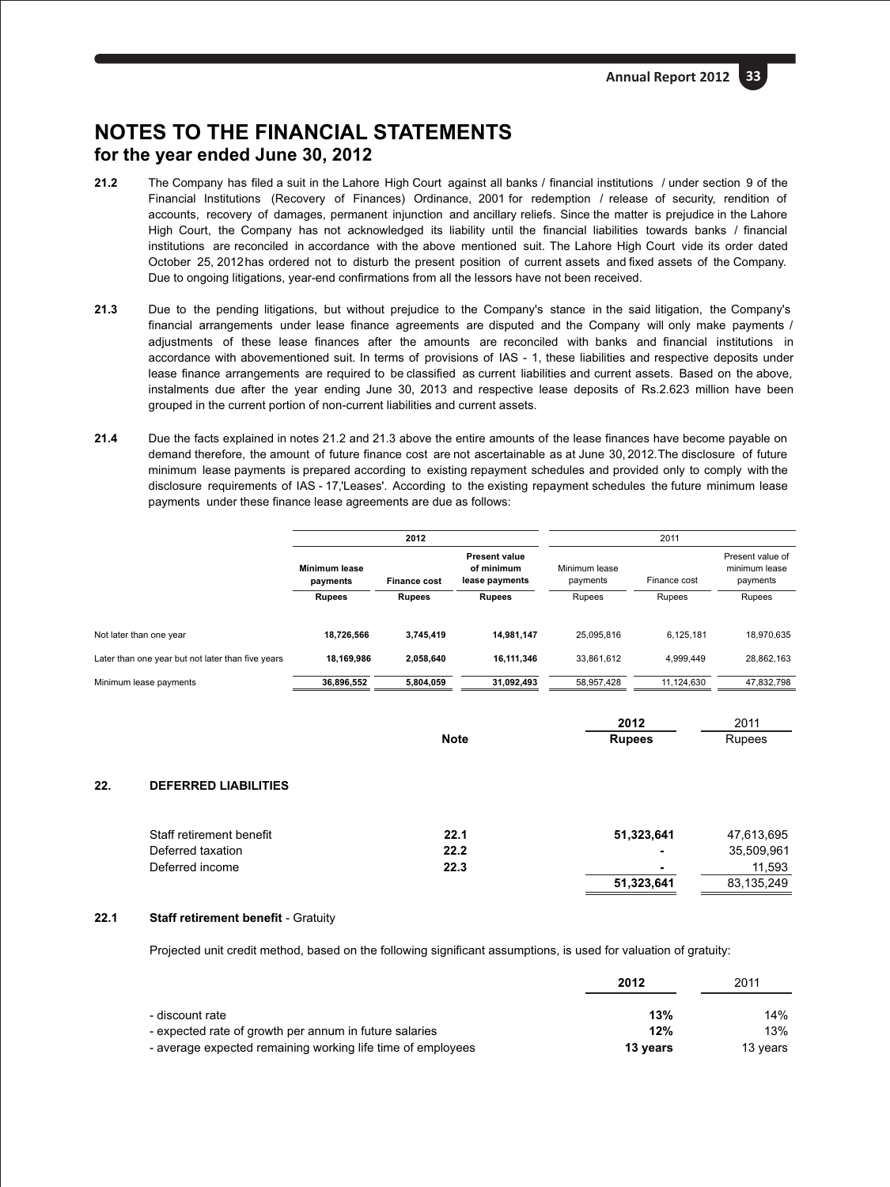# NOTES TO THE FINANCIAL STATEMENTS
## for the year ended June 30, 2012

**21.2** The Company has filed a suit in the Lahore High Court against all banks / financial institutions / under section 9 of the Financial Institutions (Recovery of Finances) Ordinance, 2001 for redemption / release of security, rendition of accounts, recovery of damages, permanent injunction and ancillary reliefs. Since the matter is prejudice in the Lahore High Court, the Company has not acknowledged its liability until the financial liabilities towards banks / financial institutions are reconciled in accordance with the above mentioned suit. The Lahore High Court vide its order dated October 25, 2012 has ordered not to disturb the present position of current assets and fixed assets of the Company. Due to ongoing litigations, year-end confirmations from all the lessors have not been received.

**21.3** Due to the pending litigations, but without prejudice to the Company's stance in the said litigation, the Company's financial arrangements under lease finance agreements are disputed and the Company will only make payments / adjustments of these lease finances after the amounts are reconciled with banks and financial institutions in accordance with abovementioned suit. In terms of provisions of IAS - 1, these liabilities and respective deposits under lease finance arrangements are required to be classified as current liabilities and current assets. Based on the above, instalments due after the year ending June 30, 2013 and respective lease deposits of Rs.2.623 million have been grouped in the current portion of non-current liabilities and current assets.

**21.4** Due the facts explained in notes 21.2 and 21.3 above the entire amounts of the lease finances have become payable on demand therefore, the amount of future finance cost are not ascertainable as at June 30, 2012. The disclosure of future minimum lease payments is prepared according to existing repayment schedules and provided only to comply with the disclosure requirements of IAS - 17,'Leases'. According to the existing repayment schedules the future minimum lease payments under these finance lease agreements are due as follows:

| | **2012** | | | 2011 | | |
|---|---|---|---|---|---|---|
| | **Minimum lease payments** | **Finance cost** | **Present value of minimum lease payments** | Minimum lease payments | Finance cost | Present value of minimum lease payments |
| | **Rupees** | **Rupees** | **Rupees** | Rupees | Rupees | Rupees |
| Not later than one year | **18,726,566** | **3,745,419** | **14,981,147** | 25,095,816 | 6,125,181 | 18,970,635 |
| Later than one year but not later than five years | **18,169,986** | **2,058,640** | **16,111,346** | 33,861,612 | 4,999,449 | 28,862,163 |
| Minimum lease payments | **36,896,552** | **5,804,059** | **31,092,493** | 58,957,428 | 11,124,630 | 47,832,798 |

| | Note | **2012** | 2011 |
|---|---|---|---|
| | | **Rupees** | Rupees |

**22. DEFERRED LIABILITIES**

| | Note | **2012 Rupees** | 2011 Rupees |
|---|---|---|---|
| Staff retirement benefit | 22.1 | **51,323,641** | 47,613,695 |
| Deferred taxation | 22.2 | **-** | 35,509,961 |
| Deferred income | 22.3 | **-** | 11,593 |
| | | **51,323,641** | 83,135,249 |

**22.1 Staff retirement benefit** - Gratuity

Projected unit credit method, based on the following significant assumptions, is used for valuation of gratuity:

| | **2012** | 2011 |
|---|---|---|
| - discount rate | **13%** | 14% |
| - expected rate of growth per annum in future salaries | **12%** | 13% |
| - average expected remaining working life time of employees | **13 years** | 13 years |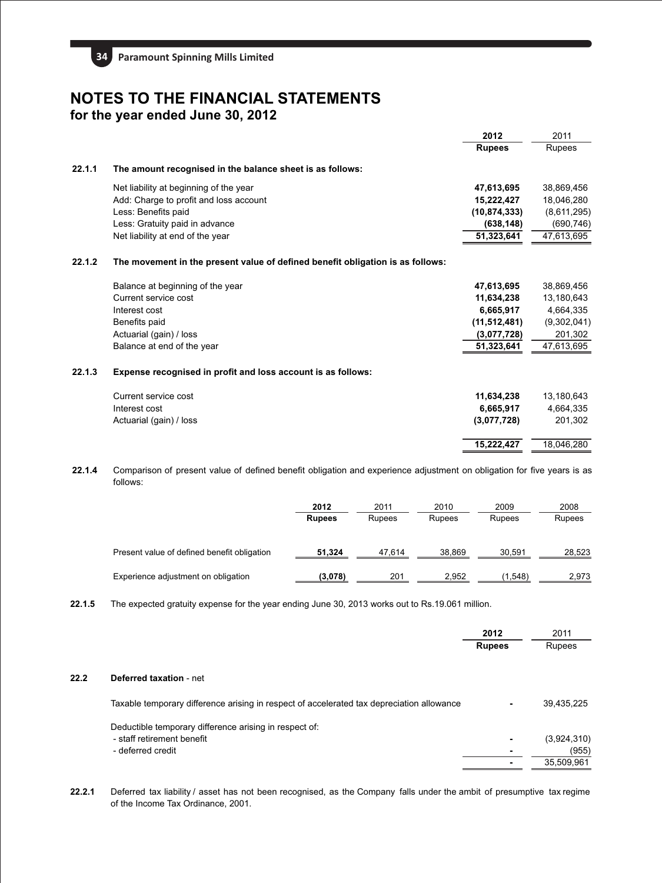# NOTES TO THE FINANCIAL STATEMENTS
## for the year ended June 30, 2012

| | | 2012 Rupees | 2011 Rupees |
|---|---|---|---|
| **22.1.1** | **The amount recognised in the balance sheet is as follows:** | | |
| | Net liability at beginning of the year | **47,613,695** | 38,869,456 |
| | Add: Charge to profit and loss account | **15,222,427** | 18,046,280 |
| | Less: Benefits paid | **(10,874,333)** | (8,611,295) |
| | Less: Gratuity paid in advance | **(638,148)** | (690,746) |
| | Net liability at end of the year | **51,323,641** | 47,613,695 |
| **22.1.2** | **The movement in the present value of defined benefit obligation is as follows:** | | |
| | Balance at beginning of the year | **47,613,695** | 38,869,456 |
| | Current service cost | **11,634,238** | 13,180,643 |
| | Interest cost | **6,665,917** | 4,664,335 |
| | Benefits paid | **(11,512,481)** | (9,302,041) |
| | Actuarial (gain) / loss | **(3,077,728)** | 201,302 |
| | Balance at end of the year | **51,323,641** | 47,613,695 |
| **22.1.3** | **Expense recognised in profit and loss account is as follows:** | | |
| | Current service cost | **11,634,238** | 13,180,643 |
| | Interest cost | **6,665,917** | 4,664,335 |
| | Actuarial (gain) / loss | **(3,077,728)** | 201,302 |
| | | **15,222,427** | 18,046,280 |

**22.1.4** Comparison of present value of defined benefit obligation and experience adjustment on obligation for five years is as follows:

| | 2012 Rupees | 2011 Rupees | 2010 Rupees | 2009 Rupees | 2008 Rupees |
|---|---|---|---|---|---|
| Present value of defined benefit obligation | **51,324** | 47,614 | 38,869 | 30,591 | 28,523 |
| Experience adjustment on obligation | **(3,078)** | 201 | 2,952 | (1,548) | 2,973 |

**22.1.5** The expected gratuity expense for the year ending June 30, 2013 works out to Rs.19.061 million.

| | | 2012 Rupees | 2011 Rupees |
|---|---|---|---|
| **22.2** | **Deferred taxation** - net | | |
| | Taxable temporary difference arising in respect of accelerated tax depreciation allowance | - | 39,435,225 |
| | Deductible temporary difference arising in respect of: | | |
| | - staff retirement benefit | - | (3,924,310) |
| | - deferred credit | - | (955) |
| | | - | 35,509,961 |

**22.2.1** Deferred tax liability / asset has not been recognised, as the Company falls under the ambit of presumptive tax regime of the Income Tax Ordinance, 2001.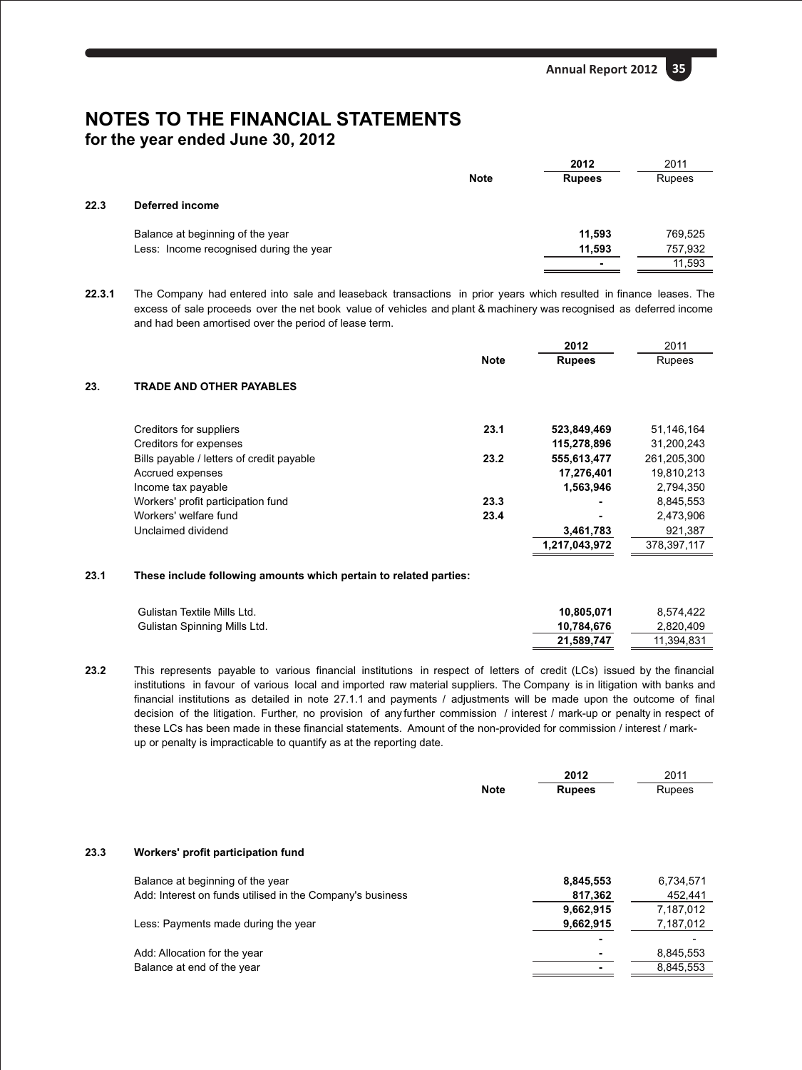# NOTES TO THE FINANCIAL STATEMENTS
## for the year ended June 30, 2012

| | | Note | 2012 Rupees | 2011 Rupees |
|---|---|---|---|---|
| **22.3** | **Deferred income** | | | |
| | Balance at beginning of the year | | **11,593** | 769,525 |
| | Less: Income recognised during the year | | **11,593** | 757,932 |
| | | | **-** | 11,593 |

**22.3.1** The Company had entered into sale and leaseback transactions in prior years which resulted in finance leases. The excess of sale proceeds over the net book value of vehicles and plant & machinery was recognised as deferred income and had been amortised over the period of lease term.

| | | Note | 2012 Rupees | 2011 Rupees |
|---|---|---|---|---|
| **23.** | **TRADE AND OTHER PAYABLES** | | | |
| | Creditors for suppliers | 23.1 | **523,849,469** | 51,146,164 |
| | Creditors for expenses | | **115,278,896** | 31,200,243 |
| | Bills payable / letters of credit payable | 23.2 | **555,613,477** | 261,205,300 |
| | Accrued expenses | | **17,276,401** | 19,810,213 |
| | Income tax payable | | **1,563,946** | 2,794,350 |
| | Workers' profit participation fund | 23.3 | **-** | 8,845,553 |
| | Workers' welfare fund | 23.4 | **-** | 2,473,906 |
| | Unclaimed dividend | | **3,461,783** | 921,387 |
| | | | **1,217,043,972** | 378,397,117 |

**23.1 These include following amounts which pertain to related parties:**

| | 2012 Rupees | 2011 Rupees |
|---|---|---|
| Gulistan Textile Mills Ltd. | **10,805,071** | 8,574,422 |
| Gulistan Spinning Mills Ltd. | **10,784,676** | 2,820,409 |
| | **21,589,747** | 11,394,831 |

**23.2** This represents payable to various financial institutions in respect of letters of credit (LCs) issued by the financial institutions in favour of various local and imported raw material suppliers. The Company is in litigation with banks and financial institutions as detailed in note 27.1.1 and payments / adjustments will be made upon the outcome of final decision of the litigation. Further, no provision of any further commission / interest / mark-up or penalty in respect of these LCs has been made in these financial statements. Amount of the non-provided for commission / interest / mark-up or penalty is impracticable to quantify as at the reporting date.

| | | Note | 2012 Rupees | 2011 Rupees |
|---|---|---|---|---|
| **23.3** | **Workers' profit participation fund** | | | |
| | Balance at beginning of the year | | **8,845,553** | 6,734,571 |
| | Add: Interest on funds utilised in the Company's business | | **817,362** | 452,441 |
| | | | **9,662,915** | 7,187,012 |
| | Less: Payments made during the year | | **9,662,915** | 7,187,012 |
| | | | **-** | - |
| | Add: Allocation for the year | | **-** | 8,845,553 |
| | Balance at end of the year | | **-** | 8,845,553 |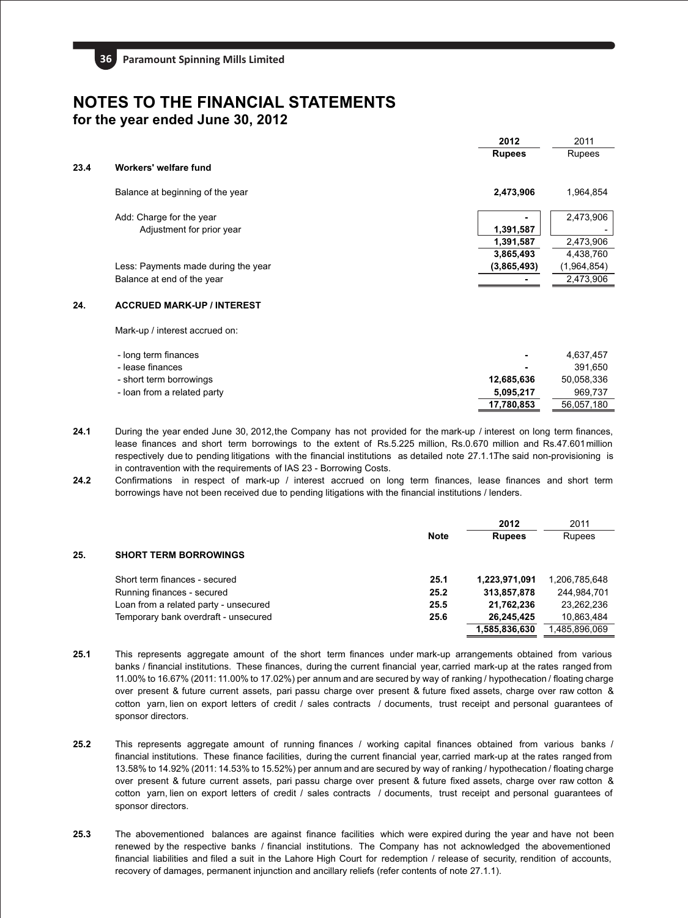# NOTES TO THE FINANCIAL STATEMENTS
## for the year ended June 30, 2012

| | | 2012 Rupees | 2011 Rupees |
|---|---|---|---|
| **23.4** | **Workers' welfare fund** | | |
| | Balance at beginning of the year | **2,473,906** | 1,964,854 |
| | Add: Charge for the year | **-** | 2,473,906 |
| | Adjustment for prior year | **1,391,587** | - |
| | | **1,391,587** | 2,473,906 |
| | | **3,865,493** | 4,438,760 |
| | Less: Payments made during the year | **(3,865,493)** | (1,964,854) |
| | Balance at end of the year | **-** | 2,473,906 |

### 24. ACCRUED MARK-UP / INTEREST

Mark-up / interest accrued on:

| | 2012 Rupees | 2011 Rupees |
|---|---|---|
| - long term finances | **-** | 4,637,457 |
| - lease finances | **-** | 391,650 |
| - short term borrowings | **12,685,636** | 50,058,336 |
| - loan from a related party | **5,095,217** | 969,737 |
| | **17,780,853** | 56,057,180 |

**24.1** During the year ended June 30, 2012, the Company has not provided for the mark-up / interest on long term finances, lease finances and short term borrowings to the extent of Rs.5.225 million, Rs.0.670 million and Rs.47.601 million respectively due to pending litigations with the financial institutions as detailed note 27.1.1. The said non-provisioning is in contravention with the requirements of IAS 23 - Borrowing Costs.

**24.2** Confirmations in respect of mark-up / interest accrued on long term finances, lease finances and short term borrowings have not been received due to pending litigations with the financial institutions / lenders.

### 25. SHORT TERM BORROWINGS

| | Note | 2012 Rupees | 2011 Rupees |
|---|---|---|---|
| Short term finances - secured | 25.1 | **1,223,971,091** | 1,206,785,648 |
| Running finances - secured | 25.2 | **313,857,878** | 244,984,701 |
| Loan from a related party - unsecured | 25.5 | **21,762,236** | 23,262,236 |
| Temporary bank overdraft - unsecured | 25.6 | **26,245,425** | 10,863,484 |
| | | **1,585,836,630** | 1,485,896,069 |

**25.1** This represents aggregate amount of the short term finances under mark-up arrangements obtained from various banks / financial institutions. These finances, during the current financial year, carried mark-up at the rates ranged from 11.00% to 16.67% (2011: 11.00% to 17.02%) per annum and are secured by way of ranking / hypothecation / floating charge over present & future current assets, pari passu charge over present & future fixed assets, charge over raw cotton & cotton yarn, lien on export letters of credit / sales contracts / documents, trust receipt and personal guarantees of sponsor directors.

**25.2** This represents aggregate amount of running finances / working capital finances obtained from various banks / financial institutions. These finance facilities, during the current financial year, carried mark-up at the rates ranged from 13.58% to 14.92% (2011: 14.53% to 15.52%) per annum and are secured by way of ranking / hypothecation / floating charge over present & future current assets, pari passu charge over present & future fixed assets, charge over raw cotton & cotton yarn, lien on export letters of credit / sales contracts / documents, trust receipt and personal guarantees of sponsor directors.

**25.3** The abovementioned balances are against finance facilities which were expired during the year and have not been renewed by the respective banks / financial institutions. The Company has not acknowledged the abovementioned financial liabilities and filed a suit in the Lahore High Court for redemption / release of security, rendition of accounts, recovery of damages, permanent injunction and ancillary reliefs (refer contents of note 27.1.1).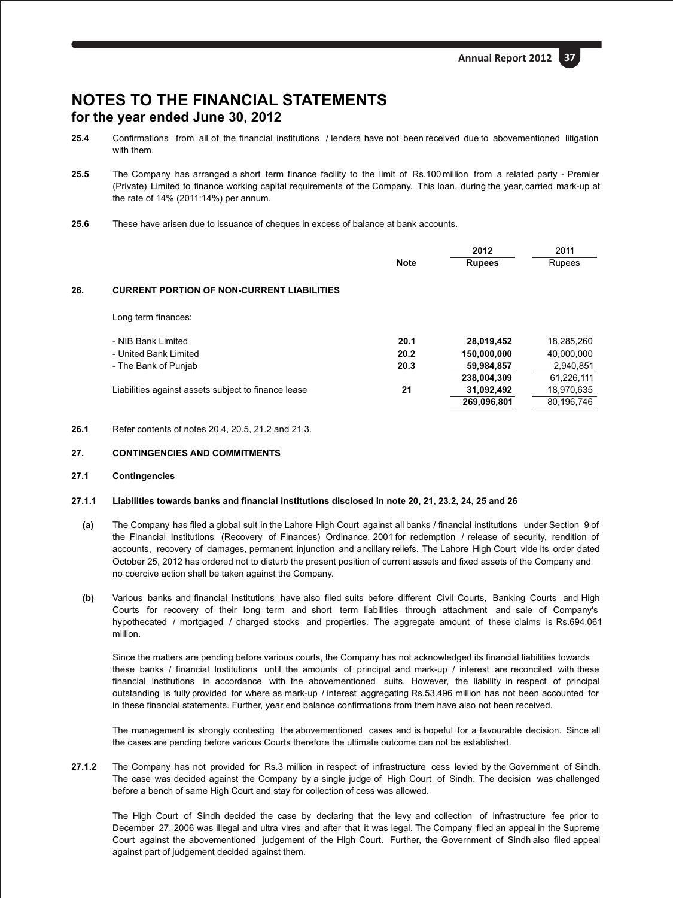# NOTES TO THE FINANCIAL STATEMENTS
## for the year ended June 30, 2012

**25.4** Confirmations from all of the financial institutions / lenders have not been received due to abovementioned litigation with them.

**25.5** The Company has arranged a short term finance facility to the limit of Rs.100 million from a related party - Premier (Private) Limited to finance working capital requirements of the Company. This loan, during the year, carried mark-up at the rate of 14% (2011:14%) per annum.

**25.6** These have arisen due to issuance of cheques in excess of balance at bank accounts.

| | | Note | 2012 Rupees | 2011 Rupees |
|---|---|---|---|---|
| **26.** | **CURRENT PORTION OF NON-CURRENT LIABILITIES** | | | |
| | Long term finances: | | | |
| | - NIB Bank Limited | **20.1** | **28,019,452** | 18,285,260 |
| | - United Bank Limited | **20.2** | **150,000,000** | 40,000,000 |
| | - The Bank of Punjab | **20.3** | **59,984,857** | 2,940,851 |
| | | | **238,004,309** | 61,226,111 |
| | Liabilities against assets subject to finance lease | **21** | **31,092,492** | 18,970,635 |
| | | | **269,096,801** | 80,196,746 |

**26.1** Refer contents of notes 20.4, 20.5, 21.2 and 21.3.

**27. CONTINGENCIES AND COMMITMENTS**

**27.1 Contingencies**

**27.1.1 Liabilities towards banks and financial institutions disclosed in note 20, 21, 23.2, 24, 25 and 26**

**(a)** The Company has filed a global suit in the Lahore High Court against all banks / financial institutions under Section 9 of the Financial Institutions (Recovery of Finances) Ordinance, 2001 for redemption / release of security, rendition of accounts, recovery of damages, permanent injunction and ancillary reliefs. The Lahore High Court vide its order dated October 25, 2012 has ordered not to disturb the present position of current assets and fixed assets of the Company and no coercive action shall be taken against the Company.

**(b)** Various banks and financial Institutions have also filed suits before different Civil Courts, Banking Courts and High Courts for recovery of their long term and short term liabilities through attachment and sale of Company's hypothecated / mortgaged / charged stocks and properties. The aggregate amount of these claims is Rs.694.061 million.

Since the matters are pending before various courts, the Company has not acknowledged its financial liabilities towards these banks / financial Institutions until the amounts of principal and mark-up / interest are reconciled with these financial institutions in accordance with the abovementioned suits. However, the liability in respect of principal outstanding is fully provided for where as mark-up / interest aggregating Rs.53.496 million has not been accounted for in these financial statements. Further, year end balance confirmations from them have also not been received.

The management is strongly contesting the abovementioned cases and is hopeful for a favourable decision. Since all the cases are pending before various Courts therefore the ultimate outcome can not be established.

**27.1.2** The Company has not provided for Rs.3 million in respect of infrastructure cess levied by the Government of Sindh. The case was decided against the Company by a single judge of High Court of Sindh. The decision was challenged before a bench of same High Court and stay for collection of cess was allowed.

The High Court of Sindh decided the case by declaring that the levy and collection of infrastructure fee prior to December 27, 2006 was illegal and ultra vires and after that it was legal. The Company filed an appeal in the Supreme Court against the abovementioned judgement of the High Court. Further, the Government of Sindh also filed appeal against part of judgement decided against them.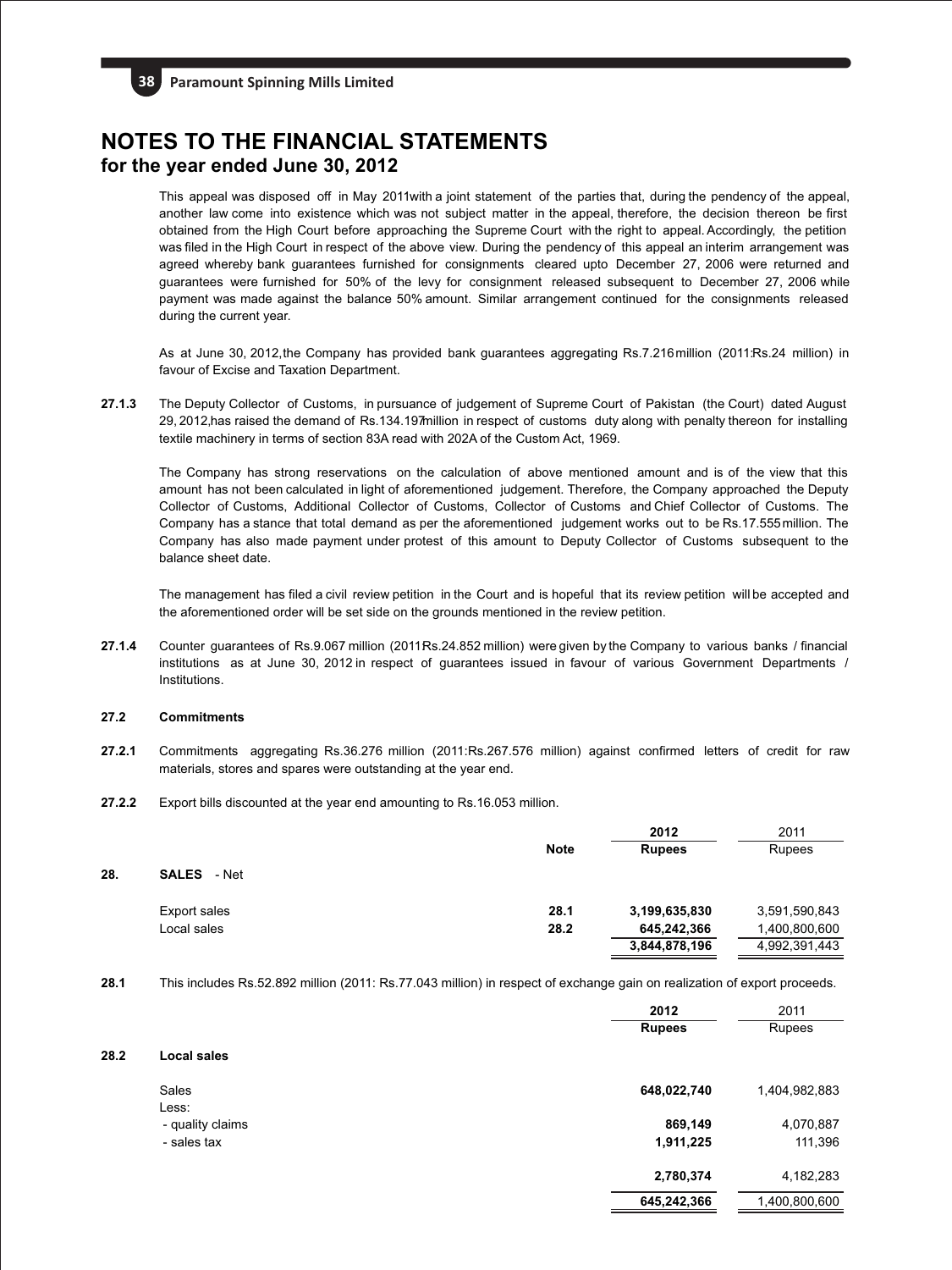# NOTES TO THE FINANCIAL STATEMENTS
## for the year ended June 30, 2012

This appeal was disposed off in May 2011with a joint statement of the parties that, during the pendency of the appeal, another law come into existence which was not subject matter in the appeal, therefore, the decision thereon be first obtained from the High Court before approaching the Supreme Court with the right to appeal. Accordingly, the petition was filed in the High Court in respect of the above view. During the pendency of this appeal an interim arrangement was agreed whereby bank guarantees furnished for consignments cleared upto December 27, 2006 were returned and guarantees were furnished for 50% of the levy for consignment released subsequent to December 27, 2006 while payment was made against the balance 50% amount. Similar arrangement continued for the consignments released during the current year.

As at June 30, 2012,the Company has provided bank guarantees aggregating Rs.7.216million (2011:Rs.24 million) in favour of Excise and Taxation Department.

**27.1.3** The Deputy Collector of Customs, in pursuance of judgement of Supreme Court of Pakistan (the Court) dated August 29, 2012,has raised the demand of Rs.134.197million in respect of customs duty along with penalty thereon for installing textile machinery in terms of section 83A read with 202A of the Custom Act, 1969.

The Company has strong reservations on the calculation of above mentioned amount and is of the view that this amount has not been calculated in light of aforementioned judgement. Therefore, the Company approached the Deputy Collector of Customs, Additional Collector of Customs, Collector of Customs and Chief Collector of Customs. The Company has a stance that total demand as per the aforementioned judgement works out to be Rs.17.555million. The Company has also made payment under protest of this amount to Deputy Collector of Customs subsequent to the balance sheet date.

The management has filed a civil review petition in the Court and is hopeful that its review petition will be accepted and the aforementioned order will be set side on the grounds mentioned in the review petition.

**27.1.4** Counter guarantees of Rs.9.067 million (2011Rs.24.852 million) were given by the Company to various banks / financial institutions as at June 30, 2012 in respect of guarantees issued in favour of various Government Departments / Institutions.

**27.2 Commitments**

**27.2.1** Commitments aggregating Rs.36.276 million (2011:Rs.267.576 million) against confirmed letters of credit for raw materials, stores and spares were outstanding at the year end.

**27.2.2** Export bills discounted at the year end amounting to Rs.16.053 million.

| | | Note | 2012 Rupees | 2011 Rupees |
|---|---|---|---|---|
| **28.** | **SALES** - Net | | | |
| | Export sales | 28.1 | 3,199,635,830 | 3,591,590,843 |
| | Local sales | 28.2 | 645,242,366 | 1,400,800,600 |
| | | | 3,844,878,196 | 4,992,391,443 |

**28.1** This includes Rs.52.892 million (2011: Rs.77.043 million) in respect of exchange gain on realization of export proceeds.

| | | 2012 Rupees | 2011 Rupees |
|---|---|---|---|
| **28.2** | **Local sales** | | |
| | Sales | 648,022,740 | 1,404,982,883 |
| | Less: | | |
| | - quality claims | 869,149 | 4,070,887 |
| | - sales tax | 1,911,225 | 111,396 |
| | | 2,780,374 | 4,182,283 |
| | | 645,242,366 | 1,400,800,600 |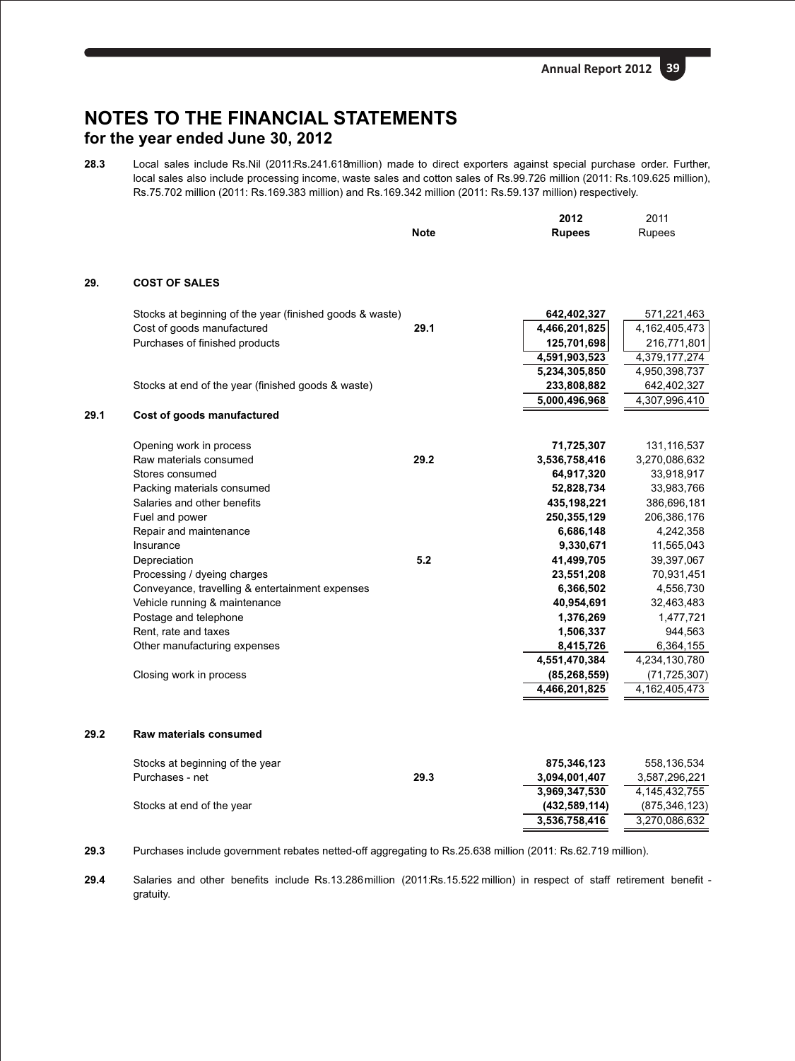# NOTES TO THE FINANCIAL STATEMENTS

## for the year ended June 30, 2012

**28.3** Local sales include Rs.Nil (2011:Rs.241.618million) made to direct exporters against special purchase order. Further, local sales also include processing income, waste sales and cotton sales of Rs.99.726 million (2011: Rs.109.625 million), Rs.75.702 million (2011: Rs.169.383 million) and Rs.169.342 million (2011: Rs.59.137 million) respectively.

| | | Note | 2012 Rupees | 2011 Rupees |
|---|---|---|---|---|
| **29.** | **COST OF SALES** | | | |
| | Stocks at beginning of the year (finished goods & waste) | | 642,402,327 | 571,221,463 |
| | Cost of goods manufactured | 29.1 | 4,466,201,825 | 4,162,405,473 |
| | Purchases of finished products | | 125,701,698 | 216,771,801 |
| | | | 4,591,903,523 | 4,379,177,274 |
| | | | 5,234,305,850 | 4,950,398,737 |
| | Stocks at end of the year (finished goods & waste) | | 233,808,882 | 642,402,327 |
| | | | 5,000,496,968 | 4,307,996,410 |
| **29.1** | **Cost of goods manufactured** | | | |
| | Opening work in process | | 71,725,307 | 131,116,537 |
| | Raw materials consumed | 29.2 | 3,536,758,416 | 3,270,086,632 |
| | Stores consumed | | 64,917,320 | 33,918,917 |
| | Packing materials consumed | | 52,828,734 | 33,983,766 |
| | Salaries and other benefits | | 435,198,221 | 386,696,181 |
| | Fuel and power | | 250,355,129 | 206,386,176 |
| | Repair and maintenance | | 6,686,148 | 4,242,358 |
| | Insurance | | 9,330,671 | 11,565,043 |
| | Depreciation | 5.2 | 41,499,705 | 39,397,067 |
| | Processing / dyeing charges | | 23,551,208 | 70,931,451 |
| | Conveyance, travelling & entertainment expenses | | 6,366,502 | 4,556,730 |
| | Vehicle running & maintenance | | 40,954,691 | 32,463,483 |
| | Postage and telephone | | 1,376,269 | 1,477,721 |
| | Rent, rate and taxes | | 1,506,337 | 944,563 |
| | Other manufacturing expenses | | 8,415,726 | 6,364,155 |
| | | | 4,551,470,384 | 4,234,130,780 |
| | Closing work in process | | (85,268,559) | (71,725,307) |
| | | | 4,466,201,825 | 4,162,405,473 |
| **29.2** | **Raw materials consumed** | | | |
| | Stocks at beginning of the year | | 875,346,123 | 558,136,534 |
| | Purchases - net | 29.3 | 3,094,001,407 | 3,587,296,221 |
| | | | 3,969,347,530 | 4,145,432,755 |
| | Stocks at end of the year | | (432,589,114) | (875,346,123) |
| | | | 3,536,758,416 | 3,270,086,632 |

**29.3** Purchases include government rebates netted-off aggregating to Rs.25.638 million (2011: Rs.62.719 million).

**29.4** Salaries and other benefits include Rs.13.286million (2011:Rs.15.522 million) in respect of staff retirement benefit - gratuity.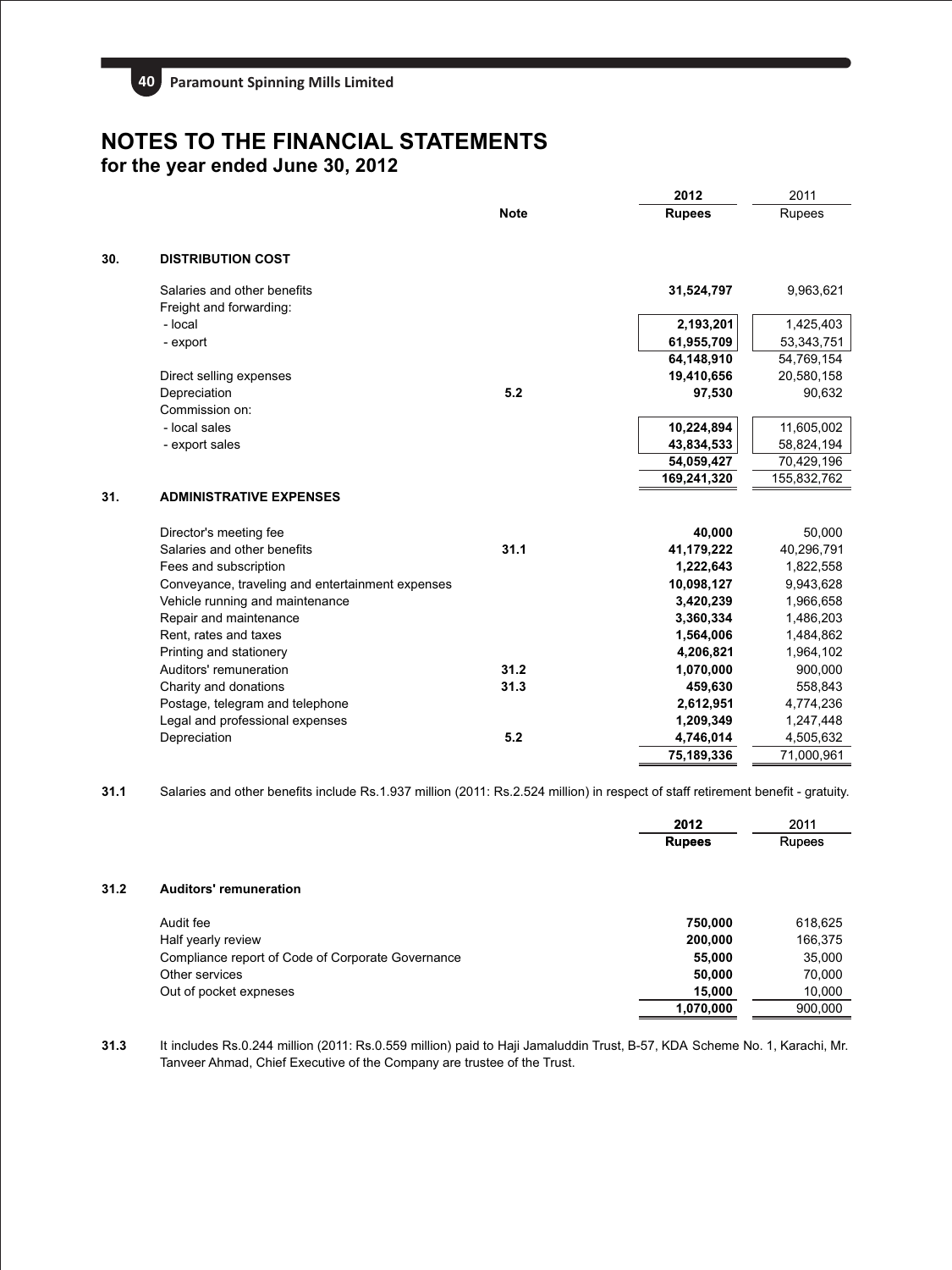# NOTES TO THE FINANCIAL STATEMENTS
## for the year ended June 30, 2012

| | | Note | 2012 Rupees | 2011 Rupees |
|---|---|---|---|---|
| **30.** | **DISTRIBUTION COST** | | | |
| | Salaries and other benefits | | **31,524,797** | 9,963,621 |
| | Freight and forwarding: | | | |
| | - local | | **2,193,201** | 1,425,403 |
| | - export | | **61,955,709** | 53,343,751 |
| | | | **64,148,910** | 54,769,154 |
| | Direct selling expenses | | **19,410,656** | 20,580,158 |
| | Depreciation | 5.2 | **97,530** | 90,632 |
| | Commission on: | | | |
| | - local sales | | **10,224,894** | 11,605,002 |
| | - export sales | | **43,834,533** | 58,824,194 |
| | | | **54,059,427** | 70,429,196 |
| | | | **169,241,320** | 155,832,762 |
| **31.** | **ADMINISTRATIVE EXPENSES** | | | |
| | Director's meeting fee | | **40,000** | 50,000 |
| | Salaries and other benefits | 31.1 | **41,179,222** | 40,296,791 |
| | Fees and subscription | | **1,222,643** | 1,822,558 |
| | Conveyance, traveling and entertainment expenses | | **10,098,127** | 9,943,628 |
| | Vehicle running and maintenance | | **3,420,239** | 1,966,658 |
| | Repair and maintenance | | **3,360,334** | 1,486,203 |
| | Rent, rates and taxes | | **1,564,006** | 1,484,862 |
| | Printing and stationery | | **4,206,821** | 1,964,102 |
| | Auditors' remuneration | 31.2 | **1,070,000** | 900,000 |
| | Charity and donations | 31.3 | **459,630** | 558,843 |
| | Postage, telegram and telephone | | **2,612,951** | 4,774,236 |
| | Legal and professional expenses | | **1,209,349** | 1,247,448 |
| | Depreciation | 5.2 | **4,746,014** | 4,505,632 |
| | | | **75,189,336** | 71,000,961 |

**31.1** Salaries and other benefits include Rs.1.937 million (2011: Rs.2.524 million) in respect of staff retirement benefit - gratuity.

| | | 2012 Rupees | 2011 Rupees |
|---|---|---|---|
| **31.2** | **Auditors' remuneration** | | |
| | Audit fee | **750,000** | 618,625 |
| | Half yearly review | **200,000** | 166,375 |
| | Compliance report of Code of Corporate Governance | **55,000** | 35,000 |
| | Other services | **50,000** | 70,000 |
| | Out of pocket expneses | **15,000** | 10,000 |
| | | **1,070,000** | 900,000 |

**31.3** It includes Rs.0.244 million (2011: Rs.0.559 million) paid to Haji Jamaluddin Trust, B-57, KDA Scheme No. 1, Karachi, Mr. Tanveer Ahmad, Chief Executive of the Company are trustee of the Trust.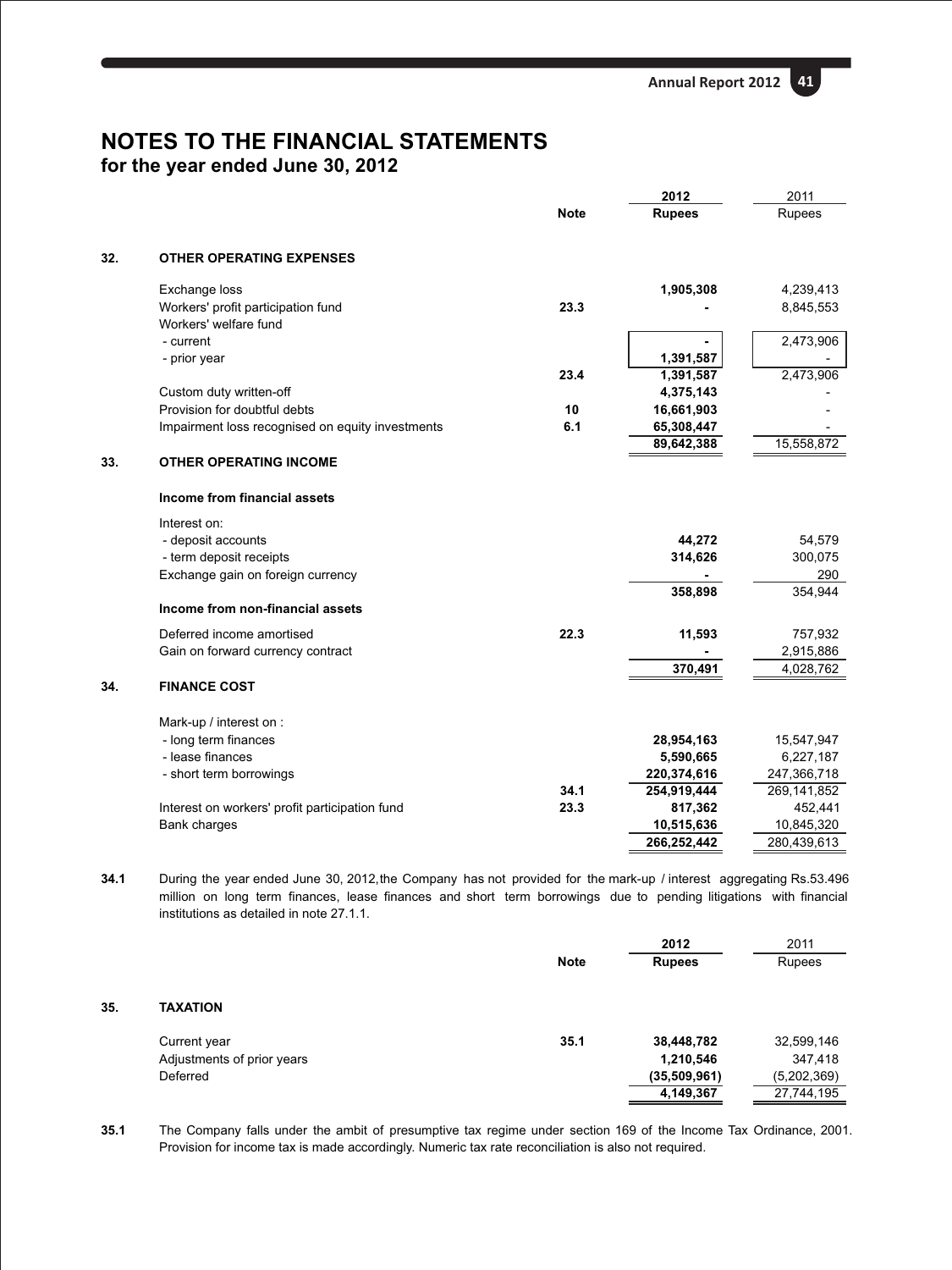# NOTES TO THE FINANCIAL STATEMENTS
## for the year ended June 30, 2012

| | | Note | 2012 Rupees | 2011 Rupees |
|---|---|---|---|---|
| **32.** | **OTHER OPERATING EXPENSES** | | | |
| | Exchange loss | | **1,905,308** | 4,239,413 |
| | Workers' profit participation fund | 23.3 | **-** | 8,845,553 |
| | Workers' welfare fund | | | |
| | - current | | **-** | 2,473,906 |
| | - prior year | | **1,391,587** | - |
| | | 23.4 | **1,391,587** | 2,473,906 |
| | Custom duty written-off | | **4,375,143** | - |
| | Provision for doubtful debts | 10 | **16,661,903** | - |
| | Impairment loss recognised on equity investments | 6.1 | **65,308,447** | - |
| | | | **89,642,388** | 15,558,872 |
| **33.** | **OTHER OPERATING INCOME** | | | |
| | **Income from financial assets** | | | |
| | Interest on: | | | |
| | - deposit accounts | | **44,272** | 54,579 |
| | - term deposit receipts | | **314,626** | 300,075 |
| | Exchange gain on foreign currency | | **-** | 290 |
| | | | **358,898** | 354,944 |
| | **Income from non-financial assets** | | | |
| | Deferred income amortised | 22.3 | **11,593** | 757,932 |
| | Gain on forward currency contract | | **-** | 2,915,886 |
| | | | **370,491** | 4,028,762 |
| **34.** | **FINANCE COST** | | | |
| | Mark-up / interest on : | | | |
| | - long term finances | | **28,954,163** | 15,547,947 |
| | - lease finances | | **5,590,665** | 6,227,187 |
| | - short term borrowings | | **220,374,616** | 247,366,718 |
| | | 34.1 | **254,919,444** | 269,141,852 |
| | Interest on workers' profit participation fund | 23.3 | **817,362** | 452,441 |
| | Bank charges | | **10,515,636** | 10,845,320 |
| | | | **266,252,442** | 280,439,613 |

**34.1** During the year ended June 30, 2012, the Company has not provided for the mark-up / interest aggregating Rs.53.496 million on long term finances, lease finances and short term borrowings due to pending litigations with financial institutions as detailed in note 27.1.1.

| | | Note | 2012 Rupees | 2011 Rupees |
|---|---|---|---|---|
| **35.** | **TAXATION** | | | |
| | Current year | 35.1 | **38,448,782** | 32,599,146 |
| | Adjustments of prior years | | **1,210,546** | 347,418 |
| | Deferred | | **(35,509,961)** | (5,202,369) |
| | | | **4,149,367** | 27,744,195 |

**35.1** The Company falls under the ambit of presumptive tax regime under section 169 of the Income Tax Ordinance, 2001. Provision for income tax is made accordingly. Numeric tax rate reconciliation is also not required.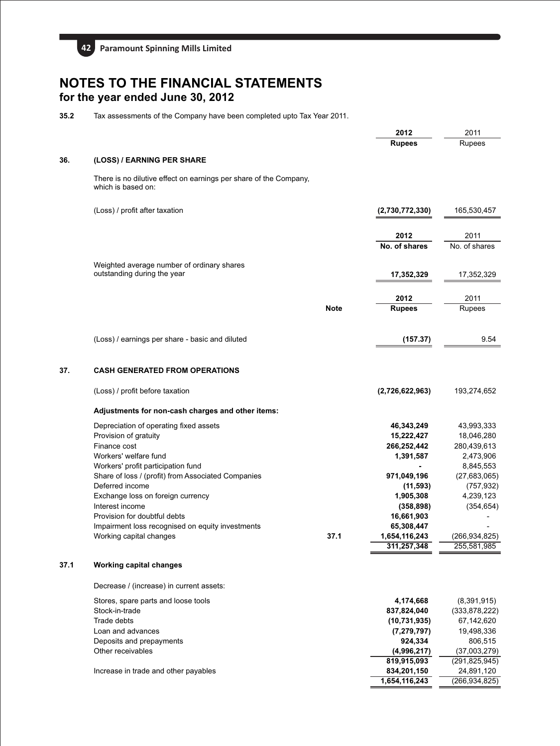## NOTES TO THE FINANCIAL STATEMENTS
### for the year ended June 30, 2012

**35.2** Tax assessments of the Company have been completed upto Tax Year 2011.

| | | Note | 2012 Rupees | 2011 Rupees |
|---|---|---|---|---|
| **36.** | **(LOSS) / EARNING PER SHARE** | | | |
| | There is no dilutive effect on earnings per share of the Company, which is based on: | | | |
| | (Loss) / profit after taxation | | **(2,730,772,330)** | 165,530,457 |
| | | | **2012 No. of shares** | 2011 No. of shares |
| | Weighted average number of ordinary shares outstanding during the year | | **17,352,329** | 17,352,329 |
| | | | **2012 Rupees** | 2011 Rupees |
| | (Loss) / earnings per share - basic and diluted | | **(157.37)** | 9.54 |
| **37.** | **CASH GENERATED FROM OPERATIONS** | | | |
| | (Loss) / profit before taxation | | **(2,726,622,963)** | 193,274,652 |
| | **Adjustments for non-cash charges and other items:** | | | |
| | Depreciation of operating fixed assets | | **46,343,249** | 43,993,333 |
| | Provision of gratuity | | **15,222,427** | 18,046,280 |
| | Finance cost | | **266,252,442** | 280,439,613 |
| | Workers' welfare fund | | **1,391,587** | 2,473,906 |
| | Workers' profit participation fund | | **-** | 8,845,553 |
| | Share of loss / (profit) from Associated Companies | | **971,049,196** | (27,683,065) |
| | Deferred income | | **(11,593)** | (757,932) |
| | Exchange loss on foreign currency | | **1,905,308** | 4,239,123 |
| | Interest income | | **(358,898)** | (354,654) |
| | Provision for doubtful debts | | **16,661,903** | - |
| | Impairment loss recognised on equity investments | | **65,308,447** | - |
| | Working capital changes | 37.1 | **1,654,116,243** | (266,934,825) |
| | | | **311,257,348** | 255,581,985 |
| **37.1** | **Working capital changes** | | | |
| | Decrease / (increase) in current assets: | | | |
| | Stores, spare parts and loose tools | | **4,174,668** | (8,391,915) |
| | Stock-in-trade | | **837,824,040** | (333,878,222) |
| | Trade debts | | **(10,731,935)** | 67,142,620 |
| | Loan and advances | | **(7,279,797)** | 19,498,336 |
| | Deposits and prepayments | | **924,334** | 806,515 |
| | Other receivables | | **(4,996,217)** | (37,003,279) |
| | | | **819,915,093** | (291,825,945) |
| | Increase in trade and other payables | | **834,201,150** | 24,891,120 |
| | | | **1,654,116,243** | (266,934,825) |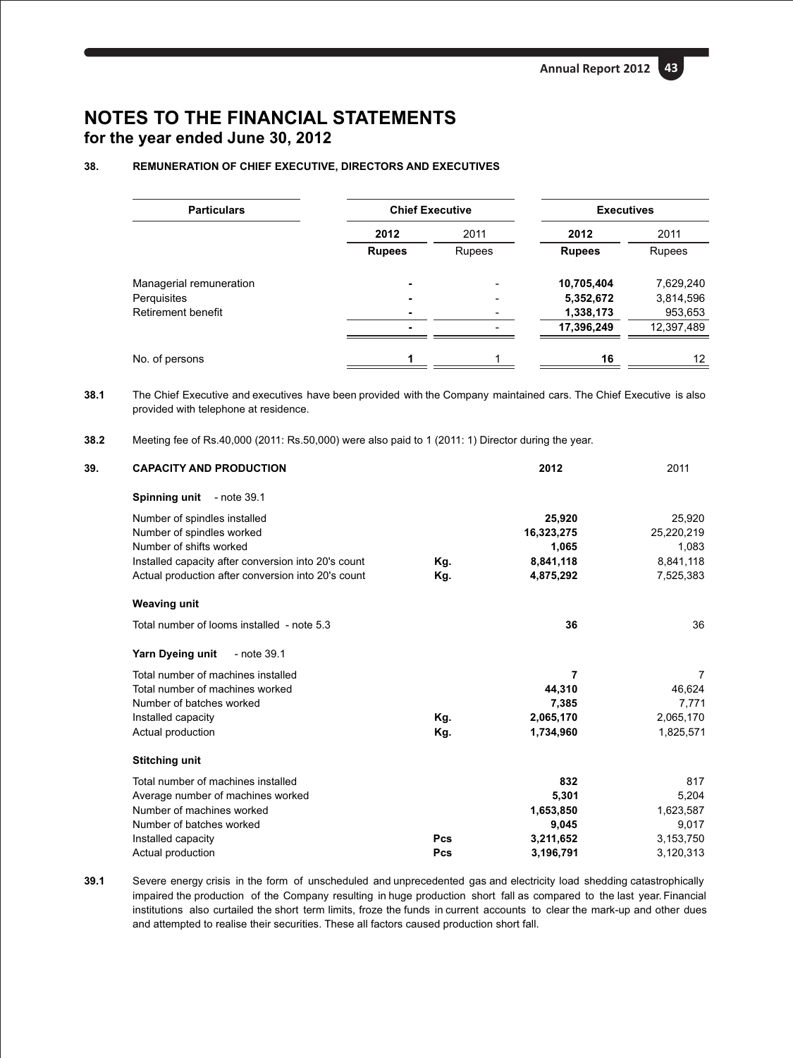# NOTES TO THE FINANCIAL STATEMENTS
## for the year ended June 30, 2012

### 38. REMUNERATION OF CHIEF EXECUTIVE, DIRECTORS AND EXECUTIVES

| Particulars | Chief Executive | | Executives | |
|---|---|---|---|---|
| | **2012** | 2011 | **2012** | 2011 |
| | **Rupees** | Rupees | **Rupees** | Rupees |
| Managerial remuneration | **-** | - | **10,705,404** | 7,629,240 |
| Perquisites | **-** | - | **5,352,672** | 3,814,596 |
| Retirement benefit | **-** | - | **1,338,173** | 953,653 |
| | **-** | - | **17,396,249** | 12,397,489 |
| No. of persons | **1** | 1 | **16** | 12 |

**38.1** The Chief Executive and executives have been provided with the Company maintained cars. The Chief Executive is also provided with telephone at residence.

**38.2** Meeting fee of Rs.40,000 (2011: Rs.50,000) were also paid to 1 (2011: 1) Director during the year.

### 39. CAPACITY AND PRODUCTION

| | | 2012 | 2011 |
|---|---|---|---|
| **Spinning unit** - note 39.1 | | | |
| Number of spindles installed | | **25,920** | 25,920 |
| Number of spindles worked | | **16,323,275** | 25,220,219 |
| Number of shifts worked | | **1,065** | 1,083 |
| Installed capacity after conversion into 20's count | **Kg.** | **8,841,118** | 8,841,118 |
| Actual production after conversion into 20's count | **Kg.** | **4,875,292** | 7,525,383 |
| **Weaving unit** | | | |
| Total number of looms installed - note 5.3 | | **36** | 36 |
| **Yarn Dyeing unit** - note 39.1 | | | |
| Total number of machines installed | | **7** | 7 |
| Total number of machines worked | | **44,310** | 46,624 |
| Number of batches worked | | **7,385** | 7,771 |
| Installed capacity | **Kg.** | **2,065,170** | 2,065,170 |
| Actual production | **Kg.** | **1,734,960** | 1,825,571 |
| **Stitching unit** | | | |
| Total number of machines installed | | **832** | 817 |
| Average number of machines worked | | **5,301** | 5,204 |
| Number of machines worked | | **1,653,850** | 1,623,587 |
| Number of batches worked | | **9,045** | 9,017 |
| Installed capacity | **Pcs** | **3,211,652** | 3,153,750 |
| Actual production | **Pcs** | **3,196,791** | 3,120,313 |

**39.1** Severe energy crisis in the form of unscheduled and unprecedented gas and electricity load shedding catastrophically impaired the production of the Company resulting in huge production short fall as compared to the last year. Financial institutions also curtailed the short term limits, froze the funds in current accounts to clear the mark-up and other dues and attempted to realise their securities. These all factors caused production short fall.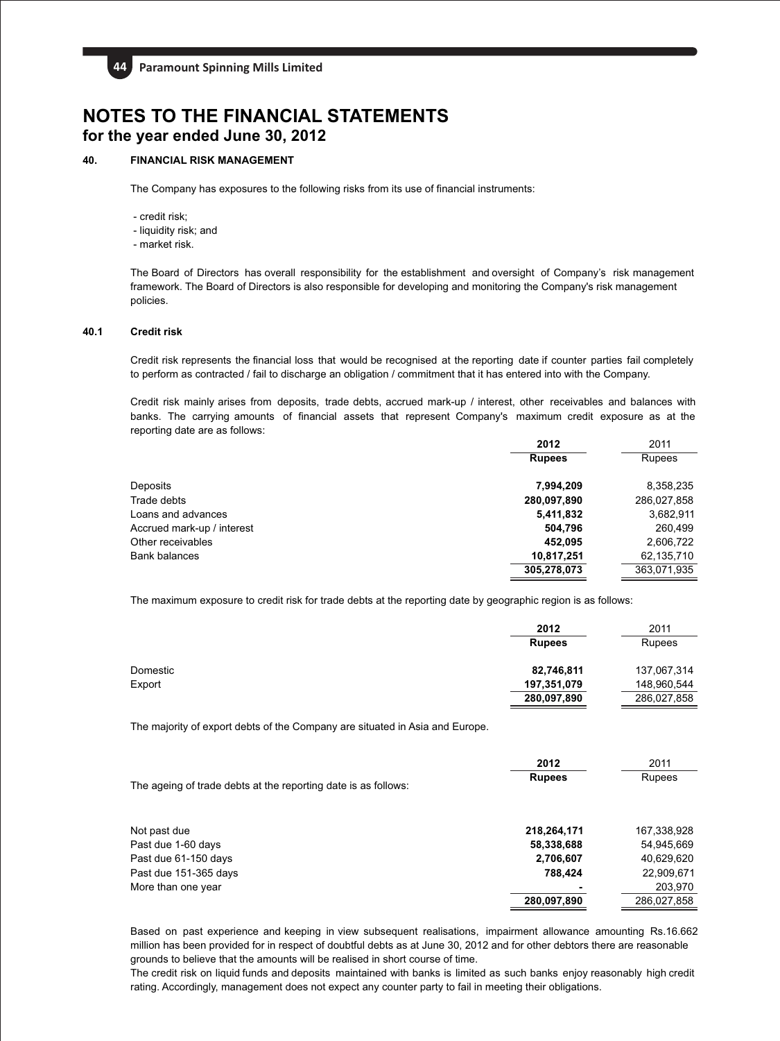# NOTES TO THE FINANCIAL STATEMENTS
## for the year ended June 30, 2012

### 40. FINANCIAL RISK MANAGEMENT

The Company has exposures to the following risks from its use of financial instruments:

- credit risk;
- liquidity risk; and
- market risk.

The Board of Directors has overall responsibility for the establishment and oversight of Company's risk management framework. The Board of Directors is also responsible for developing and monitoring the Company's risk management policies.

### 40.1 Credit risk

Credit risk represents the financial loss that would be recognised at the reporting date if counter parties fail completely to perform as contracted / fail to discharge an obligation / commitment that it has entered into with the Company.

Credit risk mainly arises from deposits, trade debts, accrued mark-up / interest, other receivables and balances with banks. The carrying amounts of financial assets that represent Company's maximum credit exposure as at the reporting date are as follows:

| | **2012** | 2011 |
|---|---|---|
| | **Rupees** | Rupees |
| Deposits | **7,994,209** | 8,358,235 |
| Trade debts | **280,097,890** | 286,027,858 |
| Loans and advances | **5,411,832** | 3,682,911 |
| Accrued mark-up / interest | **504,796** | 260,499 |
| Other receivables | **452,095** | 2,606,722 |
| Bank balances | **10,817,251** | 62,135,710 |
| | **305,278,073** | 363,071,935 |

The maximum exposure to credit risk for trade debts at the reporting date by geographic region is as follows:

| | **2012** | 2011 |
|---|---|---|
| | **Rupees** | Rupees |
| Domestic | **82,746,811** | 137,067,314 |
| Export | **197,351,079** | 148,960,544 |
| | **280,097,890** | 286,027,858 |

The majority of export debts of the Company are situated in Asia and Europe.

The ageing of trade debts at the reporting date is as follows:

| | **2012** | 2011 |
|---|---|---|
| | **Rupees** | Rupees |
| Not past due | **218,264,171** | 167,338,928 |
| Past due 1-60 days | **58,338,688** | 54,945,669 |
| Past due 61-150 days | **2,706,607** | 40,629,620 |
| Past due 151-365 days | **788,424** | 22,909,671 |
| More than one year | **-** | 203,970 |
| | **280,097,890** | 286,027,858 |

Based on past experience and keeping in view subsequent realisations, impairment allowance amounting Rs.16.662 million has been provided for in respect of doubtful debts as at June 30, 2012 and for other debtors there are reasonable grounds to believe that the amounts will be realised in short course of time.
The credit risk on liquid funds and deposits maintained with banks is limited as such banks enjoy reasonably high credit rating. Accordingly, management does not expect any counter party to fail in meeting their obligations.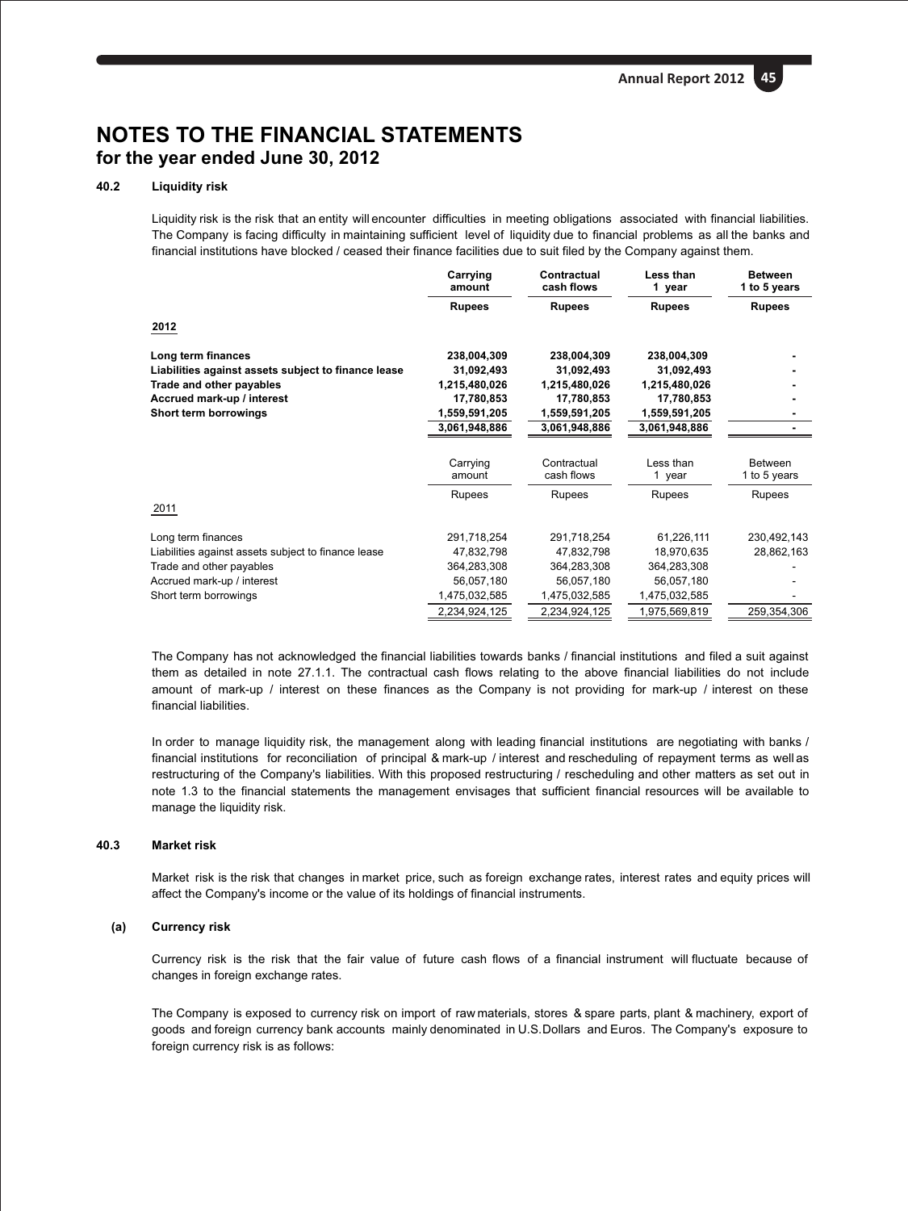# NOTES TO THE FINANCIAL STATEMENTS
## for the year ended June 30, 2012

### 40.2 Liquidity risk

Liquidity risk is the risk that an entity will encounter difficulties in meeting obligations associated with financial liabilities. The Company is facing difficulty in maintaining sufficient level of liquidity due to financial problems as all the banks and financial institutions have blocked / ceased their finance facilities due to suit filed by the Company against them.

| | Carrying amount | Contractual cash flows | Less than 1 year | Between 1 to 5 years |
|---|---|---|---|---|
| | Rupees | Rupees | Rupees | Rupees |
| **2012** | | | | |
| **Long term finances** | **238,004,309** | **238,004,309** | **238,004,309** | **-** |
| **Liabilities against assets subject to finance lease** | **31,092,493** | **31,092,493** | **31,092,493** | **-** |
| **Trade and other payables** | **1,215,480,026** | **1,215,480,026** | **1,215,480,026** | **-** |
| **Accrued mark-up / interest** | **17,780,853** | **17,780,853** | **17,780,853** | **-** |
| **Short term borrowings** | **1,559,591,205** | **1,559,591,205** | **1,559,591,205** | **-** |
| | **3,061,948,886** | **3,061,948,886** | **3,061,948,886** | **-** |

| | Carrying amount | Contractual cash flows | Less than 1 year | Between 1 to 5 years |
|---|---|---|---|---|
| | Rupees | Rupees | Rupees | Rupees |
| 2011 | | | | |
| Long term finances | 291,718,254 | 291,718,254 | 61,226,111 | 230,492,143 |
| Liabilities against assets subject to finance lease | 47,832,798 | 47,832,798 | 18,970,635 | 28,862,163 |
| Trade and other payables | 364,283,308 | 364,283,308 | 364,283,308 | - |
| Accrued mark-up / interest | 56,057,180 | 56,057,180 | 56,057,180 | - |
| Short term borrowings | 1,475,032,585 | 1,475,032,585 | 1,475,032,585 | - |
| | 2,234,924,125 | 2,234,924,125 | 1,975,569,819 | 259,354,306 |

The Company has not acknowledged the financial liabilities towards banks / financial institutions and filed a suit against them as detailed in note 27.1.1. The contractual cash flows relating to the above financial liabilities do not include amount of mark-up / interest on these finances as the Company is not providing for mark-up / interest on these financial liabilities.

In order to manage liquidity risk, the management along with leading financial institutions are negotiating with banks / financial institutions for reconciliation of principal & mark-up / interest and rescheduling of repayment terms as well as restructuring of the Company's liabilities. With this proposed restructuring / rescheduling and other matters as set out in note 1.3 to the financial statements the management envisages that sufficient financial resources will be available to manage the liquidity risk.

### 40.3 Market risk

Market risk is the risk that changes in market price, such as foreign exchange rates, interest rates and equity prices will affect the Company's income or the value of its holdings of financial instruments.

#### (a) Currency risk

Currency risk is the risk that the fair value of future cash flows of a financial instrument will fluctuate because of changes in foreign exchange rates.

The Company is exposed to currency risk on import of raw materials, stores & spare parts, plant & machinery, export of goods and foreign currency bank accounts mainly denominated in U.S.Dollars and Euros. The Company's exposure to foreign currency risk is as follows: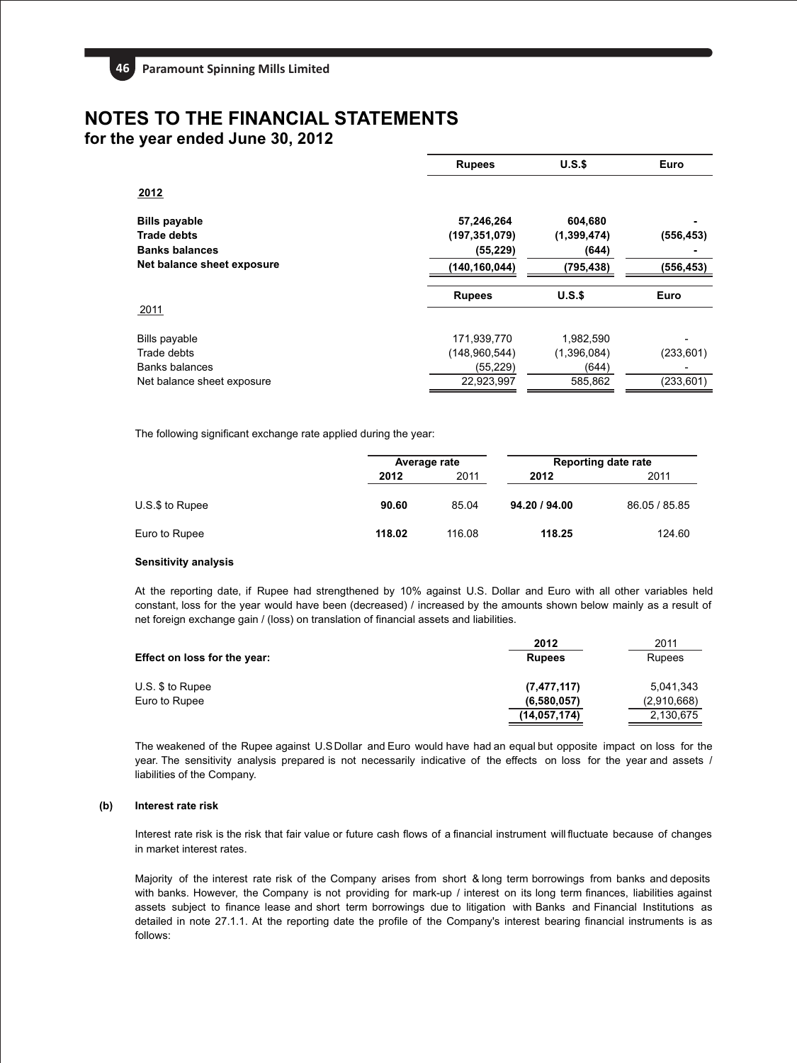# NOTES TO THE FINANCIAL STATEMENTS
## for the year ended June 30, 2012

| | Rupees | U.S.$ | Euro |
|---|---|---|---|
| **2012** | | | |
| **Bills payable** | **57,246,264** | **604,680** | **-** |
| **Trade debts** | **(197,351,079)** | **(1,399,474)** | **(556,453)** |
| **Banks balances** | **(55,229)** | **(644)** | **-** |
| **Net balance sheet exposure** | **(140,160,044)** | **(795,438)** | **(556,453)** |

| | Rupees | U.S.$ | Euro |
|---|---|---|---|
| 2011 | | | |
| Bills payable | 171,939,770 | 1,982,590 | - |
| Trade debts | (148,960,544) | (1,396,084) | (233,601) |
| Banks balances | (55,229) | (644) | - |
| Net balance sheet exposure | 22,923,997 | 585,862 | (233,601) |

The following significant exchange rate applied during the year:

| | Average rate | | Reporting date rate | |
|---|---|---|---|---|
| | **2012** | 2011 | **2012** | 2011 |
| U.S.$ to Rupee | **90.60** | 85.04 | **94.20 / 94.00** | 86.05 / 85.85 |
| Euro to Rupee | **118.02** | 116.08 | **118.25** | 124.60 |

**Sensitivity analysis**

At the reporting date, if Rupee had strengthened by 10% against U.S. Dollar and Euro with all other variables held constant, loss for the year would have been (decreased) / increased by the amounts shown below mainly as a result of net foreign exchange gain / (loss) on translation of financial assets and liabilities.

| | 2012 | 2011 |
|---|---|---|
| **Effect on loss for the year:** | **Rupees** | Rupees |
| U.S. $ to Rupee | **(7,477,117)** | 5,041,343 |
| Euro to Rupee | **(6,580,057)** | (2,910,668) |
| | **(14,057,174)** | 2,130,675 |

The weakened of the Rupee against U.S Dollar and Euro would have had an equal but opposite impact on loss for the year. The sensitivity analysis prepared is not necessarily indicative of the effects on loss for the year and assets / liabilities of the Company.

**(b) Interest rate risk**

Interest rate risk is the risk that fair value or future cash flows of a financial instrument will fluctuate because of changes in market interest rates.

Majority of the interest rate risk of the Company arises from short & long term borrowings from banks and deposits with banks. However, the Company is not providing for mark-up / interest on its long term finances, liabilities against assets subject to finance lease and short term borrowings due to litigation with Banks and Financial Institutions as detailed in note 27.1.1. At the reporting date the profile of the Company's interest bearing financial instruments is as follows: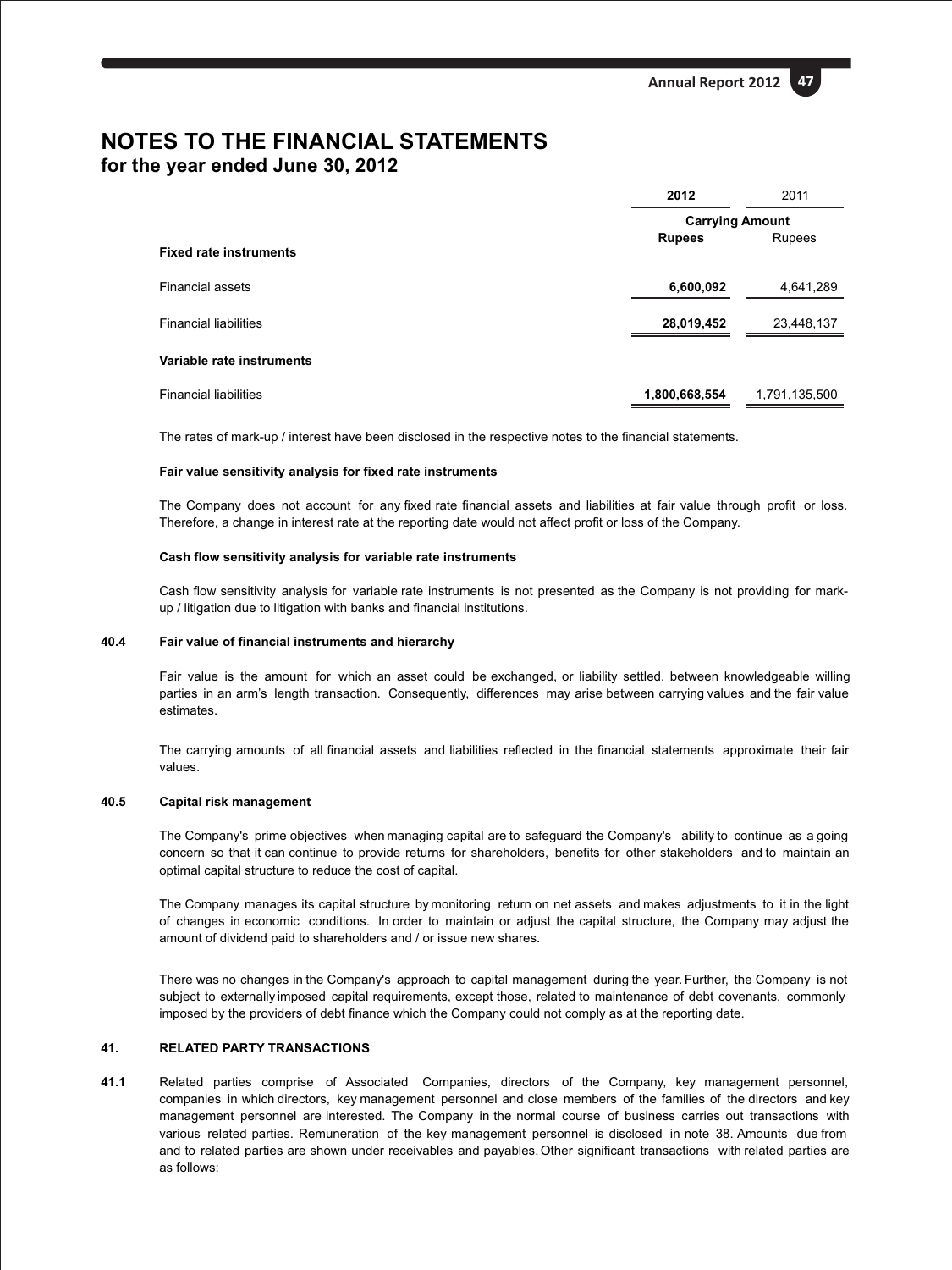# NOTES TO THE FINANCIAL STATEMENTS
## for the year ended June 30, 2012

| | 2012 | 2011 |
|---|---|---|
| | **Carrying Amount** | |
| | **Rupees** | Rupees |
| **Fixed rate instruments** | | |
| Financial assets | **6,600,092** | 4,641,289 |
| Financial liabilities | **28,019,452** | 23,448,137 |
| **Variable rate instruments** | | |
| Financial liabilities | **1,800,668,554** | 1,791,135,500 |

The rates of mark-up / interest have been disclosed in the respective notes to the financial statements.

**Fair value sensitivity analysis for fixed rate instruments**

The Company does not account for any fixed rate financial assets and liabilities at fair value through profit or loss. Therefore, a change in interest rate at the reporting date would not affect profit or loss of the Company.

**Cash flow sensitivity analysis for variable rate instruments**

Cash flow sensitivity analysis for variable rate instruments is not presented as the Company is not providing for mark-up / litigation due to litigation with banks and financial institutions.

**40.4 Fair value of financial instruments and hierarchy**

Fair value is the amount for which an asset could be exchanged, or liability settled, between knowledgeable willing parties in an arm's length transaction. Consequently, differences may arise between carrying values and the fair value estimates.

The carrying amounts of all financial assets and liabilities reflected in the financial statements approximate their fair values.

**40.5 Capital risk management**

The Company's prime objectives when managing capital are to safeguard the Company's ability to continue as a going concern so that it can continue to provide returns for shareholders, benefits for other stakeholders and to maintain an optimal capital structure to reduce the cost of capital.

The Company manages its capital structure by monitoring return on net assets and makes adjustments to it in the light of changes in economic conditions. In order to maintain or adjust the capital structure, the Company may adjust the amount of dividend paid to shareholders and / or issue new shares.

There was no changes in the Company's approach to capital management during the year. Further, the Company is not subject to externally imposed capital requirements, except those, related to maintenance of debt covenants, commonly imposed by the providers of debt finance which the Company could not comply as at the reporting date.

**41. RELATED PARTY TRANSACTIONS**

**41.1** Related parties comprise of Associated Companies, directors of the Company, key management personnel, companies in which directors, key management personnel and close members of the families of the directors and key management personnel are interested. The Company in the normal course of business carries out transactions with various related parties. Remuneration of the key management personnel is disclosed in note 38. Amounts due from and to related parties are shown under receivables and payables. Other significant transactions with related parties are as follows: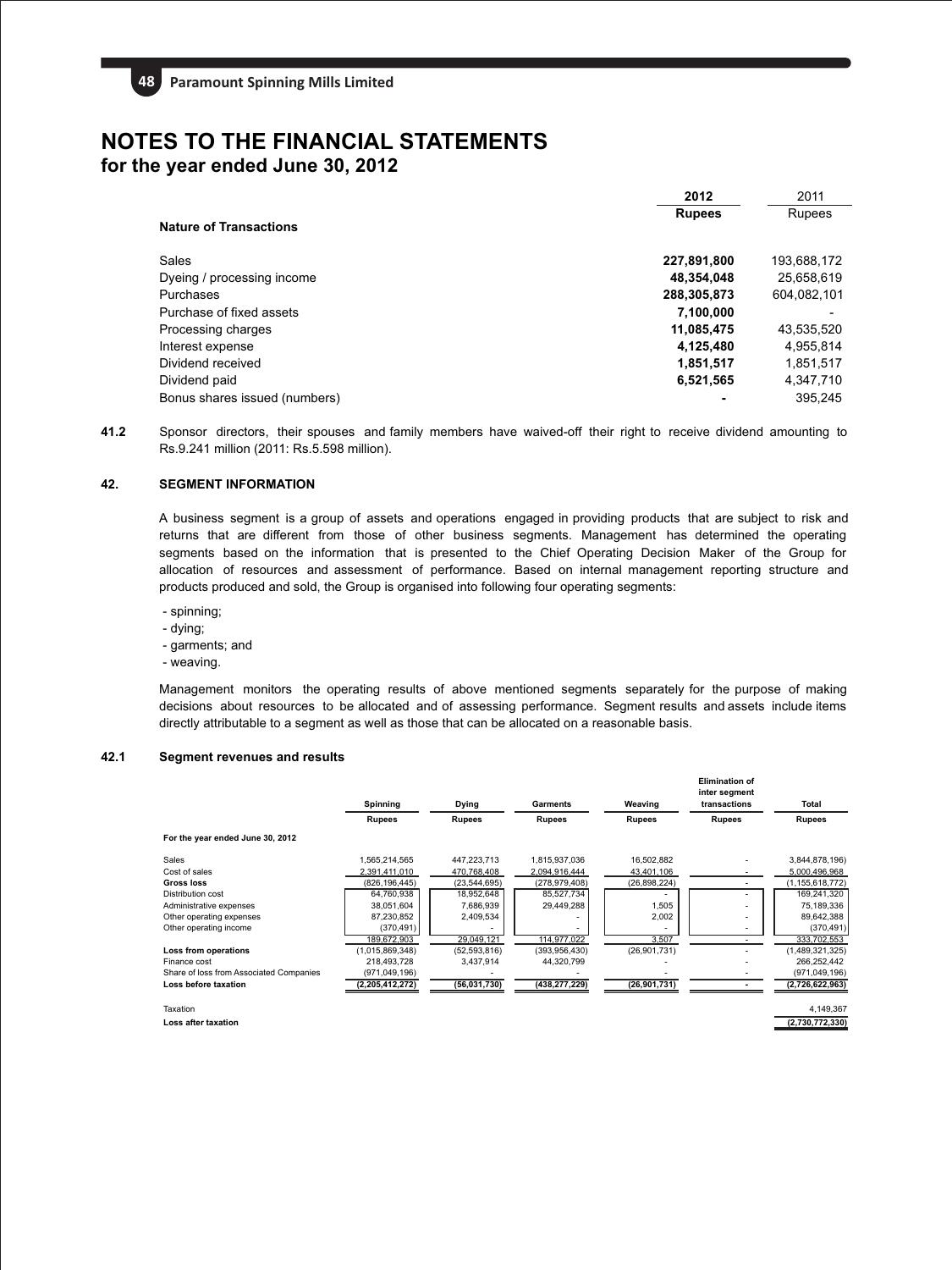# NOTES TO THE FINANCIAL STATEMENTS
## for the year ended June 30, 2012

| Nature of Transactions | 2012 Rupees | 2011 Rupees |
|---|---|---|
| Sales | **227,891,800** | 193,688,172 |
| Dyeing / processing income | **48,354,048** | 25,658,619 |
| Purchases | **288,305,873** | 604,082,101 |
| Purchase of fixed assets | **7,100,000** | - |
| Processing charges | **11,085,475** | 43,535,520 |
| Interest expense | **4,125,480** | 4,955,814 |
| Dividend received | **1,851,517** | 1,851,517 |
| Dividend paid | **6,521,565** | 4,347,710 |
| Bonus shares issued (numbers) | **-** | 395,245 |

**41.2** Sponsor directors, their spouses and family members have waived-off their right to receive dividend amounting to Rs.9.241 million (2011: Rs.5.598 million).

### 42. SEGMENT INFORMATION

A business segment is a group of assets and operations engaged in providing products that are subject to risk and returns that are different from those of other business segments. Management has determined the operating segments based on the information that is presented to the Chief Operating Decision Maker of the Group for allocation of resources and assessment of performance. Based on internal management reporting structure and products produced and sold, the Group is organised into following four operating segments:

- spinning;
- dying;
- garments; and
- weaving.

Management monitors the operating results of above mentioned segments separately for the purpose of making decisions about resources to be allocated and of assessing performance. Segment results and assets include items directly attributable to a segment as well as those that can be allocated on a reasonable basis.

### 42.1 Segment revenues and results

| | Spinning | Dying | Garments | Weaving | Elimination of inter segment transactions | Total |
|---|---|---|---|---|---|---|
| | Rupees | Rupees | Rupees | Rupees | Rupees | Rupees |
| **For the year ended June 30, 2012** | | | | | | |
| Sales | 1,565,214,565 | 447,223,713 | 1,815,937,036 | 16,502,882 | - | 3,844,878,196) |
| Cost of sales | 2,391,411,010 | 470,768,408 | 2,094,916,444 | 43,401,106 | - | 5,000,496,968 |
| **Gross loss** | (826,196,445) | (23,544,695) | (278,979,408) | (26,898,224) | - | (1,155,618,772) |
| Distribution cost | 64,760,938 | 18,952,648 | 85,527,734 | - | - | 169,241,320 |
| Administrative expenses | 38,051,604 | 7,686,939 | 29,449,288 | 1,505 | - | 75,189,336 |
| Other operating expenses | 87,230,852 | 2,409,534 | - | 2,002 | - | 89,642,388 |
| Other operating income | (370,491) | - | - | - | - | (370,491) |
| | 189,672,903 | 29,049,121 | 114,977,022 | 3,507 | - | 333,702,553 |
| **Loss from operations** | (1,015,869,348) | (52,593,816) | (393,956,430) | (26,901,731) | - | (1,489,321,325) |
| Finance cost | 218,493,728 | 3,437,914 | 44,320,799 | - | - | 266,252,442 |
| Share of loss from Associated Companies | (971,049,196) | - | - | - | - | (971,049,196) |
| **Loss before taxation** | **(2,205,412,272)** | **(56,031,730)** | **(438,277,229)** | **(26,901,731)** | **-** | **(2,726,622,963)** |
| Taxation | | | | | | 4,149,367 |
| **Loss after taxation** | | | | | | **(2,730,772,330)** |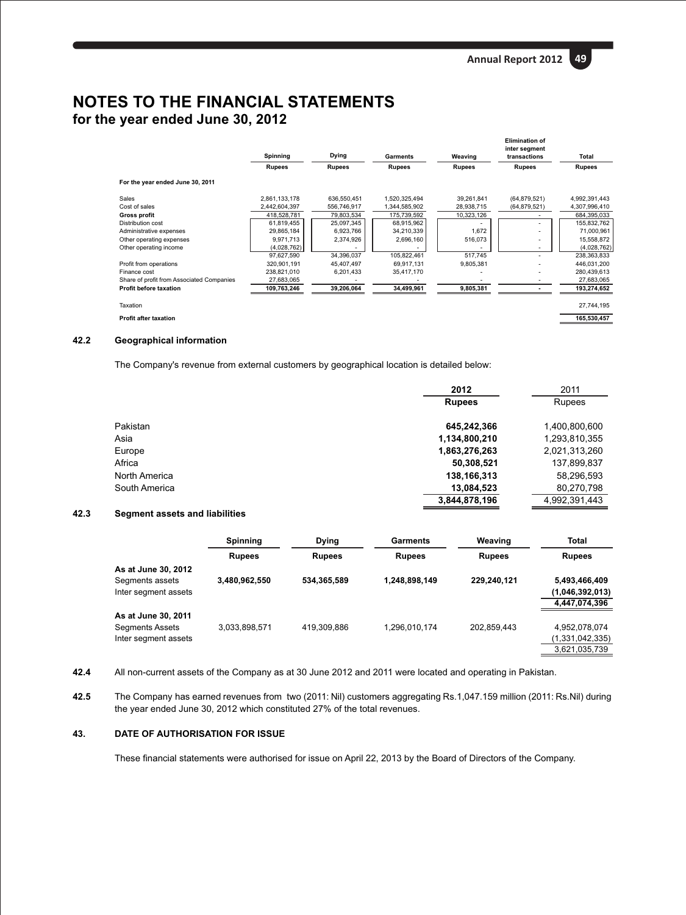# NOTES TO THE FINANCIAL STATEMENTS
## for the year ended June 30, 2012

| | Spinning | Dying | Garments | Weaving | Elimination of inter segment transactions | Total |
|---|---|---|---|---|---|---|
| | Rupees | Rupees | Rupees | Rupees | Rupees | Rupees |
| **For the year ended June 30, 2011** | | | | | | |
| Sales | 2,861,133,178 | 636,550,451 | 1,520,325,494 | 39,261,841 | (64,879,521) | 4,992,391,443 |
| Cost of sales | 2,442,604,397 | 556,746,917 | 1,344,585,902 | 28,938,715 | (64,879,521) | 4,307,996,410 |
| **Gross profit** | 418,528,781 | 79,803,534 | 175,739,592 | 10,323,126 | - | 684,395,033 |
| Distribution cost | 61,819,455 | 25,097,345 | 68,915,962 | - | - | 155,832,762 |
| Administrative expenses | 29,865,184 | 6,923,766 | 34,210,339 | 1,672 | - | 71,000,961 |
| Other operating expenses | 9,971,713 | 2,374,926 | 2,696,160 | 516,073 | - | 15,558,872 |
| Other operating income | (4,028,762) | - | - | - | - | (4,028,762) |
| | 97,627,590 | 34,396,037 | 105,822,461 | 517,745 | - | 238,363,833 |
| Profit from operations | 320,901,191 | 45,407,497 | 69,917,131 | 9,805,381 | - | 446,031,200 |
| Finance cost | 238,821,010 | 6,201,433 | 35,417,170 | - | - | 280,439,613 |
| Share of profit from Associated Companies | 27,683,065 | - | - | - | - | 27,683,065 |
| **Profit before taxation** | **109,763,246** | **39,206,064** | **34,499,961** | **9,805,381** | **-** | **193,274,652** |
| Taxation | | | | | | 27,744,195 |
| **Profit after taxation** | | | | | | **165,530,457** |

**42.2 Geographical information**

The Company's revenue from external customers by geographical location is detailed below:

| | 2012 | 2011 |
|---|---|---|
| | Rupees | Rupees |
| Pakistan | **645,242,366** | 1,400,800,600 |
| Asia | **1,134,800,210** | 1,293,810,355 |
| Europe | **1,863,276,263** | 2,021,313,260 |
| Africa | **50,308,521** | 137,899,837 |
| North America | **138,166,313** | 58,296,593 |
| South America | **13,084,523** | 80,270,798 |
| | **3,844,878,196** | 4,992,391,443 |

**42.3 Segment assets and liabilities**

| | Spinning | Dying | Garments | Weaving | Total |
|---|---|---|---|---|---|
| | Rupees | Rupees | Rupees | Rupees | Rupees |
| **As at June 30, 2012** | | | | | |
| Segments assets | **3,480,962,550** | **534,365,589** | **1,248,898,149** | **229,240,121** | **5,493,466,409** |
| Inter segment assets | | | | | **(1,046,392,013)** |
| | | | | | **4,447,074,396** |
| **As at June 30, 2011** | | | | | |
| Segments Assets | 3,033,898,571 | 419,309,886 | 1,296,010,174 | 202,859,443 | 4,952,078,074 |
| Inter segment assets | | | | | (1,331,042,335) |
| | | | | | 3,621,035,739 |

**42.4** All non-current assets of the Company as at 30 June 2012 and 2011 were located and operating in Pakistan.

**42.5** The Company has earned revenues from two (2011: Nil) customers aggregating Rs.1,047.159 million (2011: Rs.Nil) during the year ended June 30, 2012 which constituted 27% of the total revenues.

**43. DATE OF AUTHORISATION FOR ISSUE**

These financial statements were authorised for issue on April 22, 2013 by the Board of Directors of the Company.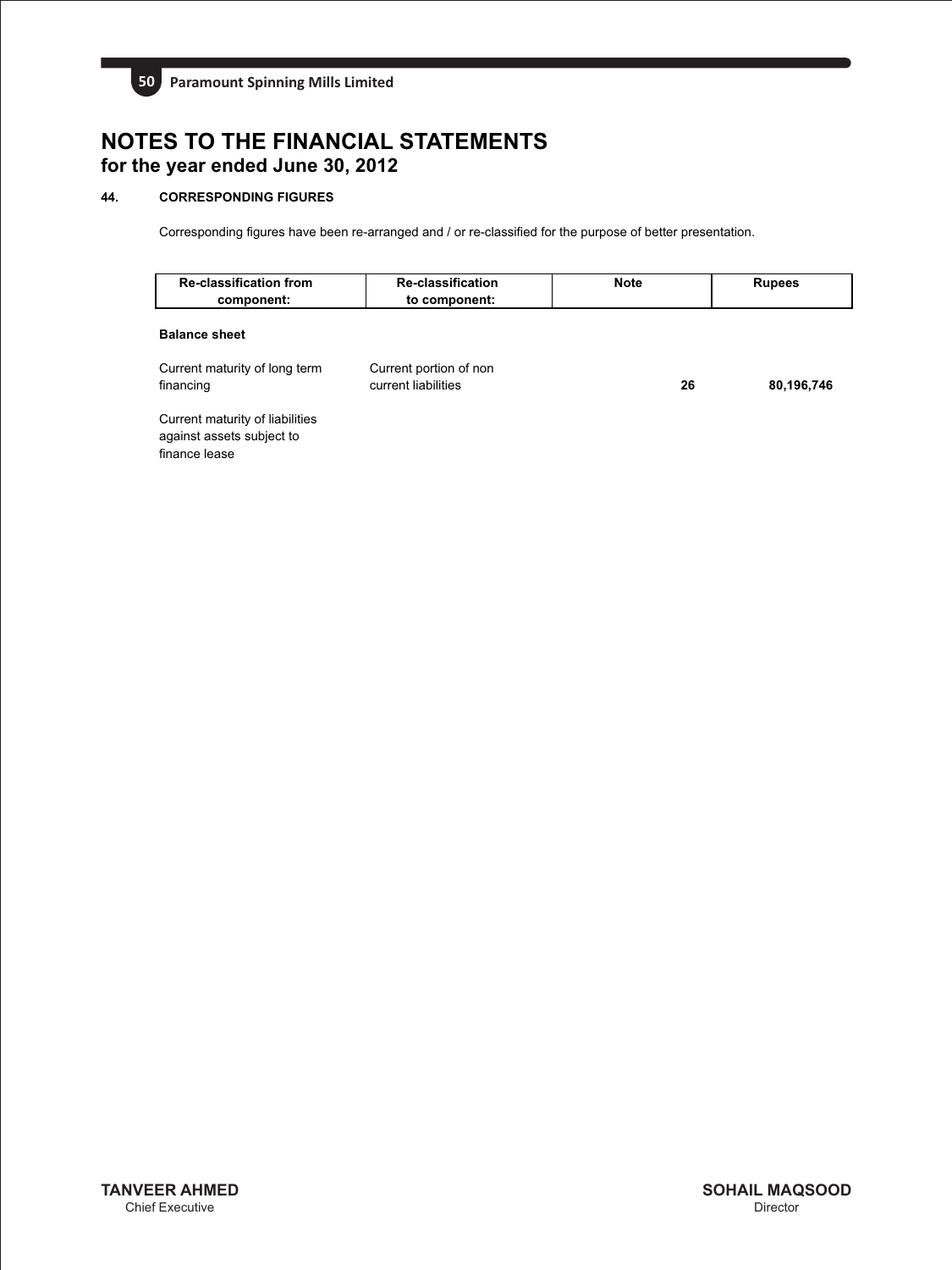# NOTES TO THE FINANCIAL STATEMENTS
## for the year ended June 30, 2012

### 44. CORRESPONDING FIGURES

Corresponding figures have been re-arranged and / or re-classified for the purpose of better presentation.

| Re-classification from component: | Re-classification to component: | Note | Rupees |
|---|---|---|---|
| **Balance sheet** | | | |
| Current maturity of long term financing | Current portion of non current liabilities | **26** | **80,196,746** |
| Current maturity of liabilities against assets subject to finance lease | | | |

**TANVEER AHMED**
Chief Executive

**SOHAIL MAQSOOD**
Director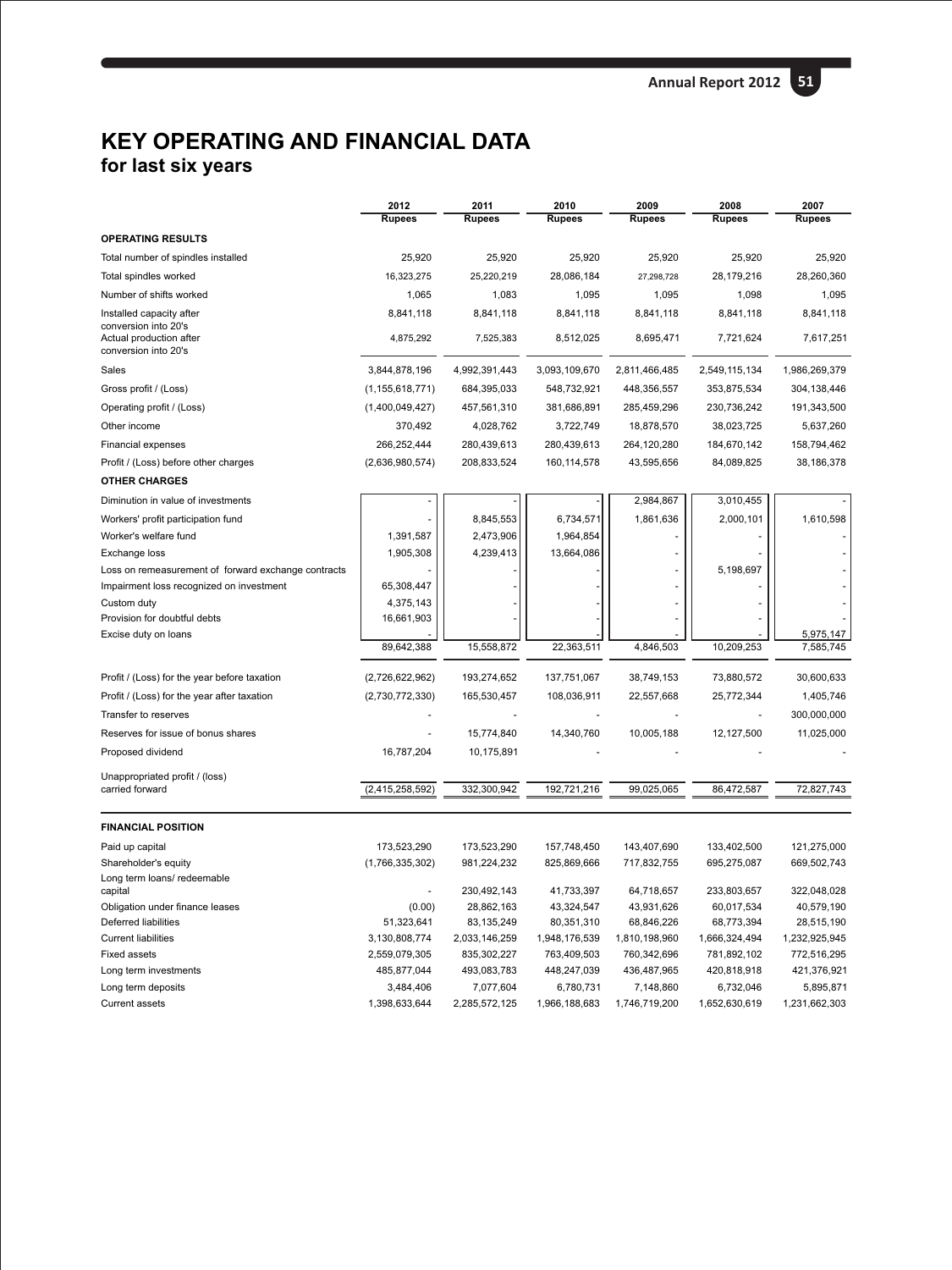# KEY OPERATING AND FINANCIAL DATA
## for last six years

| | 2012 | 2011 | 2010 | 2009 | 2008 | 2007 |
|---|---|---|---|---|---|---|
| | Rupees | Rupees | Rupees | Rupees | Rupees | Rupees |
| **OPERATING RESULTS** | | | | | | |
| Total number of spindles installed | 25,920 | 25,920 | 25,920 | 25,920 | 25,920 | 25,920 |
| Total spindles worked | 16,323,275 | 25,220,219 | 28,086,184 | 27,298,728 | 28,179,216 | 28,260,360 |
| Number of shifts worked | 1,065 | 1,083 | 1,095 | 1,095 | 1,098 | 1,095 |
| Installed capacity after conversion into 20's | 8,841,118 | 8,841,118 | 8,841,118 | 8,841,118 | 8,841,118 | 8,841,118 |
| Actual production after conversion into 20's | 4,875,292 | 7,525,383 | 8,512,025 | 8,695,471 | 7,721,624 | 7,617,251 |
| Sales | 3,844,878,196 | 4,992,391,443 | 3,093,109,670 | 2,811,466,485 | 2,549,115,134 | 1,986,269,379 |
| Gross profit / (Loss) | (1,155,618,771) | 684,395,033 | 548,732,921 | 448,356,557 | 353,875,534 | 304,138,446 |
| Operating profit / (Loss) | (1,400,049,427) | 457,561,310 | 381,686,891 | 285,459,296 | 230,736,242 | 191,343,500 |
| Other income | 370,492 | 4,028,762 | 3,722,749 | 18,878,570 | 38,023,725 | 5,637,260 |
| Financial expenses | 266,252,444 | 280,439,613 | 280,439,613 | 264,120,280 | 184,670,142 | 158,794,462 |
| Profit / (Loss) before other charges | (2,636,980,574) | 208,833,524 | 160,114,578 | 43,595,656 | 84,089,825 | 38,186,378 |
| **OTHER CHARGES** | | | | | | |
| Diminution in value of investments | - | - | - | 2,984,867 | 3,010,455 | - |
| Workers' profit participation fund | - | 8,845,553 | 6,734,571 | 1,861,636 | 2,000,101 | 1,610,598 |
| Worker's welfare fund | 1,391,587 | 2,473,906 | 1,964,854 | - | - | - |
| Exchange loss | 1,905,308 | 4,239,413 | 13,664,086 | - | - | - |
| Loss on remeasurement of forward exchange contracts | - | - | - | - | 5,198,697 | - |
| Impairment loss recognized on investment | 65,308,447 | - | - | - | - | - |
| Custom duty | 4,375,143 | - | - | - | - | - |
| Provision for doubtful debts | 16,661,903 | - | - | - | - | - |
| Excise duty on loans | - | - | - | - | - | 5,975,147 |
| | 89,642,388 | 15,558,872 | 22,363,511 | 4,846,503 | 10,209,253 | 7,585,745 |
| Profit / (Loss) for the year before taxation | (2,726,622,962) | 193,274,652 | 137,751,067 | 38,749,153 | 73,880,572 | 30,600,633 |
| Profit / (Loss) for the year after taxation | (2,730,772,330) | 165,530,457 | 108,036,911 | 22,557,668 | 25,772,344 | 1,405,746 |
| Transfer to reserves | - | - | - | - | - | 300,000,000 |
| Reserves for issue of bonus shares | - | 15,774,840 | 14,340,760 | 10,005,188 | 12,127,500 | 11,025,000 |
| Proposed dividend | 16,787,204 | 10,175,891 | - | - | - | - |
| Unappropriated profit / (loss) carried forward | (2,415,258,592) | 332,300,942 | 192,721,216 | 99,025,065 | 86,472,587 | 72,827,743 |
| **FINANCIAL POSITION** | | | | | | |
| Paid up capital | 173,523,290 | 173,523,290 | 157,748,450 | 143,407,690 | 133,402,500 | 121,275,000 |
| Shareholder's equity | (1,766,335,302) | 981,224,232 | 825,869,666 | 717,832,755 | 695,275,087 | 669,502,743 |
| Long term loans/ redeemable capital | - | 230,492,143 | 41,733,397 | 64,718,657 | 233,803,657 | 322,048,028 |
| Obligation under finance leases | (0.00) | 28,862,163 | 43,324,547 | 43,931,626 | 60,017,534 | 40,579,190 |
| Deferred liabilities | 51,323,641 | 83,135,249 | 80,351,310 | 68,846,226 | 68,773,394 | 28,515,190 |
| Current liabilities | 3,130,808,774 | 2,033,146,259 | 1,948,176,539 | 1,810,198,960 | 1,666,324,494 | 1,232,925,945 |
| Fixed assets | 2,559,079,305 | 835,302,227 | 763,409,503 | 760,342,696 | 781,892,102 | 772,516,295 |
| Long term investments | 485,877,044 | 493,083,783 | 448,247,039 | 436,487,965 | 420,818,918 | 421,376,921 |
| Long term deposits | 3,484,406 | 7,077,604 | 6,780,731 | 7,148,860 | 6,732,046 | 5,895,871 |
| Current assets | 1,398,633,644 | 2,285,572,125 | 1,966,188,683 | 1,746,719,200 | 1,652,630,619 | 1,231,662,303 |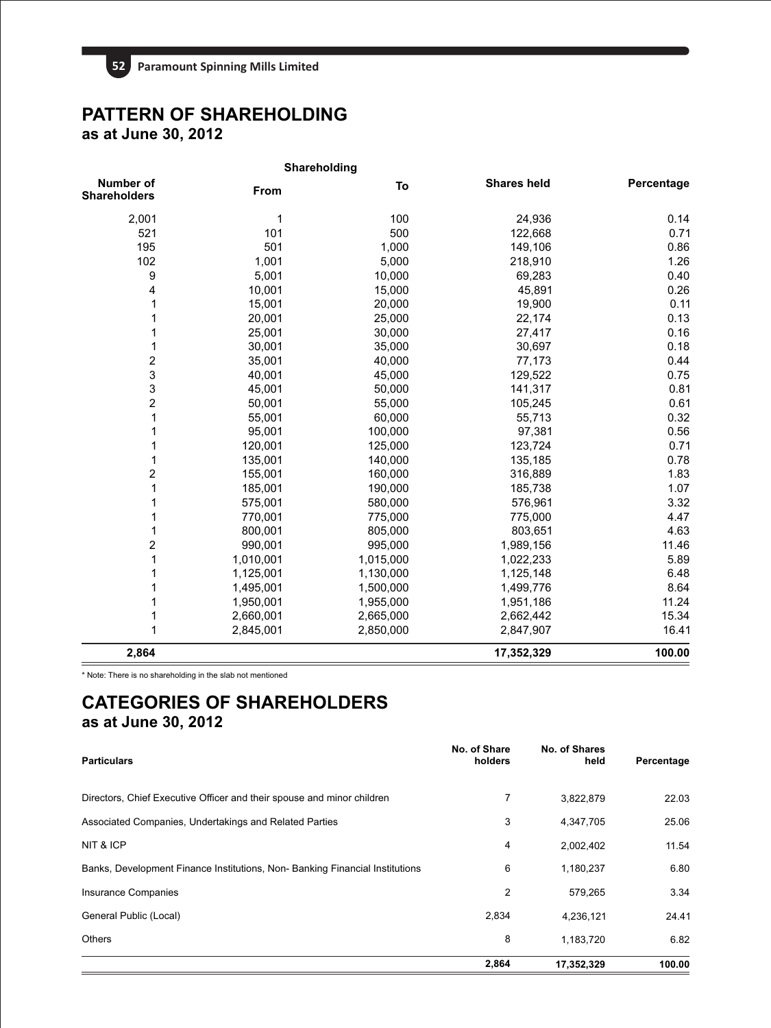# PATTERN OF SHAREHOLDING
## as at June 30, 2012

| Number of Shareholders | Shareholding From | Shareholding To | Shares held | Percentage |
|---|---|---|---|---|
| 2,001 | 1 | 100 | 24,936 | 0.14 |
| 521 | 101 | 500 | 122,668 | 0.71 |
| 195 | 501 | 1,000 | 149,106 | 0.86 |
| 102 | 1,001 | 5,000 | 218,910 | 1.26 |
| 9 | 5,001 | 10,000 | 69,283 | 0.40 |
| 4 | 10,001 | 15,000 | 45,891 | 0.26 |
| 1 | 15,001 | 20,000 | 19,900 | 0.11 |
| 1 | 20,001 | 25,000 | 22,174 | 0.13 |
| 1 | 25,001 | 30,000 | 27,417 | 0.16 |
| 1 | 30,001 | 35,000 | 30,697 | 0.18 |
| 2 | 35,001 | 40,000 | 77,173 | 0.44 |
| 3 | 40,001 | 45,000 | 129,522 | 0.75 |
| 3 | 45,001 | 50,000 | 141,317 | 0.81 |
| 2 | 50,001 | 55,000 | 105,245 | 0.61 |
| 1 | 55,001 | 60,000 | 55,713 | 0.32 |
| 1 | 95,001 | 100,000 | 97,381 | 0.56 |
| 1 | 120,001 | 125,000 | 123,724 | 0.71 |
| 1 | 135,001 | 140,000 | 135,185 | 0.78 |
| 2 | 155,001 | 160,000 | 316,889 | 1.83 |
| 1 | 185,001 | 190,000 | 185,738 | 1.07 |
| 1 | 575,001 | 580,000 | 576,961 | 3.32 |
| 1 | 770,001 | 775,000 | 775,000 | 4.47 |
| 1 | 800,001 | 805,000 | 803,651 | 4.63 |
| 2 | 990,001 | 995,000 | 1,989,156 | 11.46 |
| 1 | 1,010,001 | 1,015,000 | 1,022,233 | 5.89 |
| 1 | 1,125,001 | 1,130,000 | 1,125,148 | 6.48 |
| 1 | 1,495,001 | 1,500,000 | 1,499,776 | 8.64 |
| 1 | 1,950,001 | 1,955,000 | 1,951,186 | 11.24 |
| 1 | 2,660,001 | 2,665,000 | 2,662,442 | 15.34 |
| 1 | 2,845,001 | 2,850,000 | 2,847,907 | 16.41 |
| **2,864** | | | **17,352,329** | **100.00** |

* Note: There is no shareholding in the slab not mentioned

# CATEGORIES OF SHAREHOLDERS
## as at June 30, 2012

| Particulars | No. of Share holders | No. of Shares held | Percentage |
|---|---|---|---|
| Directors, Chief Executive Officer and their spouse and minor children | 7 | 3,822,879 | 22.03 |
| Associated Companies, Undertakings and Related Parties | 3 | 4,347,705 | 25.06 |
| NIT & ICP | 4 | 2,002,402 | 11.54 |
| Banks, Development Finance Institutions, Non- Banking Financial Institutions | 6 | 1,180,237 | 6.80 |
| Insurance Companies | 2 | 579,265 | 3.34 |
| General Public (Local) | 2,834 | 4,236,121 | 24.41 |
| Others | 8 | 1,183,720 | 6.82 |
| | **2,864** | **17,352,329** | **100.00** |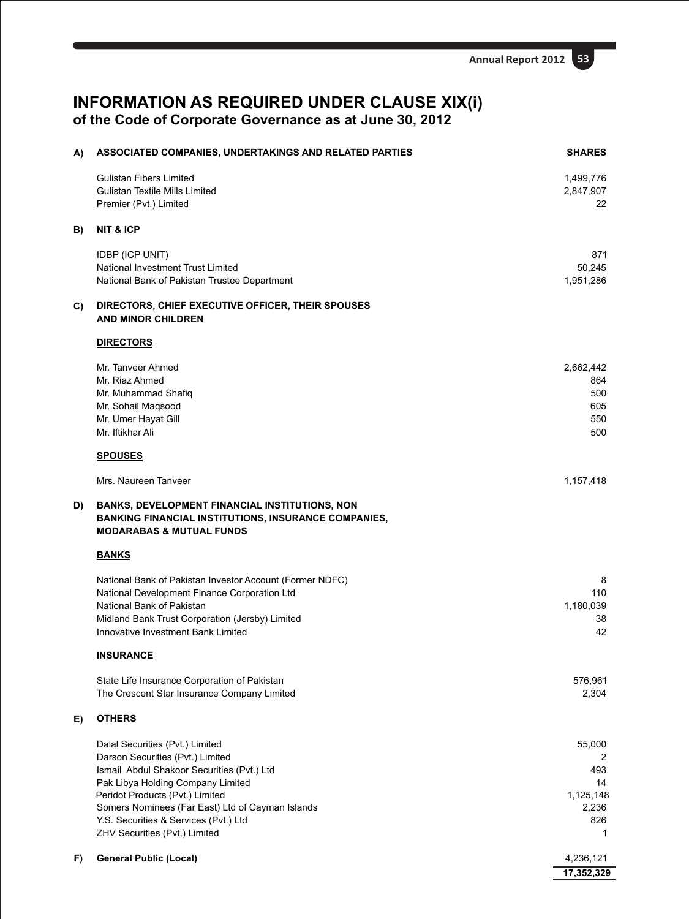# INFORMATION AS REQUIRED UNDER CLAUSE XIX(i)
## of the Code of Corporate Governance as at June 30, 2012

| | | SHARES |
|---|---|---|
| **A)** | **ASSOCIATED COMPANIES, UNDERTAKINGS AND RELATED PARTIES** | |
| | Gulistan Fibers Limited | 1,499,776 |
| | Gulistan Textile Mills Limited | 2,847,907 |
| | Premier (Pvt.) Limited | 22 |
| **B)** | **NIT & ICP** | |
| | IDBP (ICP UNIT) | 871 |
| | National Investment Trust Limited | 50,245 |
| | National Bank of Pakistan Trustee Department | 1,951,286 |
| **C)** | **DIRECTORS, CHIEF EXECUTIVE OFFICER, THEIR SPOUSES AND MINOR CHILDREN** | |
| | **DIRECTORS** | |
| | Mr. Tanveer Ahmed | 2,662,442 |
| | Mr. Riaz Ahmed | 864 |
| | Mr. Muhammad Shafiq | 500 |
| | Mr. Sohail Maqsood | 605 |
| | Mr. Umer Hayat Gill | 550 |
| | Mr. Iftikhar Ali | 500 |
| | **SPOUSES** | |
| | Mrs. Naureen Tanveer | 1,157,418 |
| **D)** | **BANKS, DEVELOPMENT FINANCIAL INSTITUTIONS, NON BANKING FINANCIAL INSTITUTIONS, INSURANCE COMPANIES, MODARABAS & MUTUAL FUNDS** | |
| | **BANKS** | |
| | National Bank of Pakistan Investor Account (Former NDFC) | 8 |
| | National Development Finance Corporation Ltd | 110 |
| | National Bank of Pakistan | 1,180,039 |
| | Midland Bank Trust Corporation (Jersby) Limited | 38 |
| | Innovative Investment Bank Limited | 42 |
| | **INSURANCE** | |
| | State Life Insurance Corporation of Pakistan | 576,961 |
| | The Crescent Star Insurance Company Limited | 2,304 |
| **E)** | **OTHERS** | |
| | Dalal Securities (Pvt.) Limited | 55,000 |
| | Darson Securities (Pvt.) Limited | 2 |
| | Ismail Abdul Shakoor Securities (Pvt.) Ltd | 493 |
| | Pak Libya Holding Company Limited | 14 |
| | Peridot Products (Pvt.) Limited | 1,125,148 |
| | Somers Nominees (Far East) Ltd of Cayman Islands | 2,236 |
| | Y.S. Securities & Services (Pvt.) Ltd | 826 |
| | ZHV Securities (Pvt.) Limited | 1 |
| **F)** | **General Public (Local)** | 4,236,121 |
| | | **17,352,329** |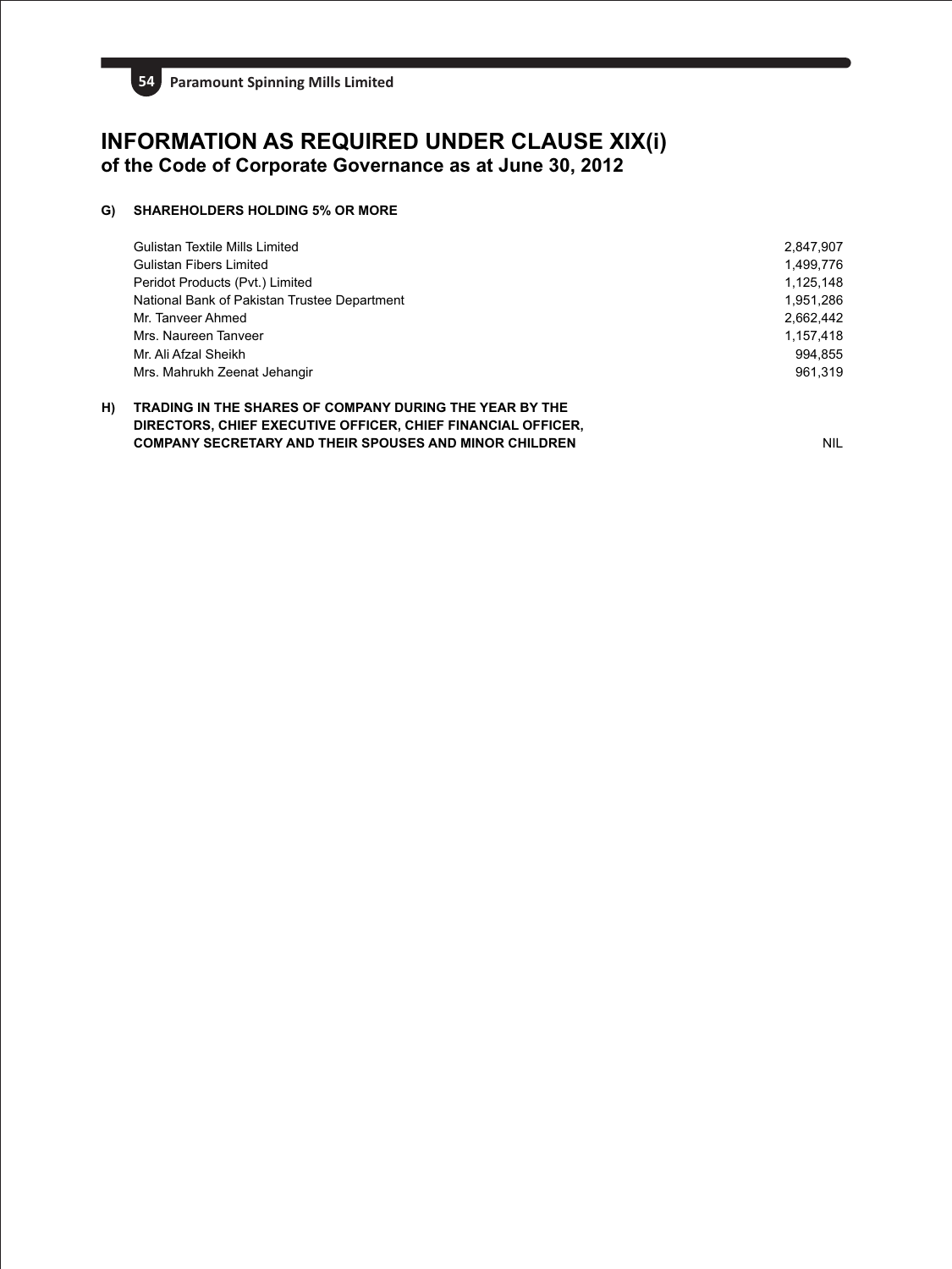# INFORMATION AS REQUIRED UNDER CLAUSE XIX(i)
## of the Code of Corporate Governance as at June 30, 2012

**G) SHAREHOLDERS HOLDING 5% OR MORE**

| | |
|---|---|
| Gulistan Textile Mills Limited | 2,847,907 |
| Gulistan Fibers Limited | 1,499,776 |
| Peridot Products (Pvt.) Limited | 1,125,148 |
| National Bank of Pakistan Trustee Department | 1,951,286 |
| Mr. Tanveer Ahmed | 2,662,442 |
| Mrs. Naureen Tanveer | 1,157,418 |
| Mr. Ali Afzal Sheikh | 994,855 |
| Mrs. Mahrukh Zeenat Jehangir | 961,319 |

**H) TRADING IN THE SHARES OF COMPANY DURING THE YEAR BY THE DIRECTORS, CHIEF EXECUTIVE OFFICER, CHIEF FINANCIAL OFFICER, COMPANY SECRETARY AND THEIR SPOUSES AND MINOR CHILDREN** — NIL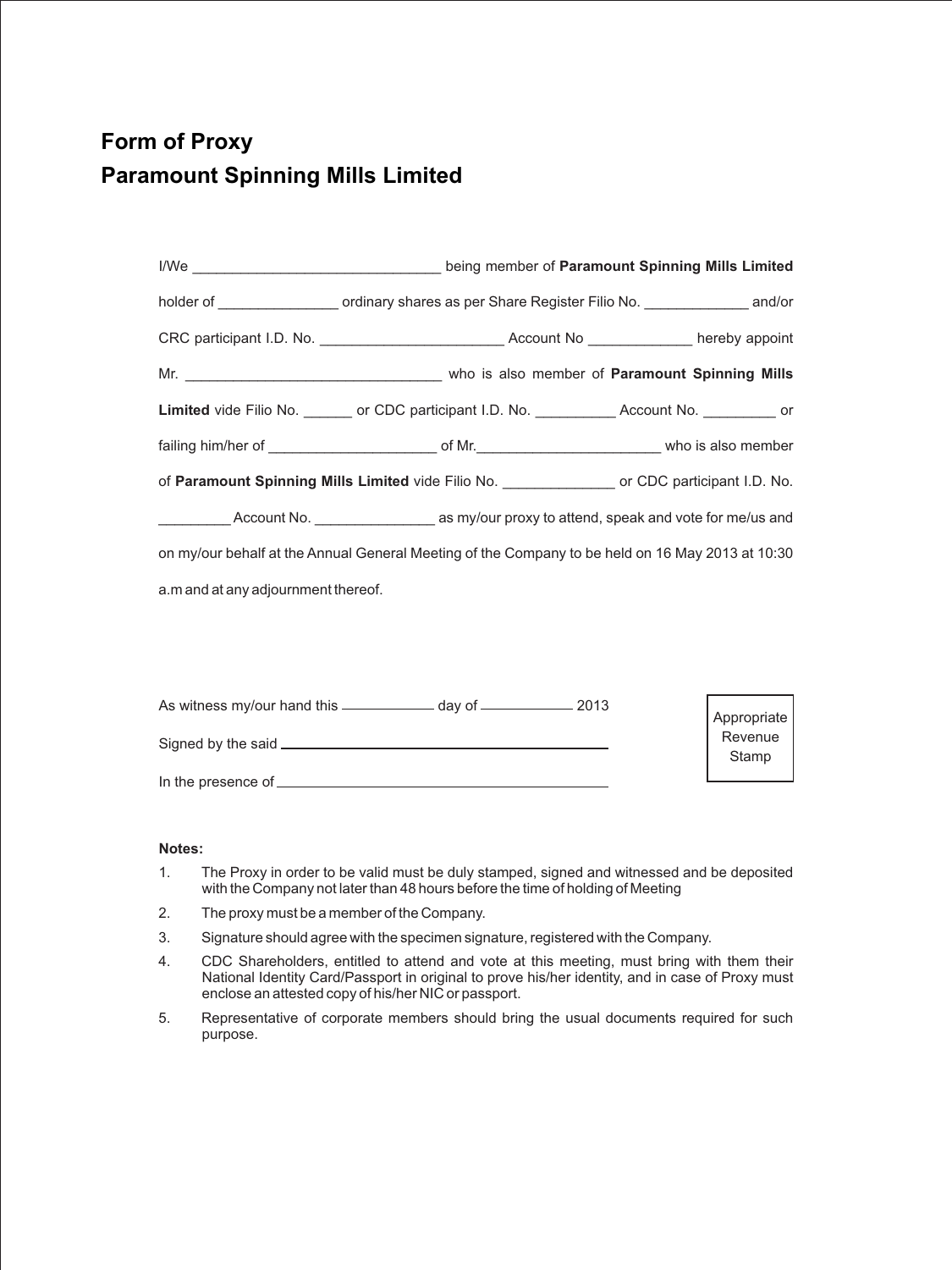# Form of Proxy
# Paramount Spinning Mills Limited

I/We ______________________________ being member of **Paramount Spinning Mills Limited** holder of _______________ ordinary shares as per Share Register Filio No. _____________ and/or CRC participant I.D. No. ______________________ Account No _____________ hereby appoint Mr. _______________________________ who is also member of **Paramount Spinning Mills Limited** vide Filio No. ______ or CDC participant I.D. No. __________ Account No. _________ or failing him/her of ____________________ of Mr.______________________ who is also member of **Paramount Spinning Mills Limited** vide Filio No. _____________ or CDC participant I.D. No. _________ Account No. _______________ as my/our proxy to attend, speak and vote for me/us and on my/our behalf at the Annual General Meeting of the Company to be held on 16 May 2013 at 10:30 a.m and at any adjournment thereof.

As witness my/our hand this ____________ day of ____________ 2013

Signed by the said ______________________________________________

In the presence of _______________________________________________

| Appropriate Revenue Stamp |
|---|

**Notes:**

1. The Proxy in order to be valid must be duly stamped, signed and witnessed and be deposited with the Company not later than 48 hours before the time of holding of Meeting
2. The proxy must be a member of the Company.
3. Signature should agree with the specimen signature, registered with the Company.
4. CDC Shareholders, entitled to attend and vote at this meeting, must bring with them their National Identity Card/Passport in original to prove his/her identity, and in case of Proxy must enclose an attested copy of his/her NIC or passport.
5. Representative of corporate members should bring the usual documents required for such purpose.